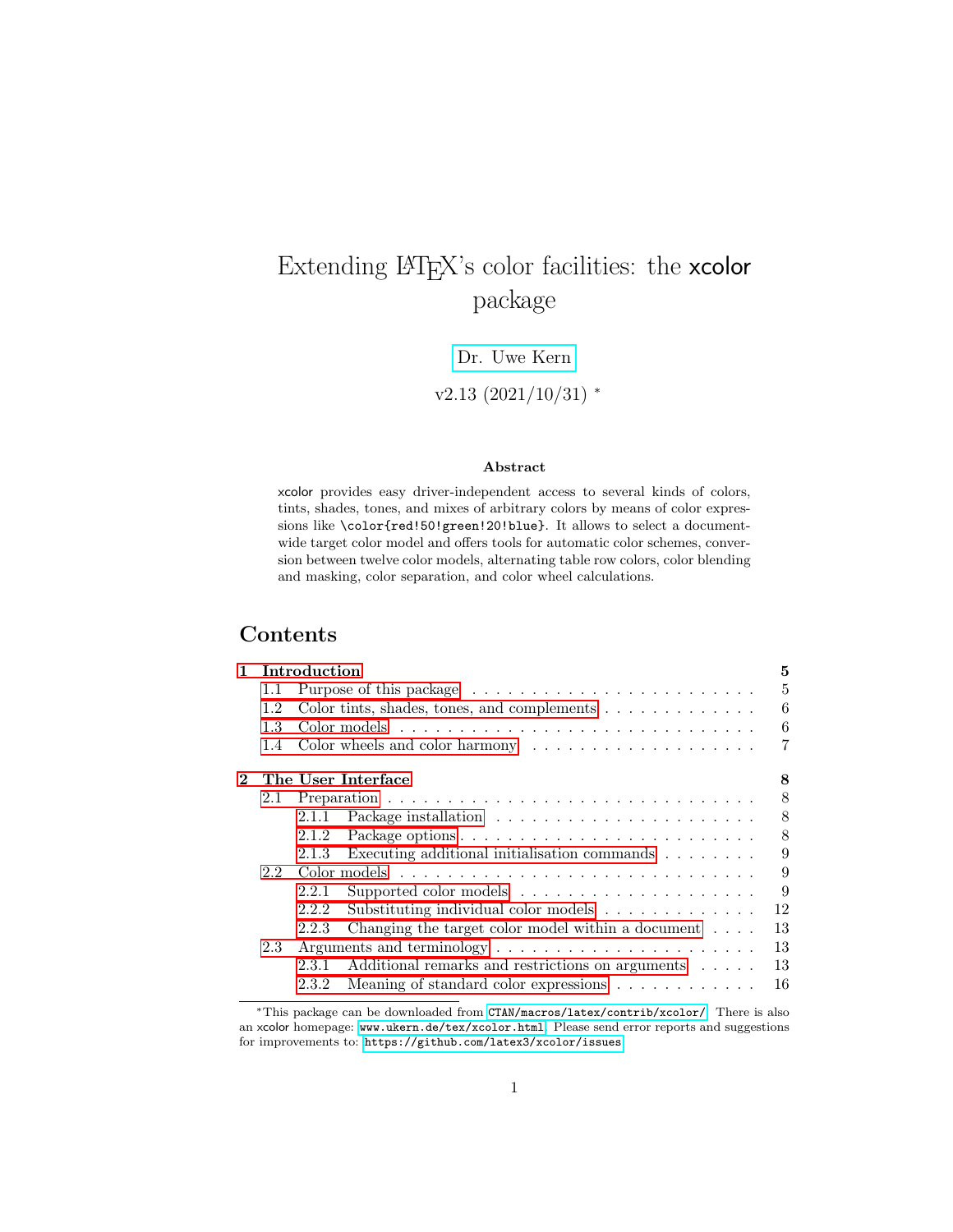# Extending LaTeX's color facilities: the xcolor package

Dr. Uwe Kern

v2.13 (2021/10/31) *

**Abstract**

xcolor provides easy driver-independent access to several kinds of colors, tints, shades, tones, and mixes of arbitrary colors by means of color expressions like `\color{red!50!green!20!blue}`. It allows to select a document-wide target color model and offers tools for automatic color schemes, conversion between twelve color models, alternating table row colors, color blending and masking, color separation, and color wheel calculations.

## Contents

- **1 Introduction** — 5
  - 1.1 Purpose of this package — 5
  - 1.2 Color tints, shades, tones, and complements — 6
  - 1.3 Color models — 6
  - 1.4 Color wheels and color harmony — 7
- **2 The User Interface** — 8
  - 2.1 Preparation — 8
    - 2.1.1 Package installation — 8
    - 2.1.2 Package options — 8
    - 2.1.3 Executing additional initialisation commands — 9
  - 2.2 Color models — 9
    - 2.2.1 Supported color models — 9
    - 2.2.2 Substituting individual color models — 12
    - 2.2.3 Changing the target color model within a document — 13
  - 2.3 Arguments and terminology — 13
    - 2.3.1 Additional remarks and restrictions on arguments — 13
    - 2.3.2 Meaning of standard color expressions — 16

*This package can be downloaded from `CTAN/macros/latex/contrib/xcolor/`. There is also an xcolor homepage: `www.ukern.de/tex/xcolor.html`. Please send error reports and suggestions for improvements to: `https://github.com/latex3/xcolor/issues`.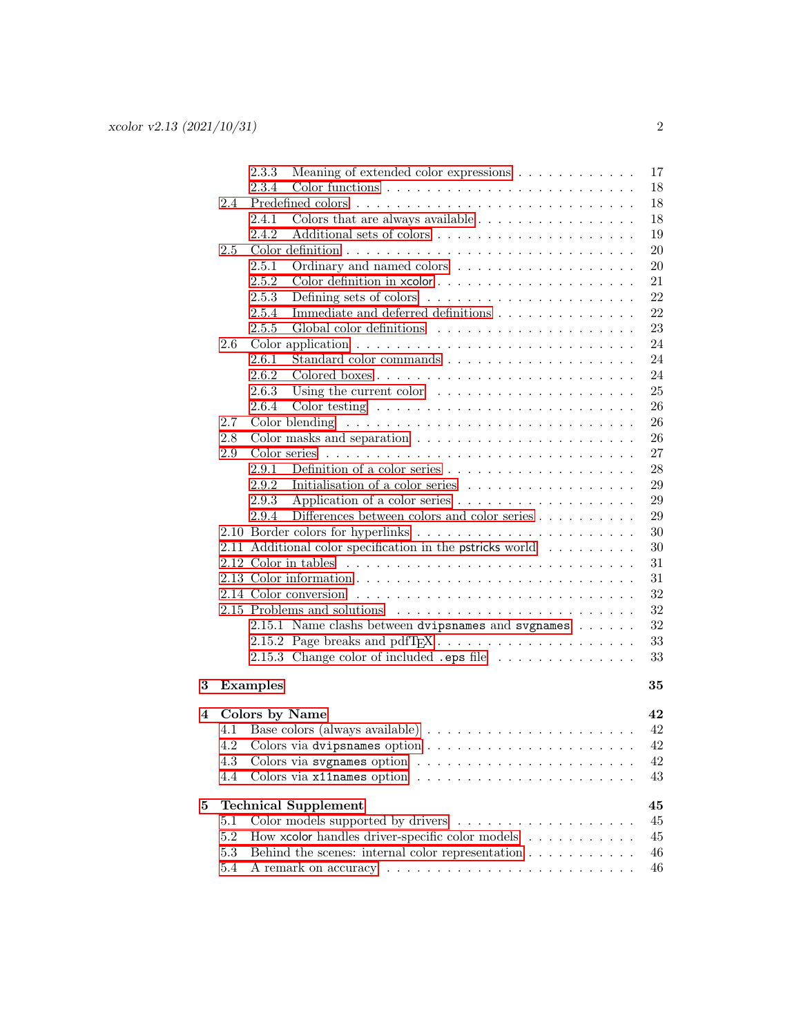- 2.3.3 Meaning of extended color expressions . . . . . . . . . . . . 17
- 2.3.4 Color functions . . . . . . . . . . . . . . . . . . . . . . . . 18
- 2.4 Predefined colors . . . . . . . . . . . . . . . . . . . . . . . . . 18
  - 2.4.1 Colors that are always available . . . . . . . . . . . . . . . 18
  - 2.4.2 Additional sets of colors . . . . . . . . . . . . . . . . . . . 19
- 2.5 Color definition . . . . . . . . . . . . . . . . . . . . . . . . . . 20
  - 2.5.1 Ordinary and named colors . . . . . . . . . . . . . . . . . 20
  - 2.5.2 Color definition in xcolor . . . . . . . . . . . . . . . . . . 21
  - 2.5.3 Defining sets of colors . . . . . . . . . . . . . . . . . . . . 22
  - 2.5.4 Immediate and deferred definitions . . . . . . . . . . . . . . 22
  - 2.5.5 Global color definitions . . . . . . . . . . . . . . . . . . . 23
- 2.6 Color application . . . . . . . . . . . . . . . . . . . . . . . . . 24
  - 2.6.1 Standard color commands . . . . . . . . . . . . . . . . . . . 24
  - 2.6.2 Colored boxes . . . . . . . . . . . . . . . . . . . . . . . . 24
  - 2.6.3 Using the current color . . . . . . . . . . . . . . . . . . . 25
  - 2.6.4 Color testing . . . . . . . . . . . . . . . . . . . . . . . . 26
- 2.7 Color blending . . . . . . . . . . . . . . . . . . . . . . . . . . 26
- 2.8 Color masks and separation . . . . . . . . . . . . . . . . . . . . 26
- 2.9 Color series . . . . . . . . . . . . . . . . . . . . . . . . . . . 27
  - 2.9.1 Definition of a color series . . . . . . . . . . . . . . . . . 28
  - 2.9.2 Initialisation of a color series . . . . . . . . . . . . . . . . 29
  - 2.9.3 Application of a color series . . . . . . . . . . . . . . . . . 29
  - 2.9.4 Differences between colors and color series . . . . . . . . . . 29
- 2.10 Border colors for hyperlinks . . . . . . . . . . . . . . . . . . . 30
- 2.11 Additional color specification in the pstricks world . . . . . . . . 30
- 2.12 Color in tables . . . . . . . . . . . . . . . . . . . . . . . . . . 31
- 2.13 Color information . . . . . . . . . . . . . . . . . . . . . . . . 31
- 2.14 Color conversion . . . . . . . . . . . . . . . . . . . . . . . . . 32
- 2.15 Problems and solutions . . . . . . . . . . . . . . . . . . . . . . 32
  - 2.15.1 Name clashs between `dvipsnames` and `svgnames` . . . . . . 32
  - 2.15.2 Page breaks and pdfTEX . . . . . . . . . . . . . . . . . . . 33
  - 2.15.3 Change color of included `.eps` file . . . . . . . . . . . . . 33

**3 Examples** **35**

**4 Colors by Name** **42**
- 4.1 Base colors (always available) . . . . . . . . . . . . . . . . . . . 42
- 4.2 Colors via `dvipsnames` option . . . . . . . . . . . . . . . . . . 42
- 4.3 Colors via `svgnames` option . . . . . . . . . . . . . . . . . . . 42
- 4.4 Colors via `x11names` option . . . . . . . . . . . . . . . . . . . 43

**5 Technical Supplement** **45**
- 5.1 Color models supported by drivers . . . . . . . . . . . . . . . . . 45
- 5.2 How xcolor handles driver-specific color models . . . . . . . . . . . 45
- 5.3 Behind the scenes: internal color representation . . . . . . . . . . . 46
- 5.4 A remark on accuracy . . . . . . . . . . . . . . . . . . . . . . . 46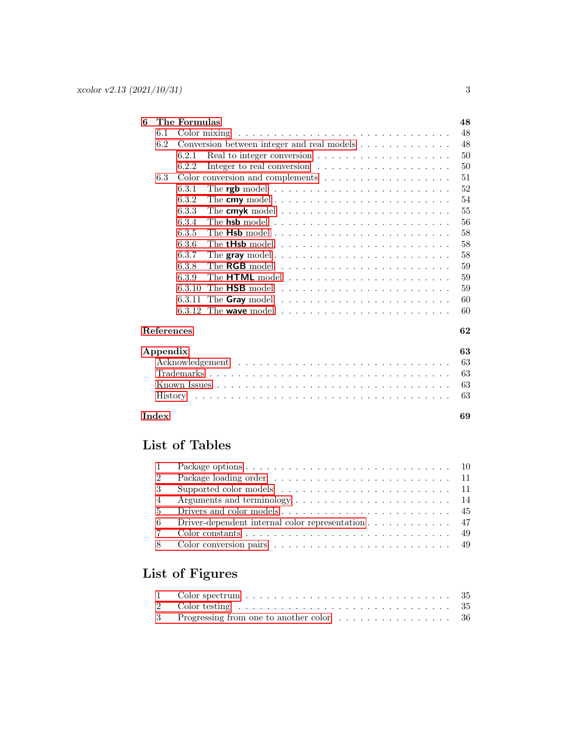**6 The Formulas** **48**

- 6.1 Color mixing . . . . . 48
- 6.2 Conversion between integer and real models . . . . . 48
  - 6.2.1 Real to integer conversion . . . . . 50
  - 6.2.2 Integer to real conversion . . . . . 50
- 6.3 Color conversion and complements . . . . . 51
  - 6.3.1 The **rgb** model . . . . . 52
  - 6.3.2 The **cmy** model . . . . . 54
  - 6.3.3 The **cmyk** model . . . . . 55
  - 6.3.4 The **hsb** model . . . . . 56
  - 6.3.5 The **Hsb** model . . . . . 58
  - 6.3.6 The **tHsb** model . . . . . 58
  - 6.3.7 The **gray** model . . . . . 58
  - 6.3.8 The **RGB** model . . . . . 59
  - 6.3.9 The **HTML** model . . . . . 59
  - 6.3.10 The **HSB** model . . . . . 59
  - 6.3.11 The **Gray** model . . . . . 60
  - 6.3.12 The **wave** model . . . . . 60

**References** **62**

**Appendix** **63**

- Acknowledgement . . . . . 63
- Trademarks . . . . . 63
- Known Issues . . . . . 63
- History . . . . . 63

**Index** **69**

## List of Tables

- 1 Package options . . . . . 10
- 2 Package loading order . . . . . 11
- 3 Supported color models . . . . . 11
- 4 Arguments and terminology . . . . . 14
- 5 Drivers and color models . . . . . 45
- 6 Driver-dependent internal color representation . . . . . 47
- 7 Color constants . . . . . 49
- 8 Color conversion pairs . . . . . 49

## List of Figures

- 1 Color spectrum . . . . . 35
- 2 Color testing . . . . . 35
- 3 Progressing from one to another color . . . . . 36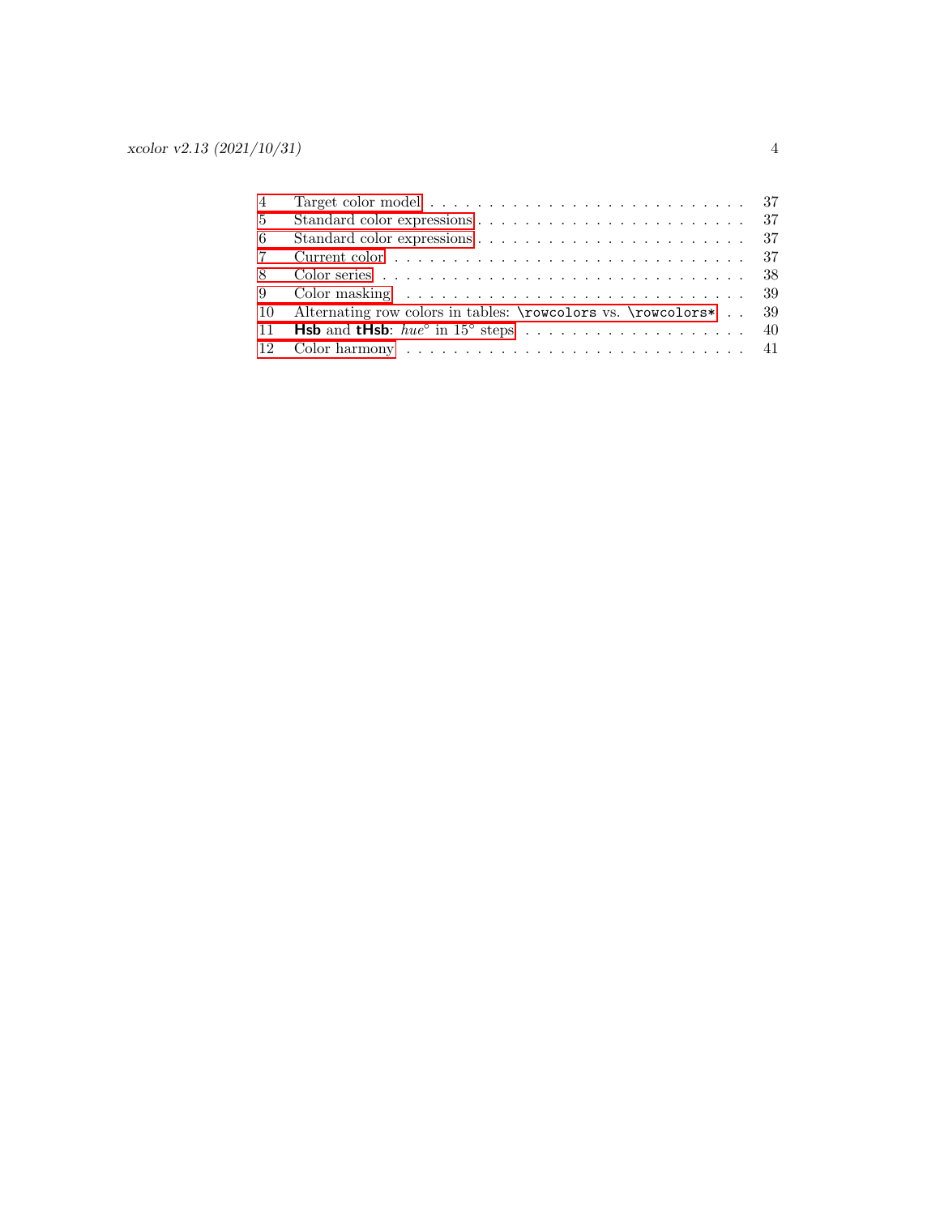| | | |
|---|---|---|
| 4 | Target color model | 37 |
| 5 | Standard color expressions | 37 |
| 6 | Standard color expressions | 37 |
| 7 | Current color | 37 |
| 8 | Color series | 38 |
| 9 | Color masking | 39 |
| 10 | Alternating row colors in tables: `\rowcolors` vs. `\rowcolors*` | 39 |
| 11 | **Hsb** and **tHsb**: *hue*° in 15° steps | 40 |
| 12 | Color harmony | 41 |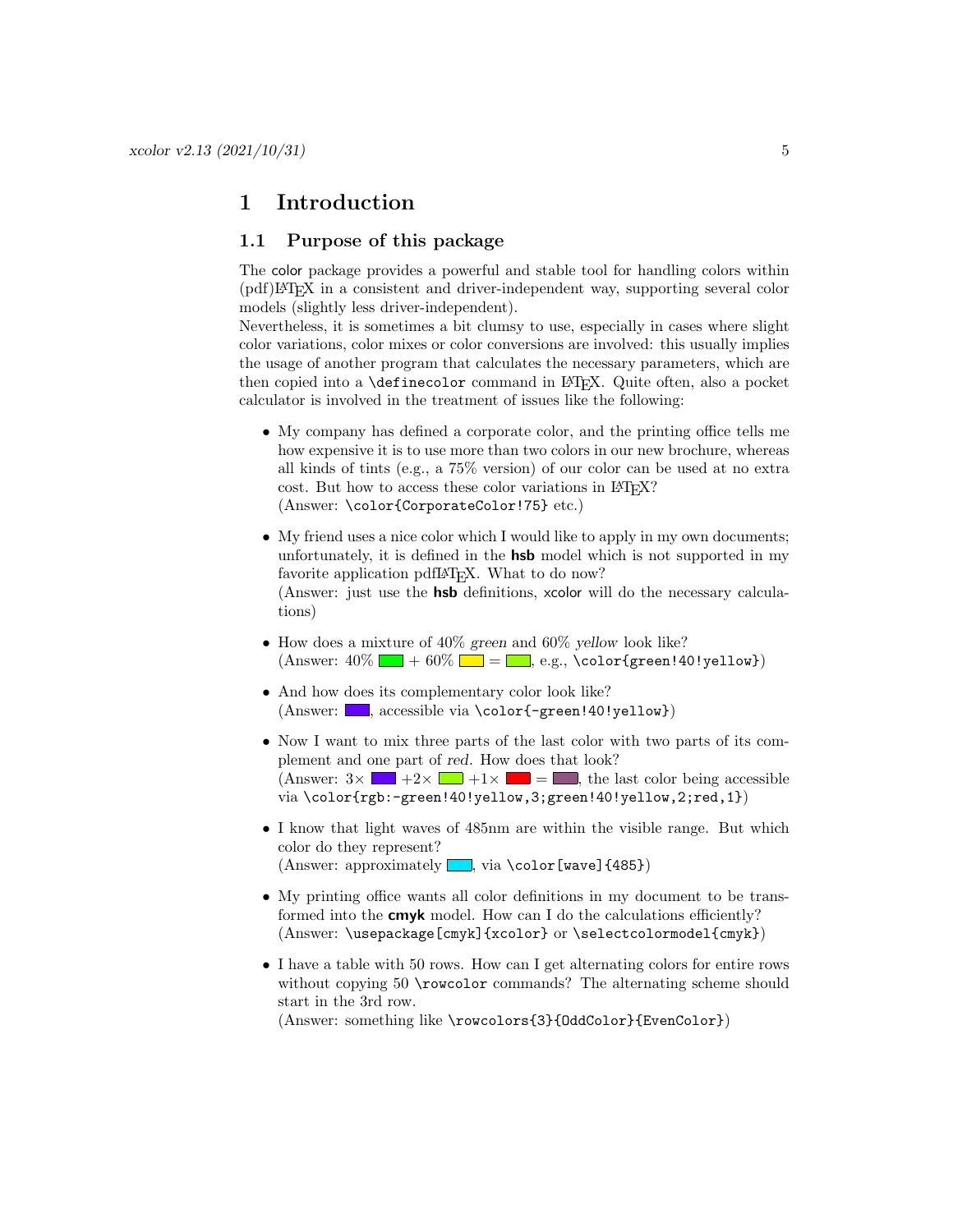# 1 Introduction

## 1.1 Purpose of this package

The color package provides a powerful and stable tool for handling colors within (pdf)LaTeX in a consistent and driver-independent way, supporting several color models (slightly less driver-independent).

Nevertheless, it is sometimes a bit clumsy to use, especially in cases where slight color variations, color mixes or color conversions are involved: this usually implies the usage of another program that calculates the necessary parameters, which are then copied into a `\definecolor` command in LaTeX. Quite often, also a pocket calculator is involved in the treatment of issues like the following:

- My company has defined a corporate color, and the printing office tells me how expensive it is to use more than two colors in our new brochure, whereas all kinds of tints (e.g., a 75% version) of our color can be used at no extra cost. But how to access these color variations in LaTeX?
  (Answer: `\color{CorporateColor!75}` etc.)

- My friend uses a nice color which I would like to apply in my own documents; unfortunately, it is defined in the **hsb** model which is not supported in my favorite application pdfLaTeX. What to do now?
  (Answer: just use the **hsb** definitions, xcolor will do the necessary calculations)

- How does a mixture of 40% *green* and 60% *yellow* look like?
  (Answer: 40% ▬ + 60% ▬ = ▬, e.g., `\color{green!40!yellow}`)

- And how does its complementary color look like?
  (Answer: ▬, accessible via `\color{-green!40!yellow}`)

- Now I want to mix three parts of the last color with two parts of its complement and one part of *red*. How does that look?
  (Answer: 3× ▬ +2× ▬ +1× ▬ = ▬, the last color being accessible via `\color{rgb:-green!40!yellow,3;green!40!yellow,2;red,1}`)

- I know that light waves of 485nm are within the visible range. But which color do they represent?
  (Answer: approximately ▬, via `\color[wave]{485}`)

- My printing office wants all color definitions in my document to be transformed into the **cmyk** model. How can I do the calculations efficiently?
  (Answer: `\usepackage[cmyk]{xcolor}` or `\selectcolormodel{cmyk}`)

- I have a table with 50 rows. How can I get alternating colors for entire rows without copying 50 `\rowcolor` commands? The alternating scheme should start in the 3rd row.
  (Answer: something like `\rowcolors{3}{OddColor}{EvenColor}`)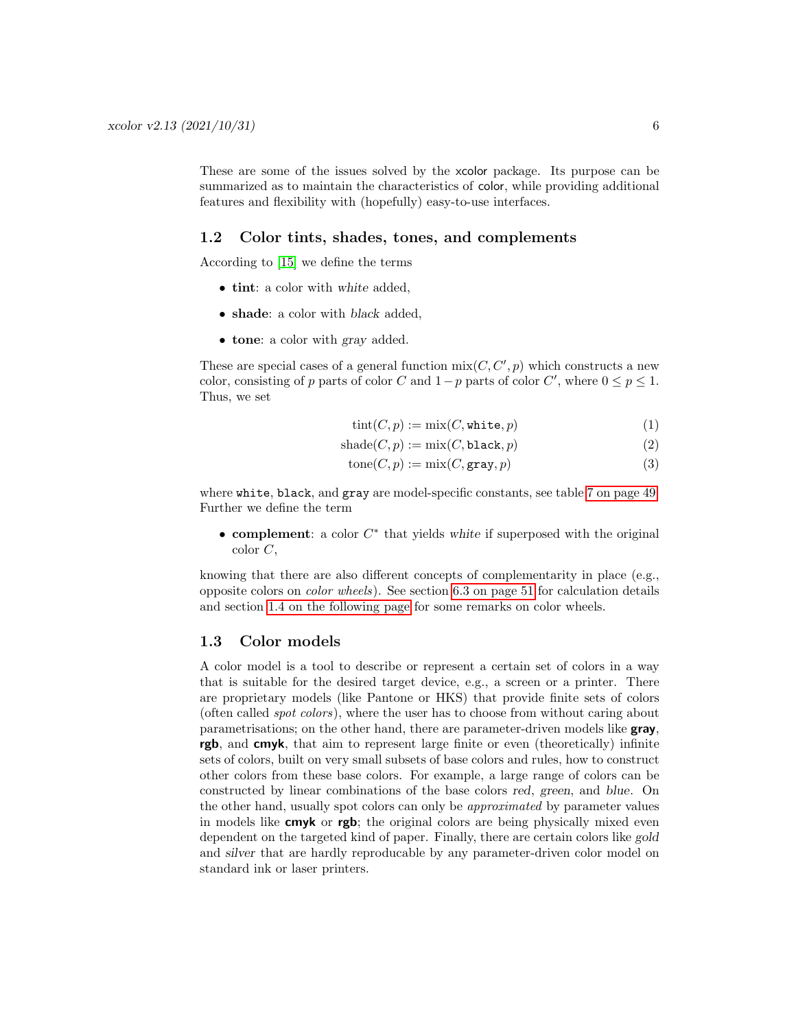These are some of the issues solved by the xcolor package. Its purpose can be summarized as to maintain the characteristics of color, while providing additional features and flexibility with (hopefully) easy-to-use interfaces.

## 1.2 Color tints, shades, tones, and complements

According to [15] we define the terms

- **tint**: a color with *white* added,
- **shade**: a color with *black* added,
- **tone**: a color with *gray* added.

These are special cases of a general function $\text{mix}(C, C', p)$ which constructs a new color, consisting of $p$ parts of color $C$ and $1-p$ parts of color $C'$, where $0 \leq p \leq 1$. Thus, we set

$$\text{tint}(C, p) := \text{mix}(C, \texttt{white}, p) \tag{1}$$

$$\text{shade}(C, p) := \text{mix}(C, \texttt{black}, p) \tag{2}$$

$$\text{tone}(C, p) := \text{mix}(C, \texttt{gray}, p) \tag{3}$$

where `white`, `black`, and `gray` are model-specific constants, see table 7 on page 49. Further we define the term

- **complement**: a color $C^*$ that yields *white* if superposed with the original color $C$,

knowing that there are also different concepts of complementarity in place (e.g., opposite colors on *color wheels*). See section 6.3 on page 51 for calculation details and section 1.4 on the following page for some remarks on color wheels.

## 1.3 Color models

A color model is a tool to describe or represent a certain set of colors in a way that is suitable for the desired target device, e.g., a screen or a printer. There are proprietary models (like Pantone or HKS) that provide finite sets of colors (often called *spot colors*), where the user has to choose from without caring about parametrisations; on the other hand, there are parameter-driven models like **gray**, **rgb**, and **cmyk**, that aim to represent large finite or even (theoretically) infinite sets of colors, built on very small subsets of base colors and rules, how to construct other colors from these base colors. For example, a large range of colors can be constructed by linear combinations of the base colors *red*, *green*, and *blue*. On the other hand, usually spot colors can only be *approximated* by parameter values in models like **cmyk** or **rgb**; the original colors are being physically mixed even dependent on the targeted kind of paper. Finally, there are certain colors like *gold* and *silver* that are hardly reproducable by any parameter-driven color model on standard ink or laser printers.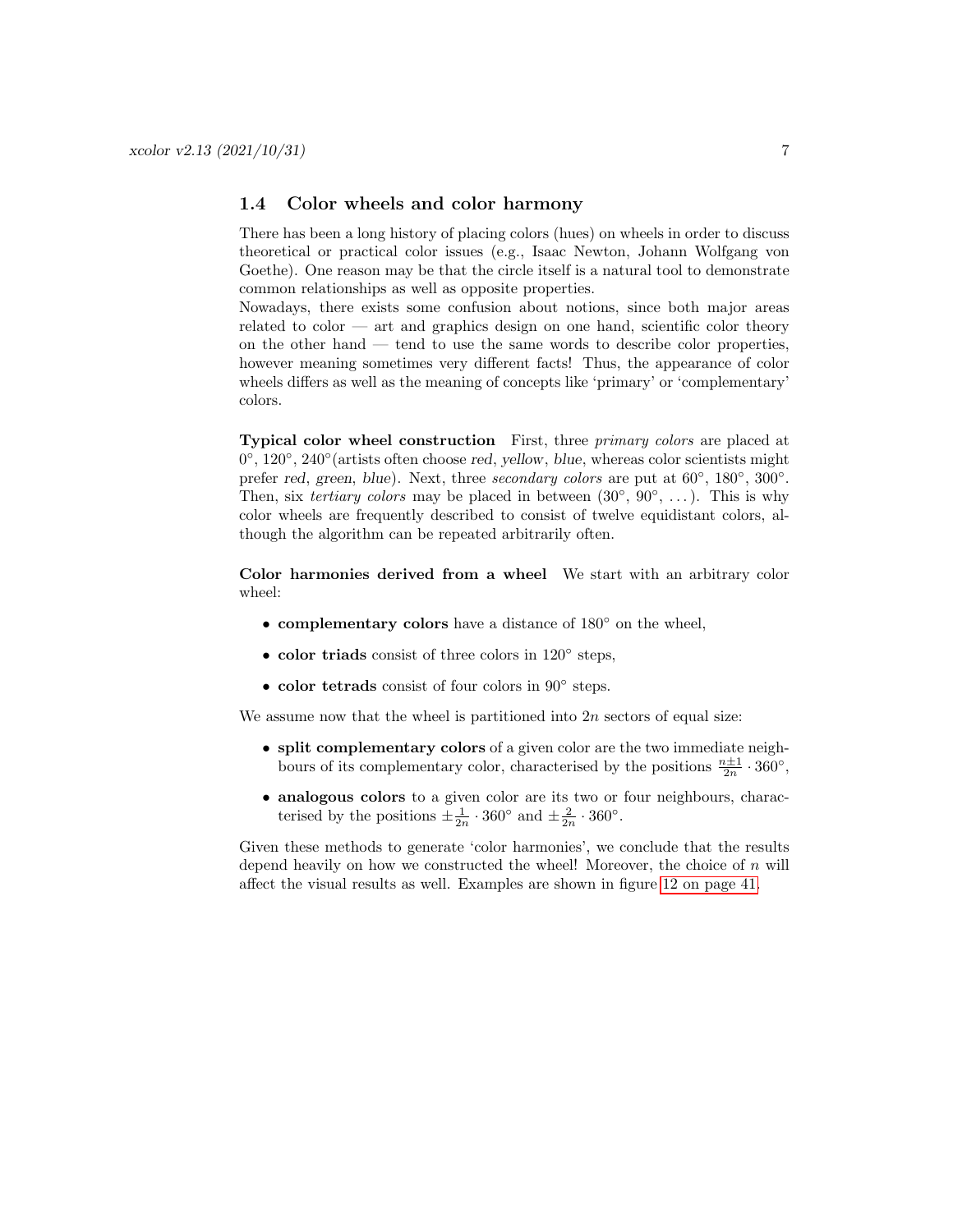### 1.4 Color wheels and color harmony

There has been a long history of placing colors (hues) on wheels in order to discuss theoretical or practical color issues (e.g., Isaac Newton, Johann Wolfgang von Goethe). One reason may be that the circle itself is a natural tool to demonstrate common relationships as well as opposite properties.

Nowadays, there exists some confusion about notions, since both major areas related to color — art and graphics design on one hand, scientific color theory on the other hand — tend to use the same words to describe color properties, however meaning sometimes very different facts! Thus, the appearance of color wheels differs as well as the meaning of concepts like 'primary' or 'complementary' colors.

**Typical color wheel construction** First, three *primary colors* are placed at $0°$, $120°$, $240°$(artists often choose red, yellow, blue, whereas color scientists might prefer red, green, blue). Next, three *secondary colors* are put at $60°$, $180°$, $300°$. Then, six *tertiary colors* may be placed in between ($30°$, $90°$, ...). This is why color wheels are frequently described to consist of twelve equidistant colors, although the algorithm can be repeated arbitrarily often.

**Color harmonies derived from a wheel** We start with an arbitrary color wheel:

- **complementary colors** have a distance of $180°$ on the wheel,
- **color triads** consist of three colors in $120°$ steps,
- **color tetrads** consist of four colors in $90°$ steps.

We assume now that the wheel is partitioned into $2n$ sectors of equal size:

- **split complementary colors** of a given color are the two immediate neighbours of its complementary color, characterised by the positions $\frac{n\pm1}{2n} \cdot 360°$,
- **analogous colors** to a given color are its two or four neighbours, characterised by the positions $\pm\frac{1}{2n} \cdot 360°$ and $\pm\frac{2}{2n} \cdot 360°$.

Given these methods to generate 'color harmonies', we conclude that the results depend heavily on how we constructed the wheel! Moreover, the choice of $n$ will affect the visual results as well. Examples are shown in figure 12 on page 41.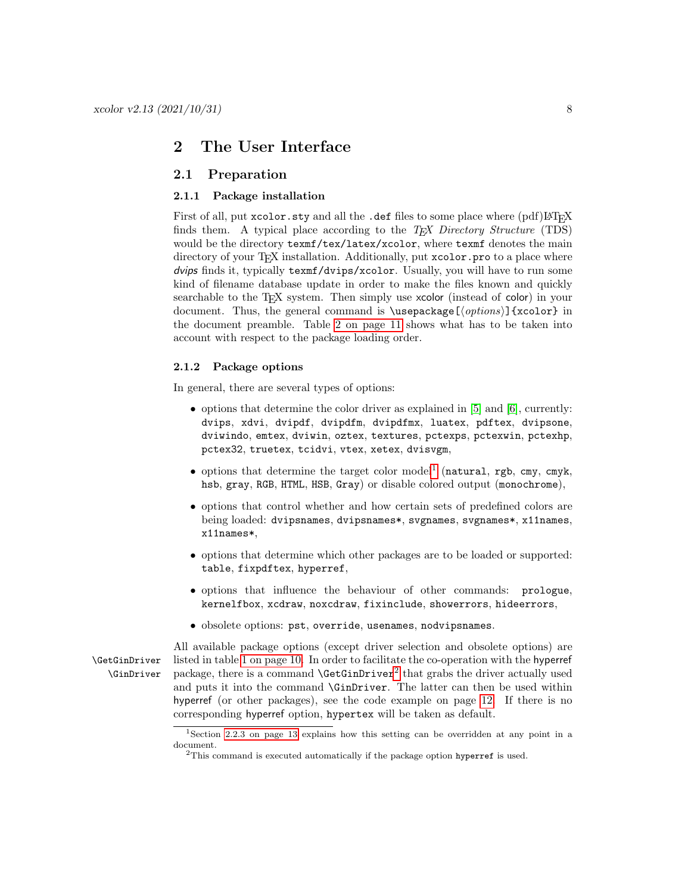# 2 The User Interface

## 2.1 Preparation

### 2.1.1 Package installation

First of all, put `xcolor.sty` and all the `.def` files to some place where (pdf)LaTeX finds them. A typical place according to the *TeX Directory Structure* (TDS) would be the directory `texmf/tex/latex/xcolor`, where `texmf` denotes the main directory of your TeX installation. Additionally, put `xcolor.pro` to a place where *dvips* finds it, typically `texmf/dvips/xcolor`. Usually, you will have to run some kind of filename database update in order to make the files known and quickly searchable to the TeX system. Then simply use xcolor (instead of color) in your document. Thus, the general command is `\usepackage[⟨options⟩]{xcolor}` in the document preamble. Table 2 on page 11 shows what has to be taken into account with respect to the package loading order.

### 2.1.2 Package options

In general, there are several types of options:

- options that determine the color driver as explained in [5] and [6], currently: `dvips`, `xdvi`, `dvipdf`, `dvipdfm`, `dvipdfmx`, `luatex`, `pdftex`, `dvipsone`, `dviwindo`, `emtex`, `dviwin`, `oztex`, `textures`, `pctexps`, `pctexwin`, `pctexhp`, `pctex32`, `truetex`, `tcidvi`, `vtex`, `xetex`, `dvisvgm`,
- options that determine the target color model[1] (`natural`, `rgb`, `cmy`, `cmyk`, `hsb`, `gray`, `RGB`, `HTML`, `HSB`, `Gray`) or disable colored output (`monochrome`),
- options that control whether and how certain sets of predefined colors are being loaded: `dvipsnames`, `dvipsnames*`, `svgnames`, `svgnames*`, `x11names`, `x11names*`,
- options that determine which other packages are to be loaded or supported: `table`, `fixpdftex`, `hyperref`,
- options that influence the behaviour of other commands: `prologue`, `kernelfbox`, `xcdraw`, `noxcdraw`, `fixinclude`, `showerrors`, `hideerrors`,
- obsolete options: `pst`, `override`, `usenames`, `nodvipsnames`.

`\GetGinDriver` `\GinDriver`

All available package options (except driver selection and obsolete options) are listed in table 1 on page 10. In order to facilitate the co-operation with the hyperref package, there is a command `\GetGinDriver`[2] that grabs the driver actually used and puts it into the command `\GinDriver`. The latter can then be used within hyperref (or other packages), see the code example on page 12. If there is no corresponding hyperref option, `hypertex` will be taken as default.

---

[1] Section 2.2.3 on page 13 explains how this setting can be overridden at any point in a document.

[2] This command is executed automatically if the package option `hyperref` is used.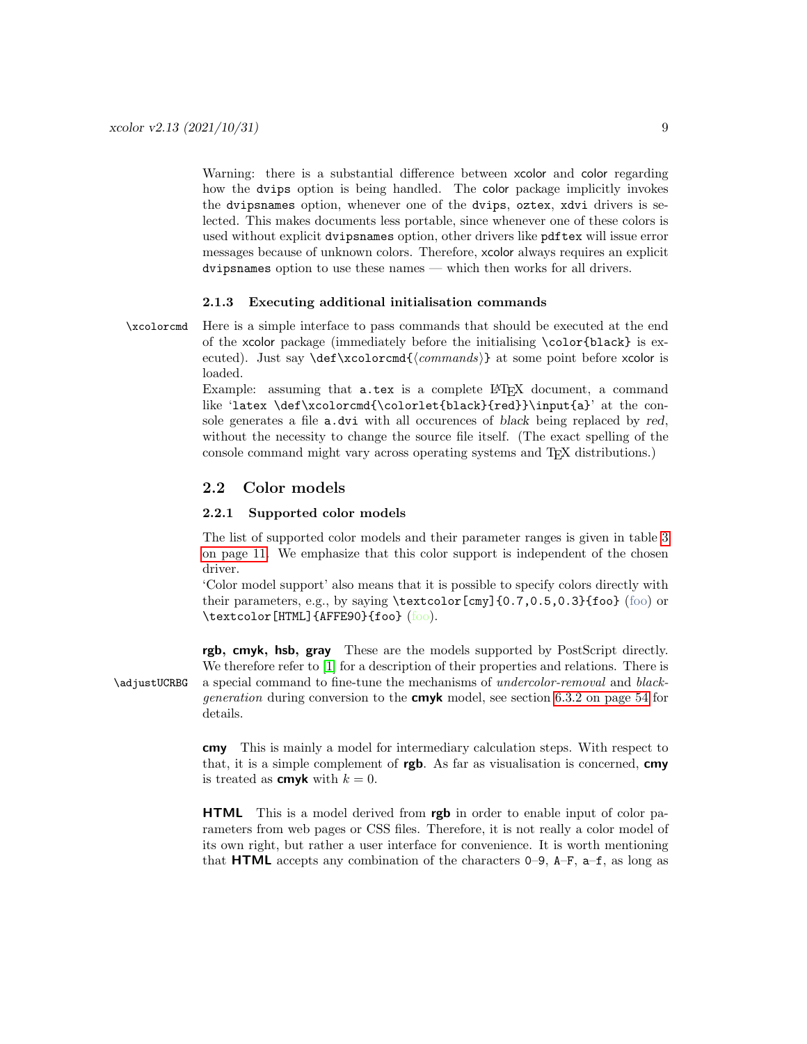Warning: there is a substantial difference between xcolor and color regarding how the `dvips` option is being handled. The color package implicitly invokes the `dvipsnames` option, whenever one of the `dvips`, `oztex`, `xdvi` drivers is selected. This makes documents less portable, since whenever one of these colors is used without explicit `dvipsnames` option, other drivers like `pdftex` will issue error messages because of unknown colors. Therefore, xcolor always requires an explicit `dvipsnames` option to use these names — which then works for all drivers.

### 2.1.3 Executing additional initialisation commands

`\xcolorcmd` Here is a simple interface to pass commands that should be executed at the end of the xcolor package (immediately before the initialising `\color{black}` is executed). Just say `\def\xcolorcmd{⟨commands⟩}` at some point before xcolor is loaded.

Example: assuming that `a.tex` is a complete LaTeX document, a command like '`latex \def\xcolorcmd{\colorlet{black}{red}}\input{a}`' at the console generates a file `a.dvi` with all occurences of *black* being replaced by *red*, without the necessity to change the source file itself. (The exact spelling of the console command might vary across operating systems and TeX distributions.)

## 2.2 Color models

### 2.2.1 Supported color models

The list of supported color models and their parameter ranges is given in table 3 on page 11. We emphasize that this color support is independent of the chosen driver.

'Color model support' also means that it is possible to specify colors directly with their parameters, e.g., by saying `\textcolor[cmy]{0.7,0.5,0.3}{foo}` (foo) or `\textcolor[HTML]{AFFE90}{foo}` (foo).

**rgb, cmyk, hsb, gray** These are the models supported by PostScript directly. We therefore refer to [1] for a description of their properties and relations. There is `\adjustUCRBG` a special command to fine-tune the mechanisms of *undercolor-removal* and *black-generation* during conversion to the **cmyk** model, see section 6.3.2 on page 54 for details.

**cmy** This is mainly a model for intermediary calculation steps. With respect to that, it is a simple complement of **rgb**. As far as visualisation is concerned, **cmy** is treated as **cmyk** with $k = 0$.

**HTML** This is a model derived from **rgb** in order to enable input of color parameters from web pages or CSS files. Therefore, it is not really a color model of its own right, but rather a user interface for convenience. It is worth mentioning that **HTML** accepts any combination of the characters `0`–`9`, `A`–`F`, `a`–`f`, as long as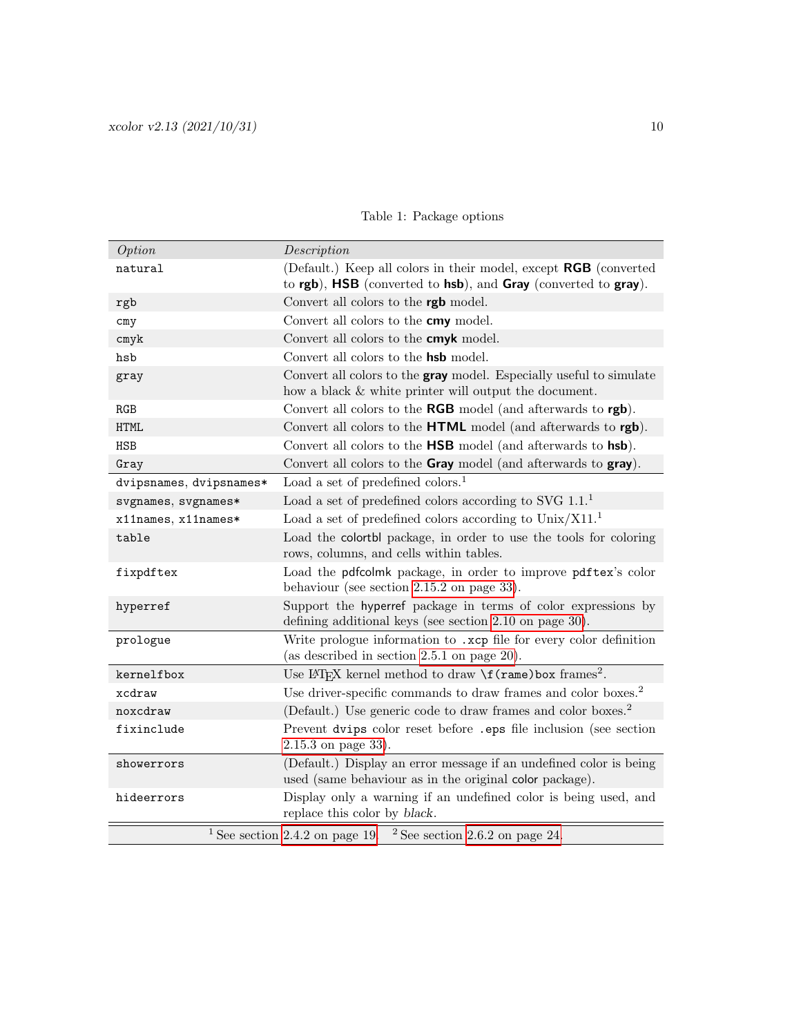Table 1: Package options

| *Option* | *Description* |
|---|---|
| `natural` | (Default.) Keep all colors in their model, except **RGB** (converted to **rgb**), **HSB** (converted to **hsb**), and **Gray** (converted to **gray**). |
| `rgb` | Convert all colors to the **rgb** model. |
| `cmy` | Convert all colors to the **cmy** model. |
| `cmyk` | Convert all colors to the **cmyk** model. |
| `hsb` | Convert all colors to the **hsb** model. |
| `gray` | Convert all colors to the **gray** model. Especially useful to simulate how a black & white printer will output the document. |
| `RGB` | Convert all colors to the **RGB** model (and afterwards to **rgb**). |
| `HTML` | Convert all colors to the **HTML** model (and afterwards to **rgb**). |
| `HSB` | Convert all colors to the **HSB** model (and afterwards to **hsb**). |
| `Gray` | Convert all colors to the **Gray** model (and afterwards to **gray**). |
| `dvipsnames`, `dvipsnames*` | Load a set of predefined colors.[1] |
| `svgnames`, `svgnames*` | Load a set of predefined colors according to SVG 1.1.[1] |
| `x11names`, `x11names*` | Load a set of predefined colors according to Unix/X11.[1] |
| `table` | Load the colortbl package, in order to use the tools for coloring rows, columns, and cells within tables. |
| `fixpdftex` | Load the pdfcolmk package, in order to improve `pdftex`'s color behaviour (see section 2.15.2 on page 33). |
| `hyperref` | Support the hyperref package in terms of color expressions by defining additional keys (see section 2.10 on page 30). |
| `prologue` | Write prologue information to `.xcp` file for every color definition (as described in section 2.5.1 on page 20). |
| `kernelfbox` | Use LaTeX kernel method to draw `\f(rame)box` frames[2]. |
| `xcdraw` | Use driver-specific commands to draw frames and color boxes.[2] |
| `noxcdraw` | (Default.) Use generic code to draw frames and color boxes.[2] |
| `fixinclude` | Prevent `dvips` color reset before `.eps` file inclusion (see section 2.15.3 on page 33). |
| `showerrors` | (Default.) Display an error message if an undefined color is being used (same behaviour as in the original color package). |
| `hideerrors` | Display only a warning if an undefined color is being used, and replace this color by *black*. |

[1] See section 2.4.2 on page 19. [2] See section 2.6.2 on page 24.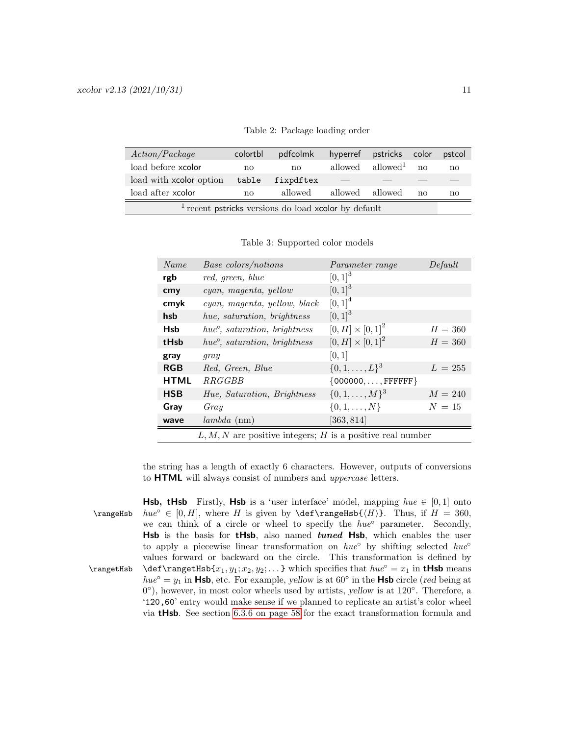Table 2: Package loading order

| *Action/Package* | colortbl | pdfcolmk | hyperref | pstricks | color | pstcol |
|---|---|---|---|---|---|---|
| load before xcolor | no | no | allowed | allowed[1] | no | no |
| load with xcolor option | `table` | `fixpdftex` | — | — | — | — |
| load after xcolor | no | allowed | allowed | allowed | no | no |

[1] recent pstricks versions do load xcolor by default

Table 3: Supported color models

| *Name* | *Base colors/notions* | *Parameter range* | *Default* |
|---|---|---|---|
| **rgb** | *red, green, blue* | $[0,1]^3$ | |
| **cmy** | *cyan, magenta, yellow* | $[0,1]^3$ | |
| **cmyk** | *cyan, magenta, yellow, black* | $[0,1]^4$ | |
| **hsb** | *hue, saturation, brightness* | $[0,1]^3$ | |
| **Hsb** | *hue°, saturation, brightness* | $[0,H] \times [0,1]^2$ | $H = 360$ |
| **tHsb** | *hue°, saturation, brightness* | $[0,H] \times [0,1]^2$ | $H = 360$ |
| **gray** | *gray* | $[0,1]$ | |
| **RGB** | *Red, Green, Blue* | $\{0,1,\ldots,L\}^3$ | $L = 255$ |
| **HTML** | *RRGGBB* | $\{000000,\ldots,\mathrm{FFFFFF}\}$ | |
| **HSB** | *Hue, Saturation, Brightness* | $\{0,1,\ldots,M\}^3$ | $M = 240$ |
| **Gray** | *Gray* | $\{0,1,\ldots,N\}$ | $N = 15$ |
| **wave** | *lambda* (nm) | $[363, 814]$ | |

$L, M, N$ are positive integers; $H$ is a positive real number

the string has a length of exactly 6 characters. However, outputs of conversions to **HTML** will always consist of numbers and *uppercase* letters.

`\rangeHsb` `\rangetHsb`

**Hsb, tHsb** Firstly, **Hsb** is a 'user interface' model, mapping $hue \in [0,1]$ onto $hue^\circ \in [0,H]$, where $H$ is given by `\def\rangeHsb{`$\langle H\rangle$`}`. Thus, if $H = 360$, we can think of a circle or wheel to specify the $hue^\circ$ parameter. Secondly, **Hsb** is the basis for **tHsb**, also named ***tuned*** **Hsb**, which enables the user to apply a piecewise linear transformation on $hue^\circ$ by shifting selected $hue^\circ$ values forward or backward on the circle. This transformation is defined by `\def\rangetHsb{`$x_1, y_1; x_2, y_2; \ldots$`}` which specifies that $hue^\circ = x_1$ in **tHsb** means $hue^\circ = y_1$ in **Hsb**, etc. For example, *yellow* is at 60° in the **Hsb** circle (*red* being at 0°), however, in most color wheels used by artists, *yellow* is at 120°. Therefore, a '`120,60`' entry would make sense if we planned to replicate an artist's color wheel via **tHsb**. See section 6.3.6 on page 58 for the exact transformation formula and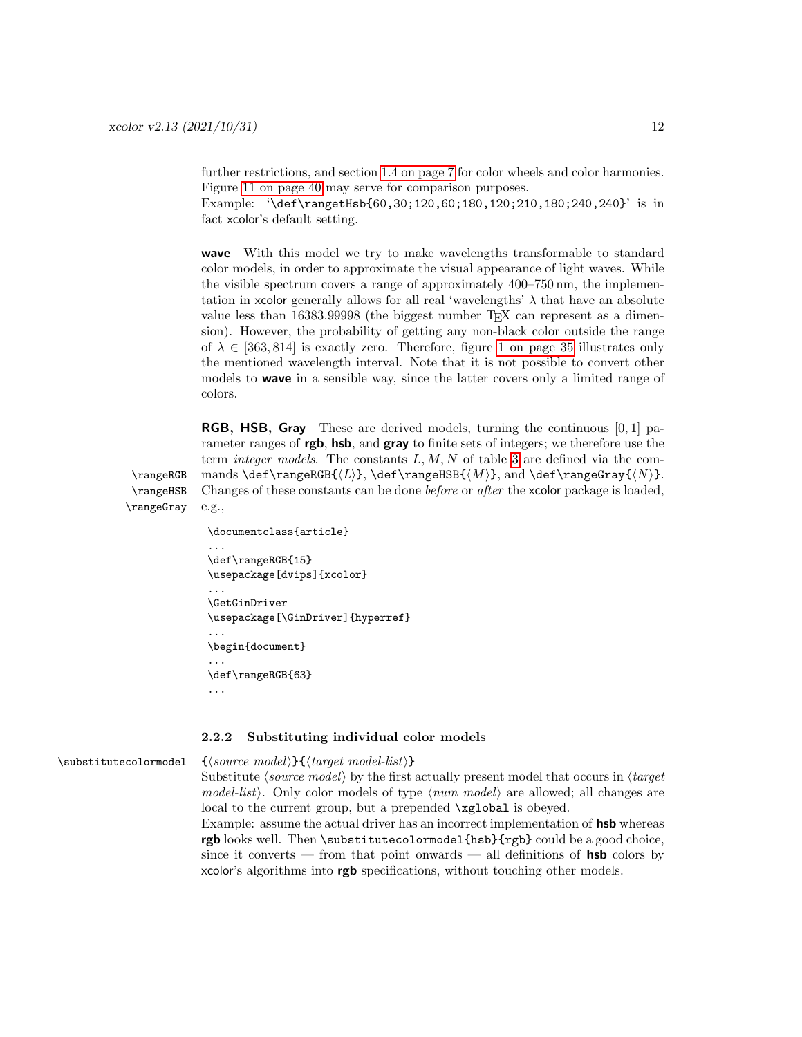further restrictions, and section 1.4 on page 7 for color wheels and color harmonies. Figure 11 on page 40 may serve for comparison purposes.
Example: '`\def\rangetHsb{60,30;120,60;180,120;210,180;240,240}`' is in fact xcolor's default setting.

**wave** With this model we try to make wavelengths transformable to standard color models, in order to approximate the visual appearance of light waves. While the visible spectrum covers a range of approximately 400–750 nm, the implementation in xcolor generally allows for all real 'wavelengths' $\lambda$ that have an absolute value less than 16383.99998 (the biggest number TeX can represent as a dimension). However, the probability of getting any non-black color outside the range of $\lambda \in [363, 814]$ is exactly zero. Therefore, figure 1 on page 35 illustrates only the mentioned wavelength interval. Note that it is not possible to convert other models to **wave** in a sensible way, since the latter covers only a limited range of colors.

`\rangeRGB` `\rangeHSB` `\rangeGray`

**RGB, HSB, Gray** These are derived models, turning the continuous $[0, 1]$ parameter ranges of **rgb**, **hsb**, and **gray** to finite sets of integers; we therefore use the term *integer models*. The constants $L, M, N$ of table 3 are defined via the commands `\def\rangeRGB{`⟨$L$⟩`}`, `\def\rangeHSB{`⟨$M$⟩`}`, and `\def\rangeGray{`⟨$N$⟩`}`. Changes of these constants can be done *before* or *after* the xcolor package is loaded, e.g.,

```
\documentclass{article}
...
\def\rangeRGB{15}
\usepackage[dvips]{xcolor}
...
\GetGinDriver
\usepackage[\GinDriver]{hyperref}
...
\begin{document}
...
\def\rangeRGB{63}
...
```

### 2.2.2 Substituting individual color models

`\substitutecolormodel` `{`⟨*source model*⟩`}{`⟨*target model-list*⟩`}`

Substitute ⟨*source model*⟩ by the first actually present model that occurs in ⟨*target model-list*⟩. Only color models of type ⟨*num model*⟩ are allowed; all changes are local to the current group, but a prepended `\xglobal` is obeyed.
Example: assume the actual driver has an incorrect implementation of **hsb** whereas **rgb** looks well. Then `\substitutecolormodel{hsb}{rgb}` could be a good choice, since it converts — from that point onwards — all definitions of **hsb** colors by xcolor's algorithms into **rgb** specifications, without touching other models.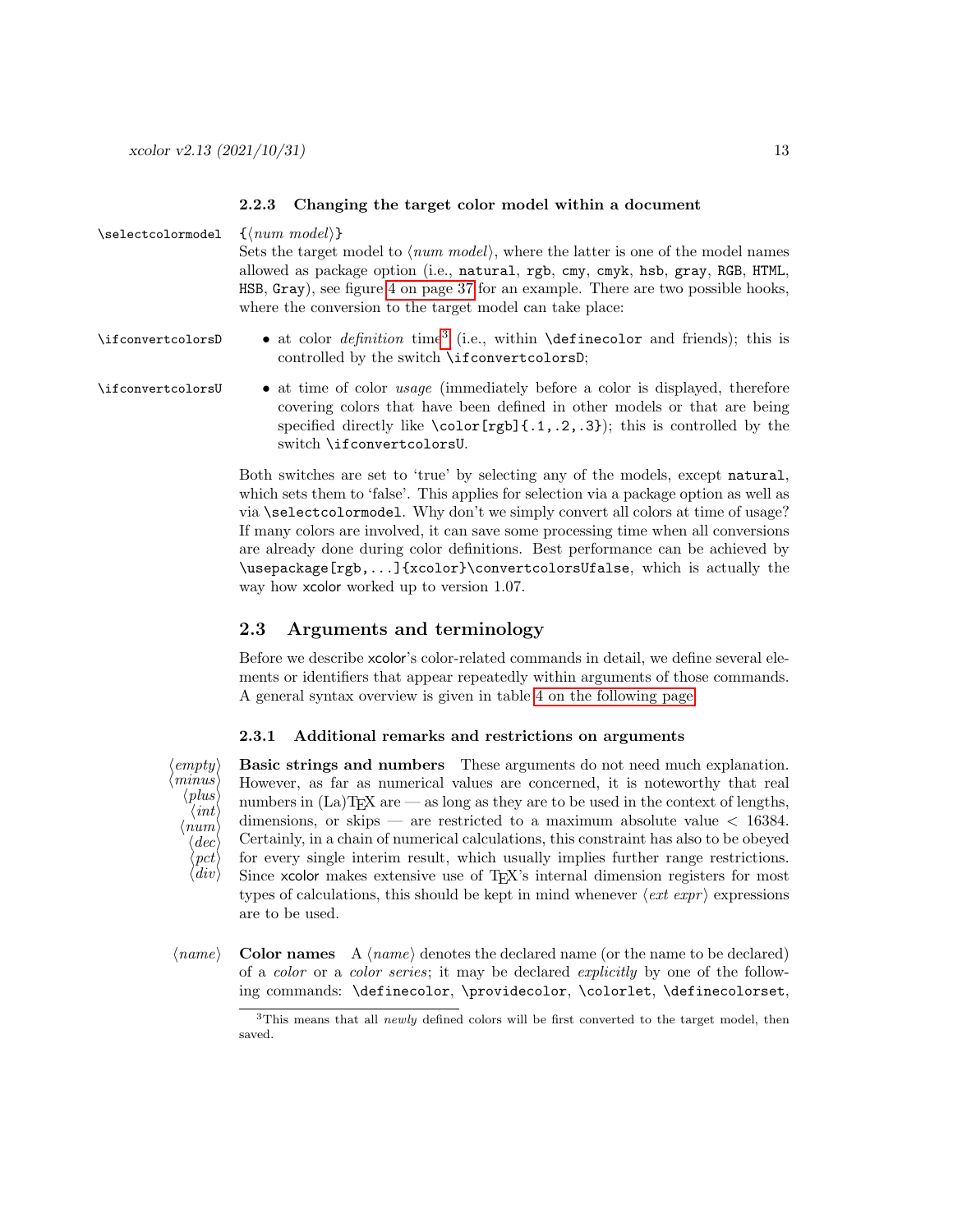#### 2.2.3 Changing the target color model within a document

`\selectcolormodel` {⟨*num model*⟩}

Sets the target model to ⟨*num model*⟩, where the latter is one of the model names allowed as package option (i.e., `natural`, `rgb`, `cmy`, `cmyk`, `hsb`, `gray`, `RGB`, `HTML`, `HSB`, `Gray`), see figure 4 on page 37 for an example. There are two possible hooks, where the conversion to the target model can take place:

`\ifconvertcolorsD`
- at color *definition* time[3] (i.e., within `\definecolor` and friends); this is controlled by the switch `\ifconvertcolorsD`;

`\ifconvertcolorsU`
- at time of color *usage* (immediately before a color is displayed, therefore covering colors that have been defined in other models or that are being specified directly like `\color[rgb]{.1,.2,.3}`); this is controlled by the switch `\ifconvertcolorsU`.

Both switches are set to 'true' by selecting any of the models, except `natural`, which sets them to 'false'. This applies for selection via a package option as well as via `\selectcolormodel`. Why don't we simply convert all colors at time of usage? If many colors are involved, it can save some processing time when all conversions are already done during color definitions. Best performance can be achieved by `\usepackage[rgb,...]{xcolor}\convertcolorsUfalse`, which is actually the way how xcolor worked up to version 1.07.

### 2.3 Arguments and terminology

Before we describe xcolor's color-related commands in detail, we define several elements or identifiers that appear repeatedly within arguments of those commands. A general syntax overview is given in table 4 on the following page.

#### 2.3.1 Additional remarks and restrictions on arguments

⟨*empty*⟩ ⟨*minus*⟩ ⟨*plus*⟩ ⟨*int*⟩ ⟨*num*⟩ ⟨*dec*⟩ ⟨*pct*⟩ ⟨*div*⟩

**Basic strings and numbers** These arguments do not need much explanation. However, as far as numerical values are concerned, it is noteworthy that real numbers in (La)TeX are — as long as they are to be used in the context of lengths, dimensions, or skips — are restricted to a maximum absolute value < 16384. Certainly, in a chain of numerical calculations, this constraint has also to be obeyed for every single interim result, which usually implies further range restrictions. Since xcolor makes extensive use of TeX's internal dimension registers for most types of calculations, this should be kept in mind whenever ⟨*ext expr*⟩ expressions are to be used.

⟨*name*⟩

**Color names** A ⟨*name*⟩ denotes the declared name (or the name to be declared) of a *color* or a *color series*; it may be declared *explicitly* by one of the following commands: `\definecolor`, `\providecolor`, `\colorlet`, `\definecolorset`,

[3] This means that all *newly* defined colors will be first converted to the target model, then saved.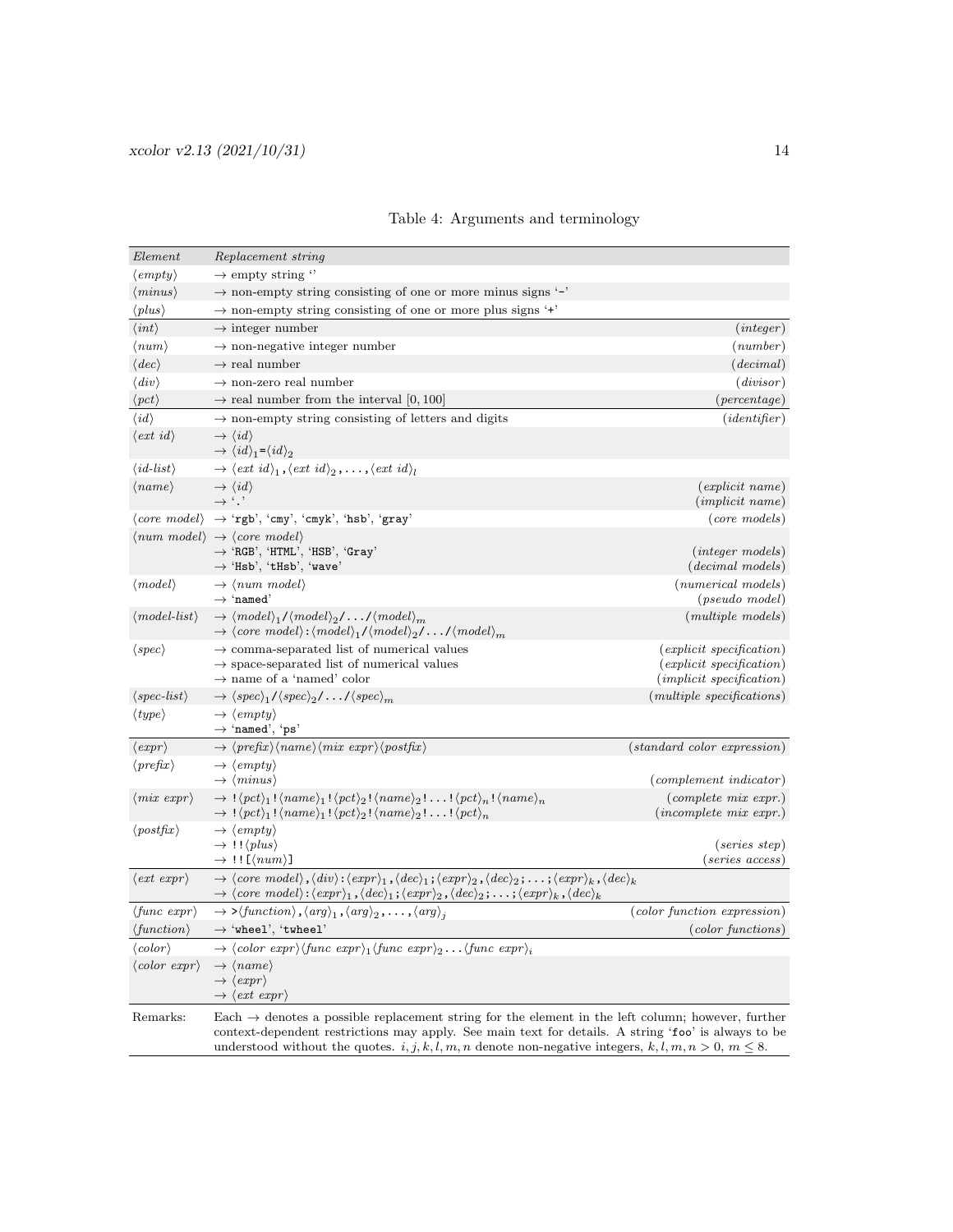Table 4: Arguments and terminology

| *Element* | *Replacement string* | |
|---|---|---|
| ⟨*empty*⟩ | → empty string '' | |
| ⟨*minus*⟩ | → non-empty string consisting of one or more minus signs '-' | |
| ⟨*plus*⟩ | → non-empty string consisting of one or more plus signs '+' | |
| ⟨*int*⟩ | → integer number | (*integer*) |
| ⟨*num*⟩ | → non-negative integer number | (*number*) |
| ⟨*dec*⟩ | → real number | (*decimal*) |
| ⟨*div*⟩ | → non-zero real number | (*divisor*) |
| ⟨*pct*⟩ | → real number from the interval $[0, 100]$ | (*percentage*) |
| ⟨*id*⟩ | → non-empty string consisting of letters and digits | (*identifier*) |
| ⟨*ext id*⟩ | → ⟨*id*⟩<br>→ ⟨*id*⟩$_1$=⟨*id*⟩$_2$ | |
| ⟨*id-list*⟩ | → ⟨*ext id*⟩$_1$,⟨*ext id*⟩$_2$,...,⟨*ext id*⟩$_l$ | |
| ⟨*name*⟩ | → ⟨*id*⟩<br>→ '.' | (*explicit name*)<br>(*implicit name*) |
| ⟨*core model*⟩ | → 'rgb', 'cmy', 'cmyk', 'hsb', 'gray' | (*core models*) |
| ⟨*num model*⟩ | → ⟨*core model*⟩<br>→ 'RGB', 'HTML', 'HSB', 'Gray'<br>→ 'Hsb', 'tHsb', 'wave' | <br>(*integer models*)<br>(*decimal models*) |
| ⟨*model*⟩ | → ⟨*num model*⟩<br>→ 'named' | (*numerical models*)<br>(*pseudo model*) |
| ⟨*model-list*⟩ | → ⟨*model*⟩$_1$/⟨*model*⟩$_2$/.../⟨*model*⟩$_m$<br>→ ⟨*core model*⟩:⟨*model*⟩$_1$/⟨*model*⟩$_2$/.../⟨*model*⟩$_m$ | (*multiple models*) |
| ⟨*spec*⟩ | → comma-separated list of numerical values<br>→ space-separated list of numerical values<br>→ name of a 'named' color | (*explicit specification*)<br>(*explicit specification*)<br>(*implicit specification*) |
| ⟨*spec-list*⟩ | → ⟨*spec*⟩$_1$/⟨*spec*⟩$_2$/.../⟨*spec*⟩$_m$ | (*multiple specifications*) |
| ⟨*type*⟩ | → ⟨*empty*⟩<br>→ 'named', 'ps' | |
| ⟨*expr*⟩ | → ⟨*prefix*⟩⟨*name*⟩⟨*mix expr*⟩⟨*postfix*⟩ | (*standard color expression*) |
| ⟨*prefix*⟩ | → ⟨*empty*⟩<br>→ ⟨*minus*⟩ | <br>(*complement indicator*) |
| ⟨*mix expr*⟩ | → !⟨*pct*⟩$_1$!⟨*name*⟩$_1$!⟨*pct*⟩$_2$!⟨*name*⟩$_2$!...!⟨*pct*⟩$_n$!⟨*name*⟩$_n$<br>→ !⟨*pct*⟩$_1$!⟨*name*⟩$_1$!⟨*pct*⟩$_2$!⟨*name*⟩$_2$!...!⟨*pct*⟩$_n$ | (*complete mix expr.*)<br>(*incomplete mix expr.*) |
| ⟨*postfix*⟩ | → ⟨*empty*⟩<br>→ !!⟨*plus*⟩<br>→ !![⟨*num*⟩] | <br>(*series step*)<br>(*series access*) |
| ⟨*ext expr*⟩ | → ⟨*core model*⟩,⟨*div*⟩:⟨*expr*⟩$_1$,⟨*dec*⟩$_1$;⟨*expr*⟩$_2$,⟨*dec*⟩$_2$;...;⟨*expr*⟩$_k$,⟨*dec*⟩$_k$<br>→ ⟨*core model*⟩:⟨*expr*⟩$_1$,⟨*dec*⟩$_1$;⟨*expr*⟩$_2$,⟨*dec*⟩$_2$;...;⟨*expr*⟩$_k$,⟨*dec*⟩$_k$ | |
| ⟨*func expr*⟩ | → >⟨*function*⟩,⟨*arg*⟩$_1$,⟨*arg*⟩$_2$,...,⟨*arg*⟩$_j$ | (*color function expression*) |
| ⟨*function*⟩ | → 'wheel', 'twheel' | (*color functions*) |
| ⟨*color*⟩ | → ⟨*color expr*⟩⟨*func expr*⟩$_1$⟨*func expr*⟩$_2$...⟨*func expr*⟩$_i$ | |
| ⟨*color expr*⟩ | → ⟨*name*⟩<br>→ ⟨*expr*⟩<br>→ ⟨*ext expr*⟩ | |
| Remarks: | Each → denotes a possible replacement string for the element in the left column; however, further context-dependent restrictions may apply. See main text for details. A string 'foo' is always to be understood without the quotes. $i, j, k, l, m, n$ denote non-negative integers, $k, l, m, n > 0$, $m \leq 8$. | |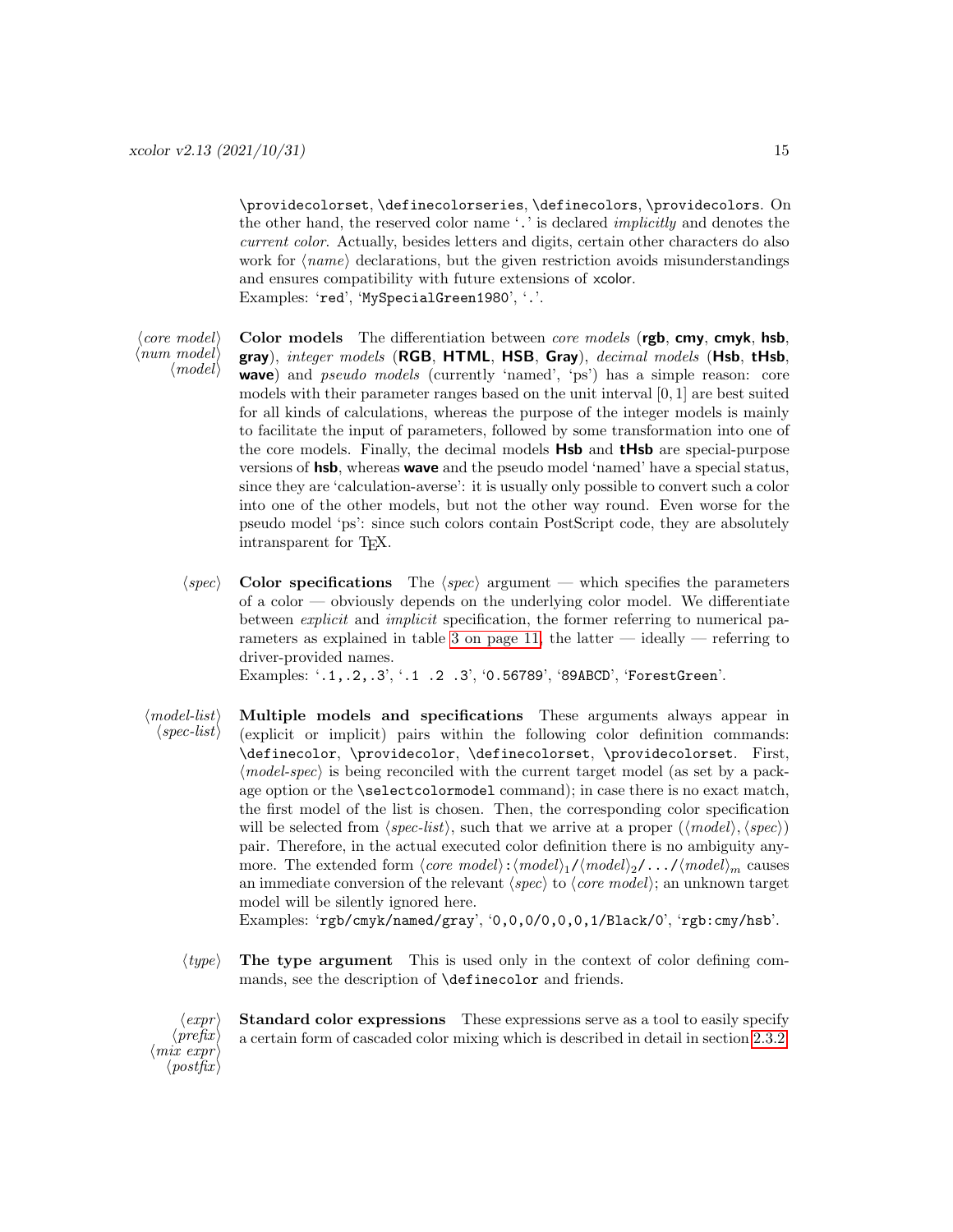`\providecolorset`, `\definecolorseries`, `\definecolors`, `\providecolors`. On the other hand, the reserved color name '`.`' is declared *implicitly* and denotes the *current color*. Actually, besides letters and digits, certain other characters do also work for ⟨*name*⟩ declarations, but the given restriction avoids misunderstandings and ensures compatibility with future extensions of xcolor.
Examples: '`red`', '`MySpecialGreen1980`', '`.`'.

⟨*core model*⟩ ⟨*num model*⟩ ⟨*model*⟩

**Color models** The differentiation between *core models* (**rgb**, **cmy**, **cmyk**, **hsb**, **gray**), *integer models* (**RGB**, **HTML**, **HSB**, **Gray**), *decimal models* (**Hsb**, **tHsb**, **wave**) and *pseudo models* (currently 'named', 'ps') has a simple reason: core models with their parameter ranges based on the unit interval $[0, 1]$ are best suited for all kinds of calculations, whereas the purpose of the integer models is mainly to facilitate the input of parameters, followed by some transformation into one of the core models. Finally, the decimal models **Hsb** and **tHsb** are special-purpose versions of **hsb**, whereas **wave** and the pseudo model 'named' have a special status, since they are 'calculation-averse': it is usually only possible to convert such a color into one of the other models, but not the other way round. Even worse for the pseudo model 'ps': since such colors contain PostScript code, they are absolutely intransparent for TeX.

⟨*spec*⟩

**Color specifications** The ⟨*spec*⟩ argument — which specifies the parameters of a color — obviously depends on the underlying color model. We differentiate between *explicit* and *implicit* specification, the former referring to numerical parameters as explained in table 3 on page 11, the latter — ideally — referring to driver-provided names.
Examples: '`.1,.2,.3`', '`.1 .2 .3`', '`0.56789`', '`89ABCD`', '`ForestGreen`'.

⟨*model-list*⟩ ⟨*spec-list*⟩

**Multiple models and specifications** These arguments always appear in (explicit or implicit) pairs within the following color definition commands: `\definecolor`, `\providecolor`, `\definecolorset`, `\providecolorset`. First, ⟨*model-spec*⟩ is being reconciled with the current target model (as set by a package option or the `\selectcolormodel` command); in case there is no exact match, the first model of the list is chosen. Then, the corresponding color specification will be selected from ⟨*spec-list*⟩, such that we arrive at a proper (⟨*model*⟩, ⟨*spec*⟩) pair. Therefore, in the actual executed color definition there is no ambiguity anymore. The extended form ⟨*core model*⟩`:`⟨*model*⟩$_1$`/`⟨*model*⟩$_2$`/.../`⟨*model*⟩$_m$ causes an immediate conversion of the relevant ⟨*spec*⟩ to ⟨*core model*⟩; an unknown target model will be silently ignored here.
Examples: '`rgb/cmyk/named/gray`', '`0,0,0/0,0,0,1/Black/0`', '`rgb:cmy/hsb`'.

⟨*type*⟩

**The type argument** This is used only in the context of color defining commands, see the description of `\definecolor` and friends.

⟨*expr*⟩ ⟨*prefix*⟩ ⟨*mix expr*⟩ ⟨*postfix*⟩

**Standard color expressions** These expressions serve as a tool to easily specify a certain form of cascaded color mixing which is described in detail in section 2.3.2.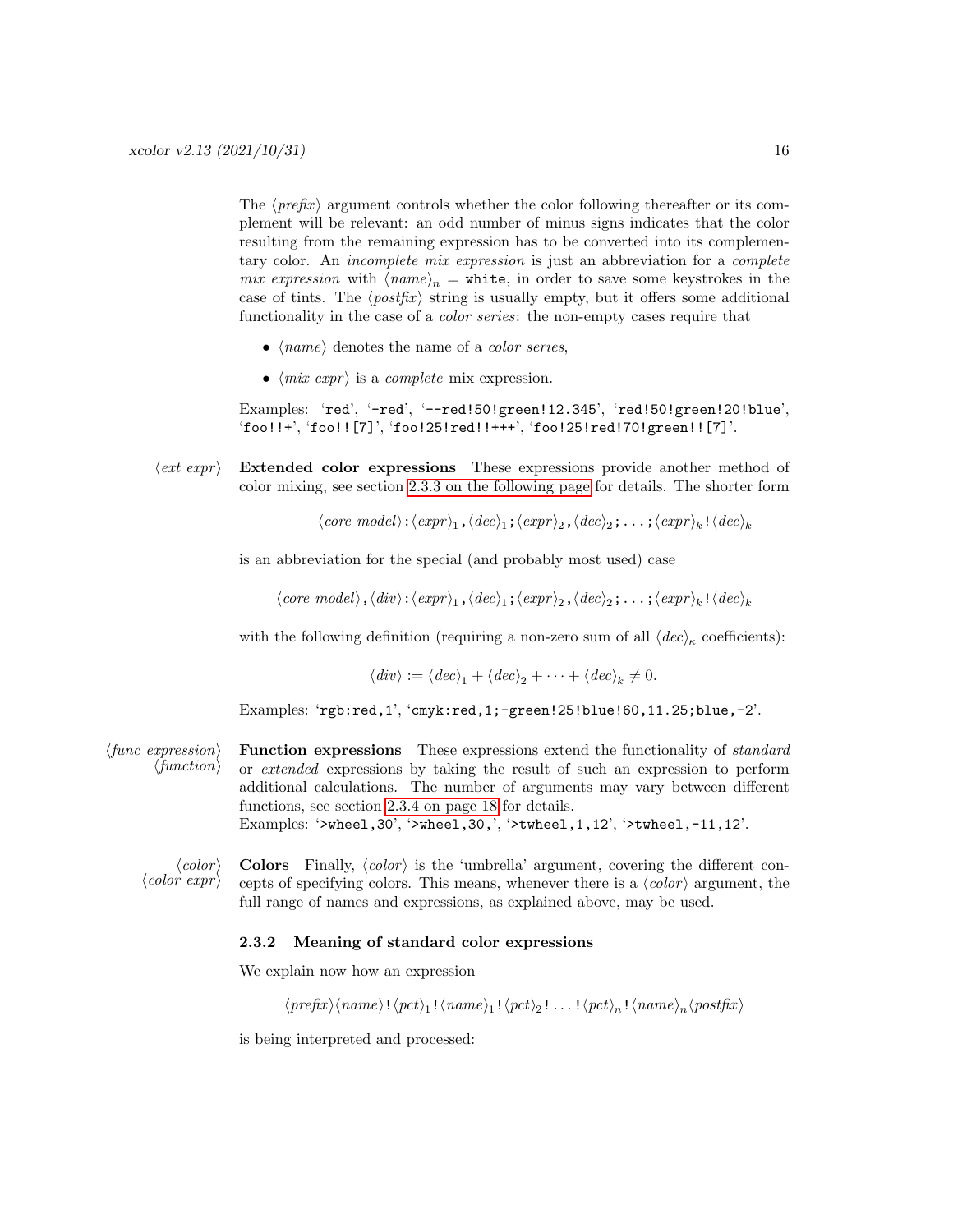The ⟨*prefix*⟩ argument controls whether the color following thereafter or its complement will be relevant: an odd number of minus signs indicates that the color resulting from the remaining expression has to be converted into its complementary color. An *incomplete mix expression* is just an abbreviation for a *complete mix expression* with $\langle name\rangle_n$ = `white`, in order to save some keystrokes in the case of tints. The ⟨*postfix*⟩ string is usually empty, but it offers some additional functionality in the case of a *color series*: the non-empty cases require that

- ⟨*name*⟩ denotes the name of a *color series*,
- ⟨*mix expr*⟩ is a *complete* mix expression.

Examples: '`red`', '`-red`', '`--red!50!green!12.345`', '`red!50!green!20!blue`', '`foo!!+`', '`foo!![7]`', '`foo!25!red!!+++`', '`foo!25!red!70!green!![7]`'.

⟨*ext expr*⟩ **Extended color expressions** These expressions provide another method of color mixing, see section 2.3.3 on the following page for details. The shorter form

$$\langle core\ model\rangle\texttt{:}\langle expr\rangle_1\texttt{,}\langle dec\rangle_1\texttt{;}\langle expr\rangle_2\texttt{,}\langle dec\rangle_2\texttt{;}\ldots\texttt{;}\langle expr\rangle_k\texttt{!}\langle dec\rangle_k$$

is an abbreviation for the special (and probably most used) case

$$\langle core\ model\rangle\texttt{,}\langle div\rangle\texttt{:}\langle expr\rangle_1\texttt{,}\langle dec\rangle_1\texttt{;}\langle expr\rangle_2\texttt{,}\langle dec\rangle_2\texttt{;}\ldots\texttt{;}\langle expr\rangle_k\texttt{!}\langle dec\rangle_k$$

with the following definition (requiring a non-zero sum of all $\langle dec\rangle_\kappa$ coefficients):

$$\langle div\rangle := \langle dec\rangle_1 + \langle dec\rangle_2 + \cdots + \langle dec\rangle_k \neq 0.$$

Examples: '`rgb:red,1`', '`cmyk:red,1;-green!25!blue!60,11.25;blue,-2`'.

⟨*func expression*⟩ ⟨*function*⟩ **Function expressions** These expressions extend the functionality of *standard* or *extended* expressions by taking the result of such an expression to perform additional calculations. The number of arguments may vary between different functions, see section 2.3.4 on page 18 for details.
Examples: '`>wheel,30`', '`>wheel,30,`', '`>twheel,1,12`', '`>twheel,-11,12`'.

⟨*color*⟩ ⟨*color expr*⟩ **Colors** Finally, ⟨*color*⟩ is the 'umbrella' argument, covering the different concepts of specifying colors. This means, whenever there is a ⟨*color*⟩ argument, the full range of names and expressions, as explained above, may be used.

### 2.3.2 Meaning of standard color expressions

We explain now how an expression

$$\langle prefix\rangle\langle name\rangle\texttt{!}\langle pct\rangle_1\texttt{!}\langle name\rangle_1\texttt{!}\langle pct\rangle_2\texttt{!}\ldots\texttt{!}\langle pct\rangle_n\texttt{!}\langle name\rangle_n\langle postfix\rangle$$

is being interpreted and processed: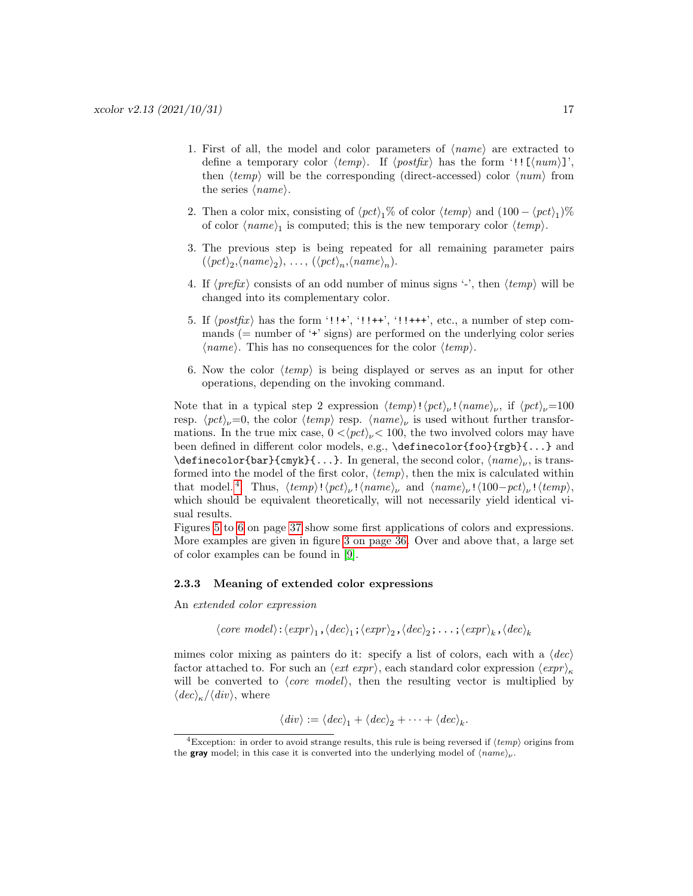1. First of all, the model and color parameters of $\langle name\rangle$ are extracted to define a temporary color $\langle temp\rangle$. If $\langle postfix\rangle$ has the form '`!![`$\langle num\rangle$`]`', then $\langle temp\rangle$ will be the corresponding (direct-accessed) color $\langle num\rangle$ from the series $\langle name\rangle$.

2. Then a color mix, consisting of $\langle pct\rangle_1$% of color $\langle temp\rangle$ and $(100 - \langle pct\rangle_1)$% of color $\langle name\rangle_1$ is computed; this is the new temporary color $\langle temp\rangle$.

3. The previous step is being repeated for all remaining parameter pairs $(\langle pct\rangle_2,\langle name\rangle_2)$, ..., $(\langle pct\rangle_n,\langle name\rangle_n)$.

4. If $\langle prefix\rangle$ consists of an odd number of minus signs '-', then $\langle temp\rangle$ will be changed into its complementary color.

5. If $\langle postfix\rangle$ has the form '`!!+`', '`!!++`', '`!!+++`', etc., a number of step commands (= number of '`+`' signs) are performed on the underlying color series $\langle name\rangle$. This has no consequences for the color $\langle temp\rangle$.

6. Now the color $\langle temp\rangle$ is being displayed or serves as an input for other operations, depending on the invoking command.

Note that in a typical step 2 expression $\langle temp\rangle$`!`$\langle pct\rangle_\nu$`!`$\langle name\rangle_\nu$, if $\langle pct\rangle_\nu$=100 resp. $\langle pct\rangle_\nu$=0, the color $\langle temp\rangle$ resp. $\langle name\rangle_\nu$ is used without further transformations. In the true mix case, $0 < \langle pct\rangle_\nu < 100$, the two involved colors may have been defined in different color models, e.g., `\definecolor{foo}{rgb}{...}` and `\definecolor{bar}{cmyk}{...}`. In general, the second color, $\langle name\rangle_\nu$, is transformed into the model of the first color, $\langle temp\rangle$, then the mix is calculated within that model.[4] Thus, $\langle temp\rangle$`!`$\langle pct\rangle_\nu$`!`$\langle name\rangle_\nu$ and $\langle name\rangle_\nu$`!`$\langle 100-pct\rangle_\nu$`!`$\langle temp\rangle$, which should be equivalent theoretically, will not necessarily yield identical visual results.

Figures 5 to 6 on page 37 show some first applications of colors and expressions. More examples are given in figure 3 on page 36. Over and above that, a large set of color examples can be found in [9].

### 2.3.3 Meaning of extended color expressions

An *extended color expression*

$$\langle core\ model\rangle\texttt{:}\langle expr\rangle_1\texttt{,}\langle dec\rangle_1\texttt{;}\langle expr\rangle_2\texttt{,}\langle dec\rangle_2\texttt{;}\ldots\texttt{;}\langle expr\rangle_k\texttt{,}\langle dec\rangle_k$$

mimes color mixing as painters do it: specify a list of colors, each with a $\langle dec\rangle$ factor attached to. For such an $\langle ext\ expr\rangle$, each standard color expression $\langle expr\rangle_\kappa$ will be converted to $\langle core\ model\rangle$, then the resulting vector is multiplied by $\langle dec\rangle_\kappa/\langle div\rangle$, where

$$\langle div\rangle := \langle dec\rangle_1 + \langle dec\rangle_2 + \cdots + \langle dec\rangle_k.$$

[4] Exception: in order to avoid strange results, this rule is being reversed if $\langle temp\rangle$ origins from the **gray** model; in this case it is converted into the underlying model of $\langle name\rangle_\nu$.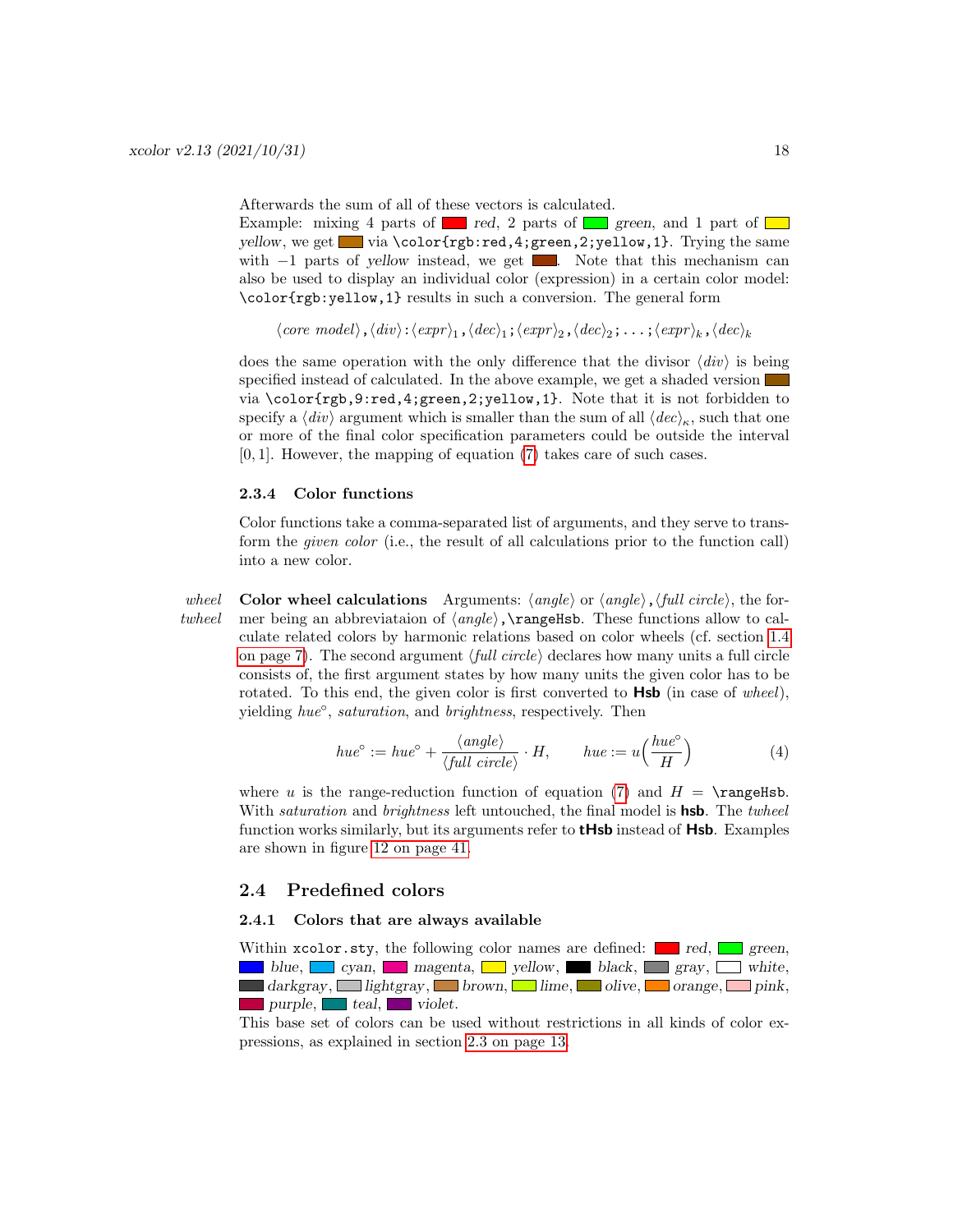Afterwards the sum of all of these vectors is calculated.
Example: mixing 4 parts of *red*, 2 parts of *green*, and 1 part of *yellow*, we get via `\color{rgb:red,4;green,2;yellow,1}`. Trying the same with $-1$ parts of *yellow* instead, we get . Note that this mechanism can also be used to display an individual color (expression) in a certain color model: `\color{rgb:yellow,1}` results in such a conversion. The general form

$$\langle \textit{core model}\rangle\texttt{,}\langle \textit{div}\rangle\texttt{:}\langle \textit{expr}\rangle_1\texttt{,}\langle \textit{dec}\rangle_1\texttt{;}\langle \textit{expr}\rangle_2\texttt{,}\langle \textit{dec}\rangle_2\texttt{;}\ldots\texttt{;}\langle \textit{expr}\rangle_k\texttt{,}\langle \textit{dec}\rangle_k$$

does the same operation with the only difference that the divisor $\langle \textit{div}\rangle$ is being specified instead of calculated. In the above example, we get a shaded version via `\color{rgb,9:red,4;green,2;yellow,1}`. Note that it is not forbidden to specify a $\langle \textit{div}\rangle$ argument which is smaller than the sum of all $\langle \textit{dec}\rangle_\kappa$, such that one or more of the final color specification parameters could be outside the interval $[0,1]$. However, the mapping of equation (7) takes care of such cases.

### 2.3.4 Color functions

Color functions take a comma-separated list of arguments, and they serve to transform the *given color* (i.e., the result of all calculations prior to the function call) into a new color.

*wheel*
*twheel*

**Color wheel calculations** Arguments: $\langle \textit{angle}\rangle$ or $\langle \textit{angle}\rangle$,$\langle \textit{full circle}\rangle$, the former being an abbreviataion of $\langle \textit{angle}\rangle$`,\rangeHsb`. These functions allow to calculate related colors by harmonic relations based on color wheels (cf. section 1.4 on page 7). The second argument $\langle \textit{full circle}\rangle$ declares how many units a full circle consists of, the first argument states by how many units the given color has to be rotated. To this end, the given color is first converted to **Hsb** (in case of *wheel*), yielding *hue*°, *saturation*, and *brightness*, respectively. Then

$$\textit{hue}^\circ := \textit{hue}^\circ + \frac{\langle \textit{angle}\rangle}{\langle \textit{full circle}\rangle}\cdot H, \qquad \textit{hue} := u\Big(\frac{\textit{hue}^\circ}{H}\Big) \tag{4}$$

where $u$ is the range-reduction function of equation (7) and $H =$ `\rangeHsb`. With *saturation* and *brightness* left untouched, the final model is **hsb**. The *twheel* function works similarly, but its arguments refer to **tHsb** instead of **Hsb**. Examples are shown in figure 12 on page 41.

## 2.4 Predefined colors

### 2.4.1 Colors that are always available

Within `xcolor.sty`, the following color names are defined: *red*, *green*, *blue*, *cyan*, *magenta*, *yellow*, *black*, *gray*, *white*, *darkgray*, *lightgray*, *brown*, *lime*, *olive*, *orange*, *pink*, *purple*, *teal*, *violet*.
This base set of colors can be used without restrictions in all kinds of color expressions, as explained in section 2.3 on page 13.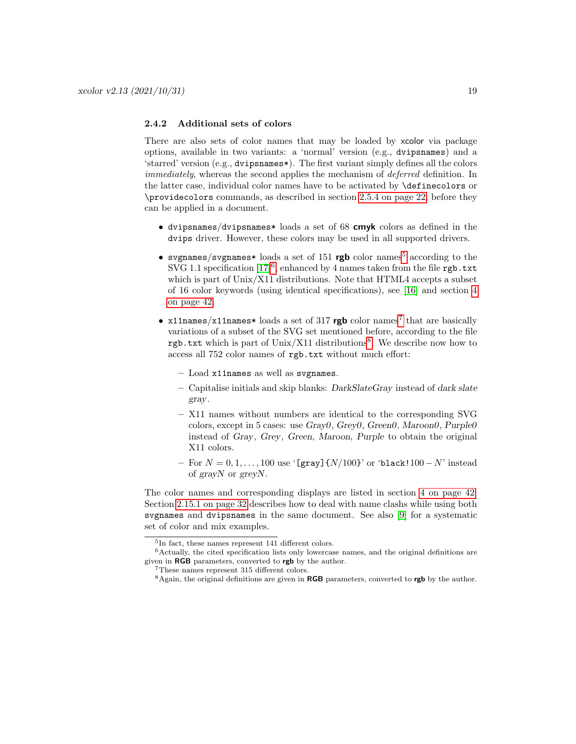### 2.4.2 Additional sets of colors

There are also sets of color names that may be loaded by xcolor via package options, available in two variants: a 'normal' version (e.g., `dvipsnames`) and a 'starred' version (e.g., `dvipsnames*`). The first variant simply defines all the colors *immediately*, whereas the second applies the mechanism of *deferred* definition. In the latter case, individual color names have to be activated by `\definecolors` or `\providecolors` commands, as described in section 2.5.4 on page 22, before they can be applied in a document.

- `dvipsnames/dvipsnames*` loads a set of 68 **cmyk** colors as defined in the `dvips` driver. However, these colors may be used in all supported drivers.
- `svgnames/svgnames*` loads a set of 151 **rgb** color names[5] according to the SVG 1.1 specification [17][6], enhanced by 4 names taken from the file `rgb.txt` which is part of Unix/X11 distributions. Note that HTML4 accepts a subset of 16 color keywords (using identical specifications), see [16] and section 4 on page 42.
- `x11names/x11names*` loads a set of 317 **rgb** color names[7] that are basically variations of a subset of the SVG set mentioned before, according to the file `rgb.txt` which is part of Unix/X11 distributions[8]. We describe now how to access all 752 color names of `rgb.txt` without much effort:
  - Load `x11names` as well as `svgnames`.
  - Capitalise initials and skip blanks: *DarkSlateGray* instead of *dark slate gray*.
  - X11 names without numbers are identical to the corresponding SVG colors, except in 5 cases: use *Gray0*, *Grey0*, *Green0*, *Maroon0*, *Purple0* instead of *Gray*, *Grey*, *Green*, *Maroon*, *Purple* to obtain the original X11 colors.
  - For $N = 0, 1, \ldots, 100$ use '`[gray]{`$N/100$`}`' or '`black!`$100 - N$' instead of *grayN* or *greyN*.

The color names and corresponding displays are listed in section 4 on page 42. Section 2.15.1 on page 32 describes how to deal with name clashs while using both `svgnames` and `dvipsnames` in the same document. See also [9] for a systematic set of color and mix examples.

---

[5] In fact, these names represent 141 different colors.

[6] Actually, the cited specification lists only lowercase names, and the original definitions are given in **RGB** parameters, converted to **rgb** by the author.

[7] These names represent 315 different colors.

[8] Again, the original definitions are given in **RGB** parameters, converted to **rgb** by the author.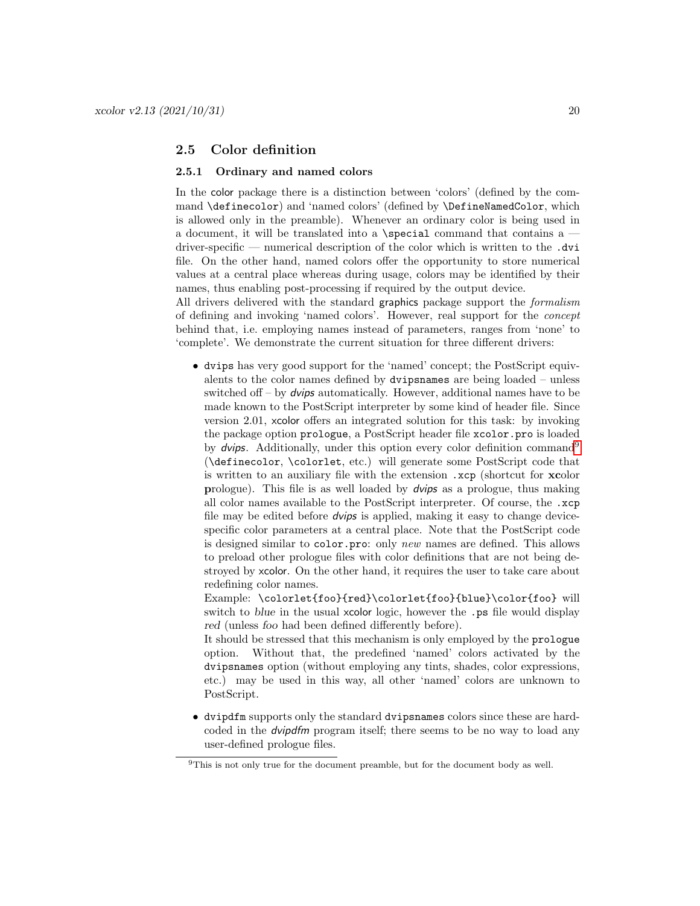## 2.5 Color definition

### 2.5.1 Ordinary and named colors

In the color package there is a distinction between 'colors' (defined by the command `\definecolor`) and 'named colors' (defined by `\DefineNamedColor`, which is allowed only in the preamble). Whenever an ordinary color is being used in a document, it will be translated into a `\special` command that contains a — driver-specific — numerical description of the color which is written to the `.dvi` file. On the other hand, named colors offer the opportunity to store numerical values at a central place whereas during usage, colors may be identified by their names, thus enabling post-processing if required by the output device.

All drivers delivered with the standard graphics package support the *formalism* of defining and invoking 'named colors'. However, real support for the *concept* behind that, i.e. employing names instead of parameters, ranges from 'none' to 'complete'. We demonstrate the current situation for three different drivers:

- `dvips` has very good support for the 'named' concept; the PostScript equivalents to the color names defined by `dvipsnames` are being loaded – unless switched off – by *dvips* automatically. However, additional names have to be made known to the PostScript interpreter by some kind of header file. Since version 2.01, xcolor offers an integrated solution for this task: by invoking the package option `prologue`, a PostScript header file `xcolor.pro` is loaded by *dvips*. Additionally, under this option every color definition command[9] (`\definecolor`, `\colorlet`, etc.) will generate some PostScript code that is written to an auxiliary file with the extension `.xcp` (shortcut for **xc**olor **p**rologue). This file is as well loaded by *dvips* as a prologue, thus making all color names available to the PostScript interpreter. Of course, the `.xcp` file may be edited before *dvips* is applied, making it easy to change device-specific color parameters at a central place. Note that the PostScript code is designed similar to `color.pro`: only *new* names are defined. This allows to preload other prologue files with color definitions that are not being destroyed by xcolor. On the other hand, it requires the user to take care about redefining color names.

  Example: `\colorlet{foo}{red}\colorlet{foo}{blue}\color{foo}` will switch to *blue* in the usual xcolor logic, however the `.ps` file would display *red* (unless *foo* had been defined differently before).

  It should be stressed that this mechanism is only employed by the `prologue` option. Without that, the predefined 'named' colors activated by the `dvipsnames` option (without employing any tints, shades, color expressions, etc.) may be used in this way, all other 'named' colors are unknown to PostScript.

- `dvipdfm` supports only the standard `dvipsnames` colors since these are hard-coded in the *dvipdfm* program itself; there seems to be no way to load any user-defined prologue files.

[9] This is not only true for the document preamble, but for the document body as well.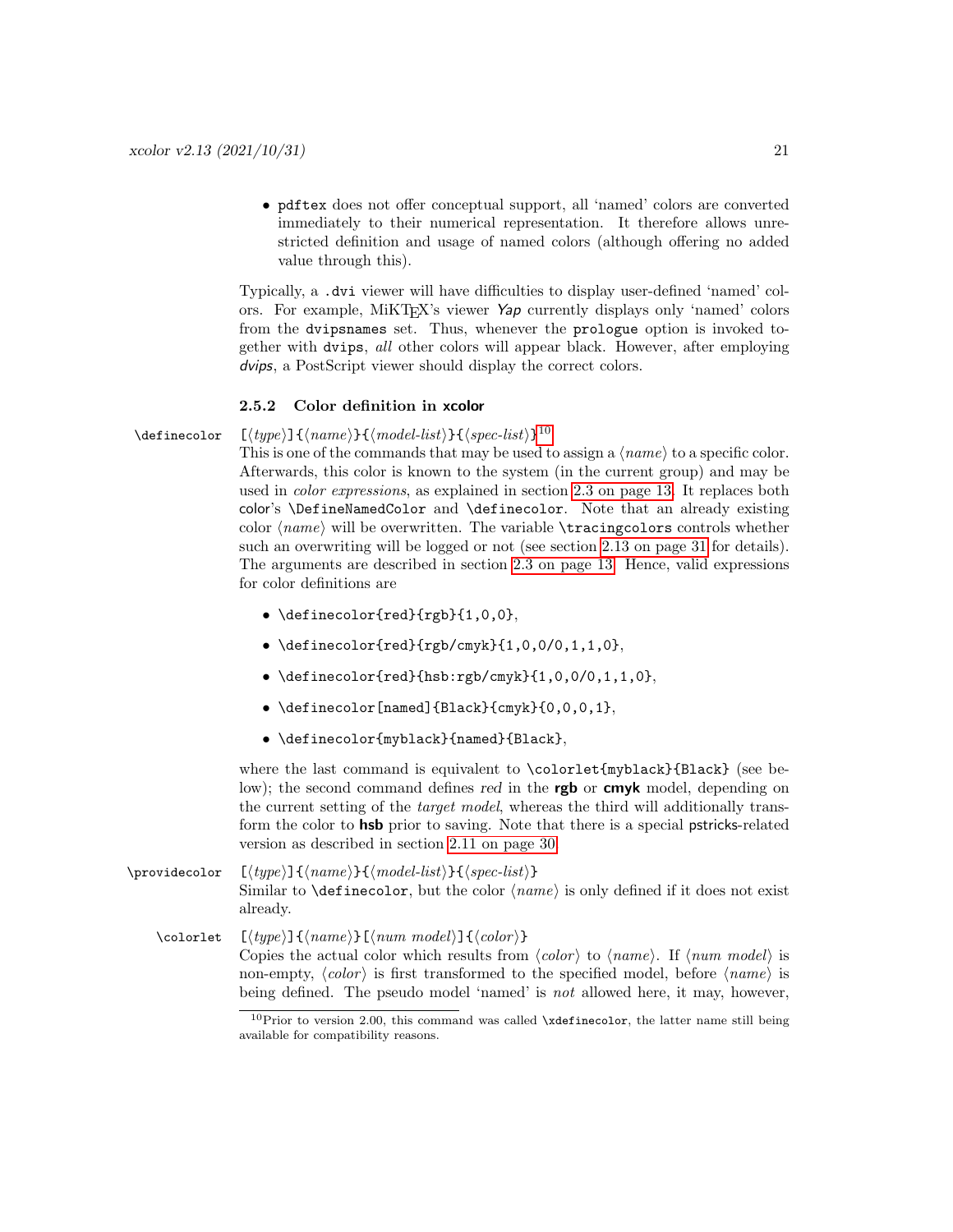- pdftex does not offer conceptual support, all 'named' colors are converted immediately to their numerical representation. It therefore allows unrestricted definition and usage of named colors (although offering no added value through this).

Typically, a .dvi viewer will have difficulties to display user-defined 'named' colors. For example, MiKTEX's viewer *Yap* currently displays only 'named' colors from the dvipsnames set. Thus, whenever the prologue option is invoked together with dvips, *all* other colors will appear black. However, after employing *dvips*, a PostScript viewer should display the correct colors.

#### 2.5.2 Color definition in xcolor

`\definecolor` `[⟨type⟩]{⟨name⟩}{⟨model-list⟩}{⟨spec-list⟩}`[10]

This is one of the commands that may be used to assign a ⟨*name*⟩ to a specific color. Afterwards, this color is known to the system (in the current group) and may be used in *color expressions*, as explained in section 2.3 on page 13. It replaces both color's `\DefineNamedColor` and `\definecolor`. Note that an already existing color ⟨*name*⟩ will be overwritten. The variable `\tracingcolors` controls whether such an overwriting will be logged or not (see section 2.13 on page 31 for details). The arguments are described in section 2.3 on page 13. Hence, valid expressions for color definitions are

- `\definecolor{red}{rgb}{1,0,0}`,
- `\definecolor{red}{rgb/cmyk}{1,0,0/0,1,1,0}`,
- `\definecolor{red}{hsb:rgb/cmyk}{1,0,0/0,1,1,0}`,
- `\definecolor[named]{Black}{cmyk}{0,0,0,1}`,
- `\definecolor{myblack}{named}{Black}`,

where the last command is equivalent to `\colorlet{myblack}{Black}` (see below); the second command defines *red* in the **rgb** or **cmyk** model, depending on the current setting of the *target model*, whereas the third will additionally transform the color to **hsb** prior to saving. Note that there is a special pstricks-related version as described in section 2.11 on page 30.

`\providecolor` `[⟨type⟩]{⟨name⟩}{⟨model-list⟩}{⟨spec-list⟩}`

Similar to `\definecolor`, but the color ⟨*name*⟩ is only defined if it does not exist already.

`\colorlet` `[⟨type⟩]{⟨name⟩}[⟨num model⟩]{⟨color⟩}`

Copies the actual color which results from ⟨*color*⟩ to ⟨*name*⟩. If ⟨*num model*⟩ is non-empty, ⟨*color*⟩ is first transformed to the specified model, before ⟨*name*⟩ is being defined. The pseudo model 'named' is *not* allowed here, it may, however,

[10] Prior to version 2.00, this command was called `\xdefinecolor`, the latter name still being available for compatibility reasons.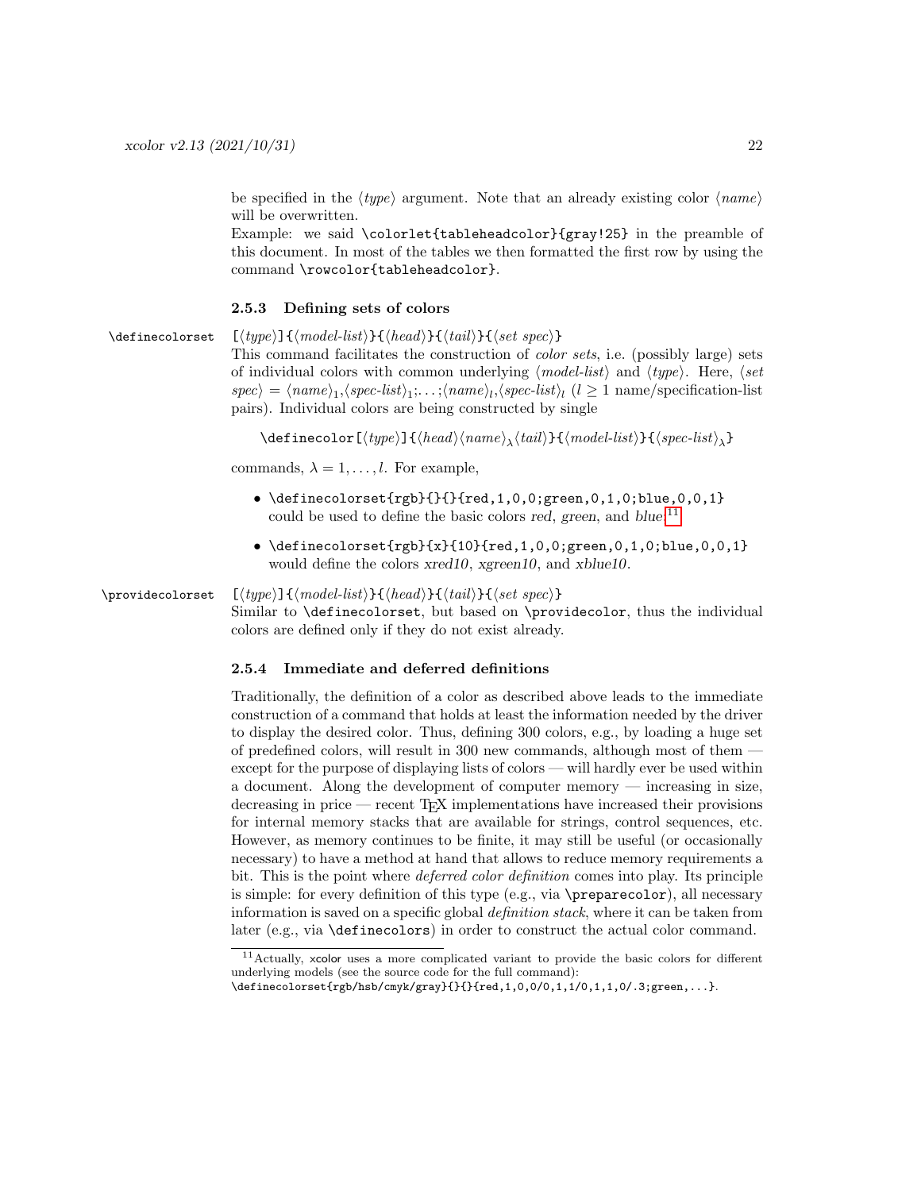be specified in the ⟨*type*⟩ argument. Note that an already existing color ⟨*name*⟩ will be overwritten.

Example: we said `\colorlet{tableheadcolor}{gray!25}` in the preamble of this document. In most of the tables we then formatted the first row by using the command `\rowcolor{tableheadcolor}`.

### 2.5.3 Defining sets of colors

`\definecolorset` `[`⟨*type*⟩`]{`⟨*model-list*⟩`}{`⟨*head*⟩`}{`⟨*tail*⟩`}{`⟨*set spec*⟩`}`

This command facilitates the construction of *color sets*, i.e. (possibly large) sets of individual colors with common underlying ⟨*model-list*⟩ and ⟨*type*⟩. Here, ⟨*set spec*⟩ = ⟨*name*⟩$_1$,⟨*spec-list*⟩$_1$;...;⟨*name*⟩$_l$,⟨*spec-list*⟩$_l$ ($l \geq 1$ name/specification-list pairs). Individual colors are being constructed by single

`\definecolor[`⟨*type*⟩`]{`⟨*head*⟩⟨*name*⟩$_\lambda$⟨*tail*⟩`}{`⟨*model-list*⟩`}{`⟨*spec-list*⟩$_\lambda$`}`

commands, $\lambda = 1, \ldots, l$. For example,

- `\definecolorset{rgb}{}{}{red,1,0,0;green,0,1,0;blue,0,0,1}` could be used to define the basic colors *red*, *green*, and *blue*.[11]
- `\definecolorset{rgb}{x}{10}{red,1,0,0;green,0,1,0;blue,0,0,1}` would define the colors *xred10*, *xgreen10*, and *xblue10*.

`\providecolorset` `[`⟨*type*⟩`]{`⟨*model-list*⟩`}{`⟨*head*⟩`}{`⟨*tail*⟩`}{`⟨*set spec*⟩`}`

Similar to `\definecolorset`, but based on `\providecolor`, thus the individual colors are defined only if they do not exist already.

### 2.5.4 Immediate and deferred definitions

Traditionally, the definition of a color as described above leads to the immediate construction of a command that holds at least the information needed by the driver to display the desired color. Thus, defining 300 colors, e.g., by loading a huge set of predefined colors, will result in 300 new commands, although most of them — except for the purpose of displaying lists of colors — will hardly ever be used within a document. Along the development of computer memory — increasing in size, decreasing in price — recent TeX implementations have increased their provisions for internal memory stacks that are available for strings, control sequences, etc. However, as memory continues to be finite, it may still be useful (or occasionally necessary) to have a method at hand that allows to reduce memory requirements a bit. This is the point where *deferred color definition* comes into play. Its principle is simple: for every definition of this type (e.g., via `\preparecolor`), all necessary information is saved on a specific global *definition stack*, where it can be taken from later (e.g., via `\definecolors`) in order to construct the actual color command.

[11] Actually, xcolor uses a more complicated variant to provide the basic colors for different underlying models (see the source code for the full command): `\definecolorset{rgb/hsb/cmyk/gray}{}{}{red,1,0,0/0,1,1/0,1,1,0/.3;green,...}`.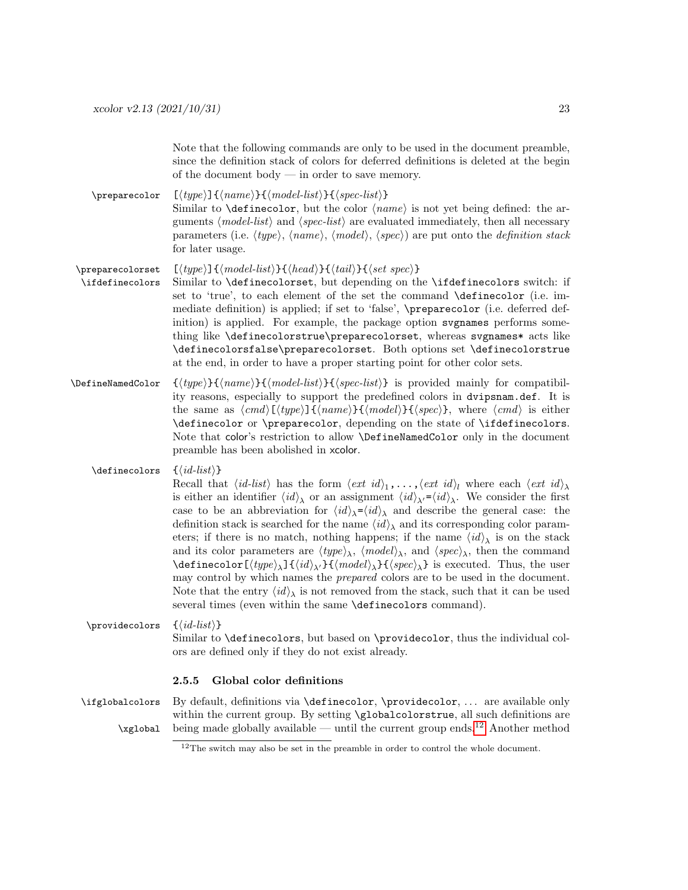Note that the following commands are only to be used in the document preamble, since the definition stack of colors for deferred definitions is deleted at the begin of the document body — in order to save memory.

`\preparecolor` `[⟨type⟩]{⟨name⟩}{⟨model-list⟩}{⟨spec-list⟩}`
Similar to `\definecolor`, but the color ⟨*name*⟩ is not yet being defined: the arguments ⟨*model-list*⟩ and ⟨*spec-list*⟩ are evaluated immediately, then all necessary parameters (i.e. ⟨*type*⟩, ⟨*name*⟩, ⟨*model*⟩, ⟨*spec*⟩) are put onto the *definition stack* for later usage.

`\preparecolorset` `[⟨type⟩]{⟨model-list⟩}{⟨head⟩}{⟨tail⟩}{⟨set spec⟩}`
`\ifdefinecolors`
Similar to `\definecolorset`, but depending on the `\ifdefinecolors` switch: if set to 'true', to each element of the set the command `\definecolor` (i.e. immediate definition) is applied; if set to 'false', `\preparecolor` (i.e. deferred definition) is applied. For example, the package option `svgnames` performs something like `\definecolorstrue\preparecolorset`, whereas `svgnames*` acts like `\definecolorsfalse\preparecolorset`. Both options set `\definecolorstrue` at the end, in order to have a proper starting point for other color sets.

`\DefineNamedColor` `{⟨type⟩}{⟨name⟩}{⟨model-list⟩}{⟨spec-list⟩}` is provided mainly for compatibility reasons, especially to support the predefined colors in `dvipsnam.def`. It is the same as `⟨cmd⟩[⟨type⟩]{⟨name⟩}{⟨model⟩}{⟨spec⟩}`, where ⟨*cmd*⟩ is either `\definecolor` or `\preparecolor`, depending on the state of `\ifdefinecolors`. Note that color's restriction to allow `\DefineNamedColor` only in the document preamble has been abolished in xcolor.

`\definecolors` `{⟨id-list⟩}`
Recall that ⟨*id-list*⟩ has the form $\langle ext\ id\rangle_1$,...,$\langle ext\ id\rangle_l$ where each $\langle ext\ id\rangle_\lambda$ is either an identifier $\langle id\rangle_\lambda$ or an assignment $\langle id\rangle_{\lambda'}$=$\langle id\rangle_\lambda$. We consider the first case to be an abbreviation for $\langle id\rangle_\lambda$=$\langle id\rangle_\lambda$ and describe the general case: the definition stack is searched for the name $\langle id\rangle_\lambda$ and its corresponding color parameters; if there is no match, nothing happens; if the name $\langle id\rangle_\lambda$ is on the stack and its color parameters are $\langle type\rangle_\lambda$, $\langle model\rangle_\lambda$, and $\langle spec\rangle_\lambda$, then the command `\definecolor[`$\langle type\rangle_\lambda$`]{`$\langle id\rangle_{\lambda'}$`}{`$\langle model\rangle_\lambda$`}{`$\langle spec\rangle_\lambda$`}` is executed. Thus, the user may control by which names the *prepared* colors are to be used in the document. Note that the entry $\langle id\rangle_\lambda$ is not removed from the stack, such that it can be used several times (even within the same `\definecolors` command).

`\providecolors` `{⟨id-list⟩}`
Similar to `\definecolors`, but based on `\providecolor`, thus the individual colors are defined only if they do not exist already.

### 2.5.5 Global color definitions

`\ifglobalcolors`
`\xglobal`
By default, definitions via `\definecolor`, `\providecolor`, ... are available only within the current group. By setting `\globalcolorstrue`, all such definitions are being made globally available — until the current group ends.[12] Another method

[12] The switch may also be set in the preamble in order to control the whole document.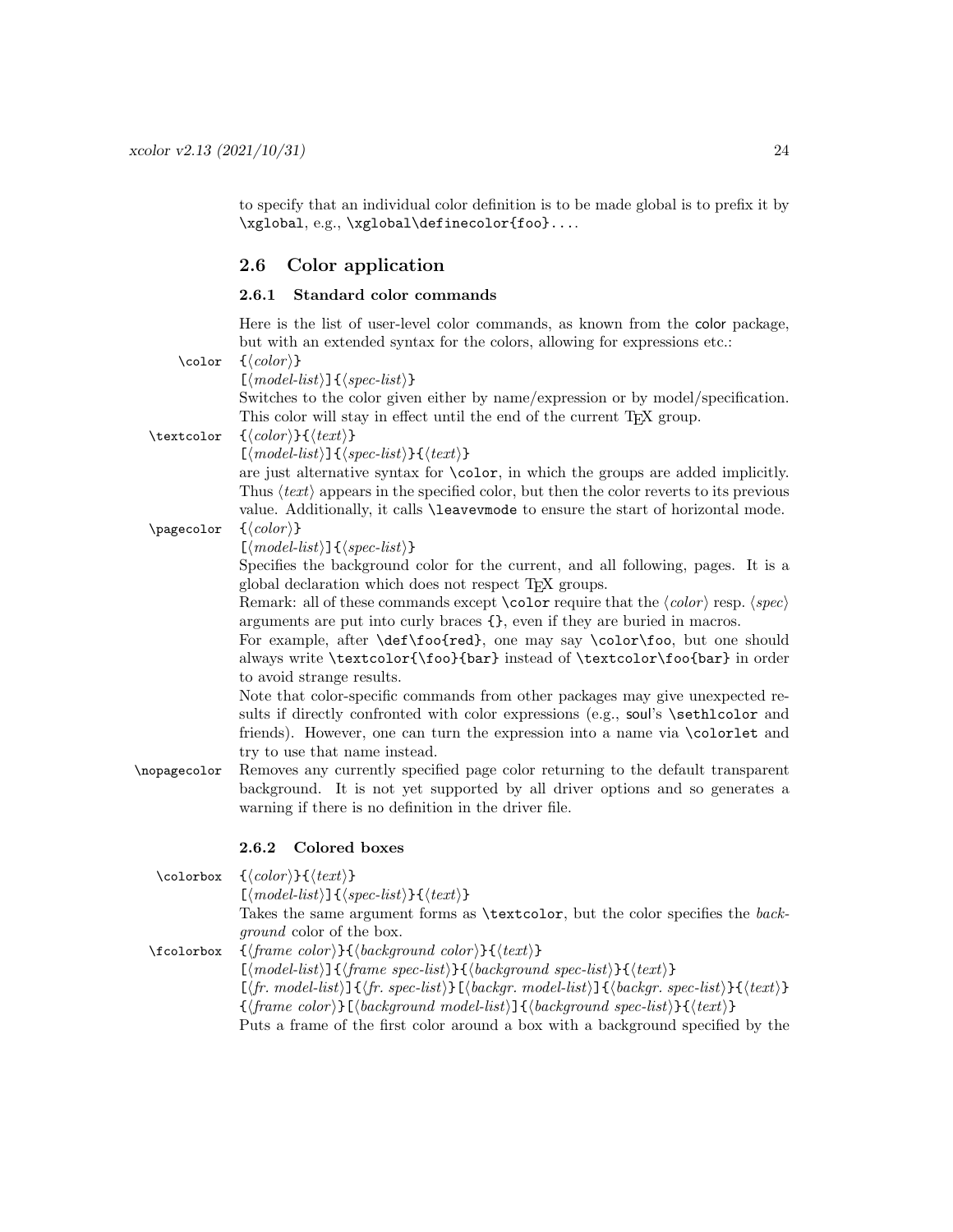to specify that an individual color definition is to be made global is to prefix it by `\xglobal`, e.g., `\xglobal\definecolor{foo}`....

## 2.6 Color application

### 2.6.1 Standard color commands

Here is the list of user-level color commands, as known from the color package, but with an extended syntax for the colors, allowing for expressions etc.:

`\color` `{`⟨*color*⟩`}`
`[`⟨*model-list*⟩`]{`⟨*spec-list*⟩`}`

Switches to the color given either by name/expression or by model/specification. This color will stay in effect until the end of the current TeX group.

`\textcolor` `{`⟨*color*⟩`}{`⟨*text*⟩`}`
`[`⟨*model-list*⟩`]{`⟨*spec-list*⟩`}{`⟨*text*⟩`}`

are just alternative syntax for `\color`, in which the groups are added implicitly. Thus ⟨*text*⟩ appears in the specified color, but then the color reverts to its previous value. Additionally, it calls `\leavevmode` to ensure the start of horizontal mode.

`\pagecolor` `{`⟨*color*⟩`}`
`[`⟨*model-list*⟩`]{`⟨*spec-list*⟩`}`

Specifies the background color for the current, and all following, pages. It is a global declaration which does not respect TeX groups.

Remark: all of these commands except `\color` require that the ⟨*color*⟩ resp. ⟨*spec*⟩ arguments are put into curly braces `{}`, even if they are buried in macros.

For example, after `\def\foo{red}`, one may say `\color\foo`, but one should always write `\textcolor{\foo}{bar}` instead of `\textcolor\foo{bar}` in order to avoid strange results.

Note that color-specific commands from other packages may give unexpected results if directly confronted with color expressions (e.g., soul's `\sethlcolor` and friends). However, one can turn the expression into a name via `\colorlet` and try to use that name instead.

`\nopagecolor` Removes any currently specified page color returning to the default transparent background. It is not yet supported by all driver options and so generates a warning if there is no definition in the driver file.

### 2.6.2 Colored boxes

`\colorbox` `{`⟨*color*⟩`}{`⟨*text*⟩`}`
`[`⟨*model-list*⟩`]{`⟨*spec-list*⟩`}{`⟨*text*⟩`}`

Takes the same argument forms as `\textcolor`, but the color specifies the *background* color of the box.

`\fcolorbox` `{`⟨*frame color*⟩`}{`⟨*background color*⟩`}{`⟨*text*⟩`}`
`[`⟨*model-list*⟩`]{`⟨*frame spec-list*⟩`}{`⟨*background spec-list*⟩`}{`⟨*text*⟩`}`
`[`⟨*fr. model-list*⟩`]{`⟨*fr. spec-list*⟩`}[`⟨*backgr. model-list*⟩`]{`⟨*backgr. spec-list*⟩`}{`⟨*text*⟩`}`
`{`⟨*frame color*⟩`}[`⟨*background model-list*⟩`]{`⟨*background spec-list*⟩`}{`⟨*text*⟩`}`

Puts a frame of the first color around a box with a background specified by the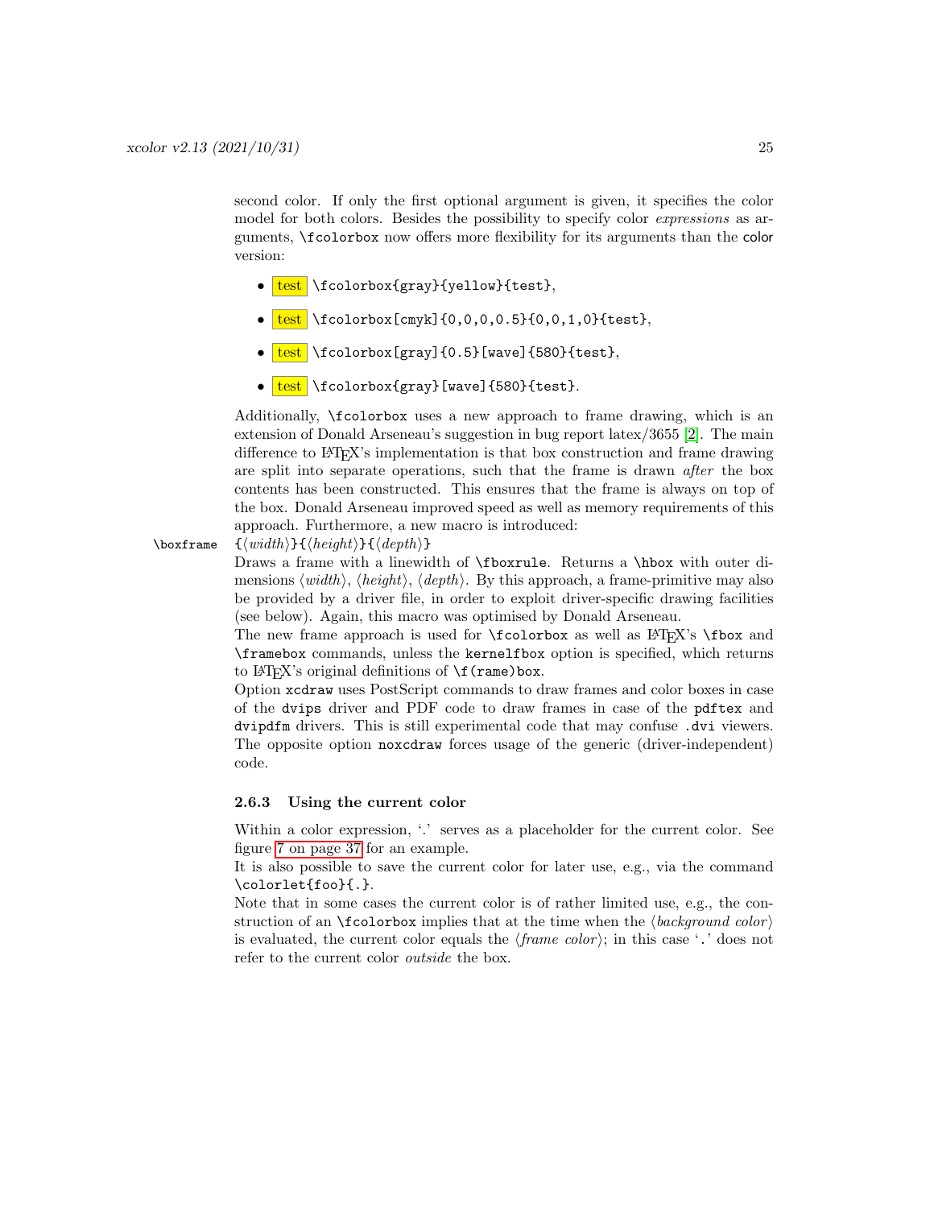second color. If only the first optional argument is given, it specifies the color model for both colors. Besides the possibility to specify color *expressions* as arguments, `\fcolorbox` now offers more flexibility for its arguments than the color version:

- test `\fcolorbox{gray}{yellow}{test}`,
- test `\fcolorbox[cmyk]{0,0,0,0.5}{0,0,1,0}{test}`,
- test `\fcolorbox[gray]{0.5}[wave]{580}{test}`,
- test `\fcolorbox{gray}[wave]{580}{test}`.

Additionally, `\fcolorbox` uses a new approach to frame drawing, which is an extension of Donald Arseneau's suggestion in bug report latex/3655 [2]. The main difference to LaTeX's implementation is that box construction and frame drawing are split into separate operations, such that the frame is drawn *after* the box contents has been constructed. This ensures that the frame is always on top of the box. Donald Arseneau improved speed as well as memory requirements of this approach. Furthermore, a new macro is introduced:

`\boxframe` `{`⟨*width*⟩`}{`⟨*height*⟩`}{`⟨*depth*⟩`}`

Draws a frame with a linewidth of `\fboxrule`. Returns a `\hbox` with outer dimensions ⟨*width*⟩, ⟨*height*⟩, ⟨*depth*⟩. By this approach, a frame-primitive may also be provided by a driver file, in order to exploit driver-specific drawing facilities (see below). Again, this macro was optimised by Donald Arseneau.

The new frame approach is used for `\fcolorbox` as well as LaTeX's `\fbox` and `\framebox` commands, unless the `kernelfbox` option is specified, which returns to LaTeX's original definitions of `\f(rame)box`.

Option `xcdraw` uses PostScript commands to draw frames and color boxes in case of the `dvips` driver and PDF code to draw frames in case of the `pdftex` and `dvipdfm` drivers. This is still experimental code that may confuse `.dvi` viewers. The opposite option `noxcdraw` forces usage of the generic (driver-independent) code.

### 2.6.3 Using the current color

Within a color expression, '.' serves as a placeholder for the current color. See figure 7 on page 37 for an example.

It is also possible to save the current color for later use, e.g., via the command `\colorlet{foo}{.}`.

Note that in some cases the current color is of rather limited use, e.g., the construction of an `\fcolorbox` implies that at the time when the ⟨*background color*⟩ is evaluated, the current color equals the ⟨*frame color*⟩; in this case '`.`' does not refer to the current color *outside* the box.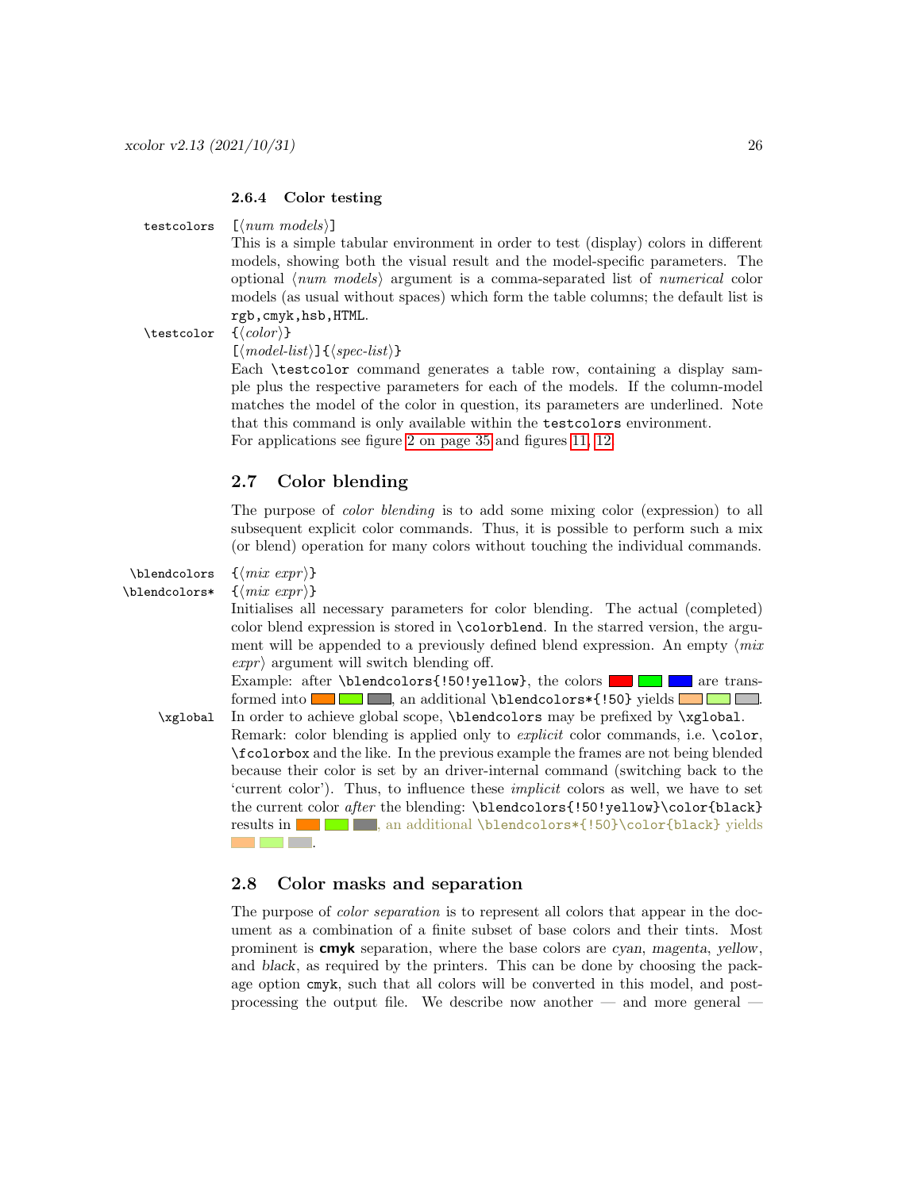### 2.6.4 Color testing

`testcolors` [⟨*num models*⟩]

This is a simple tabular environment in order to test (display) colors in different models, showing both the visual result and the model-specific parameters. The optional ⟨*num models*⟩ argument is a comma-separated list of *numerical* color models (as usual without spaces) which form the table columns; the default list is `rgb,cmyk,hsb,HTML`.

`\testcolor` {⟨*color*⟩}
[⟨*model-list*⟩]{⟨*spec-list*⟩}

Each `\testcolor` command generates a table row, containing a display sample plus the respective parameters for each of the models. If the column-model matches the model of the color in question, its parameters are underlined. Note that this command is only available within the `testcolors` environment.

For applications see figure 2 on page 35 and figures 11, 12.

## 2.7 Color blending

The purpose of *color blending* is to add some mixing color (expression) to all subsequent explicit color commands. Thus, it is possible to perform such a mix (or blend) operation for many colors without touching the individual commands.

`\blendcolors` {⟨*mix expr*⟩}
`\blendcolors*` {⟨*mix expr*⟩}

Initialises all necessary parameters for color blending. The actual (completed) color blend expression is stored in `\colorblend`. In the starred version, the argument will be appended to a previously defined blend expression. An empty ⟨*mix expr*⟩ argument will switch blending off.

Example: after `\blendcolors{!50!yellow}`, the colors ■ ■ ■ are transformed into ■ ■ ■, an additional `\blendcolors*{!50}` yields ■ ■ ■.

`\xglobal` In order to achieve global scope, `\blendcolors` may be prefixed by `\xglobal`.

Remark: color blending is applied only to *explicit* color commands, i.e. `\color`, `\fcolorbox` and the like. In the previous example the frames are not being blended because their color is set by an driver-internal command (switching back to the 'current color'). Thus, to influence these *implicit* colors as well, we have to set the current color *after* the blending: `\blendcolors{!50!yellow}\color{black}` results in ■ ■ ■, an additional `\blendcolors*{!50}\color{black}` yields ■ ■ ■.

## 2.8 Color masks and separation

The purpose of *color separation* is to represent all colors that appear in the document as a combination of a finite subset of base colors and their tints. Most prominent is **cmyk** separation, where the base colors are *cyan*, *magenta*, *yellow*, and *black*, as required by the printers. This can be done by choosing the package option `cmyk`, such that all colors will be converted in this model, and post-processing the output file. We describe now another — and more general —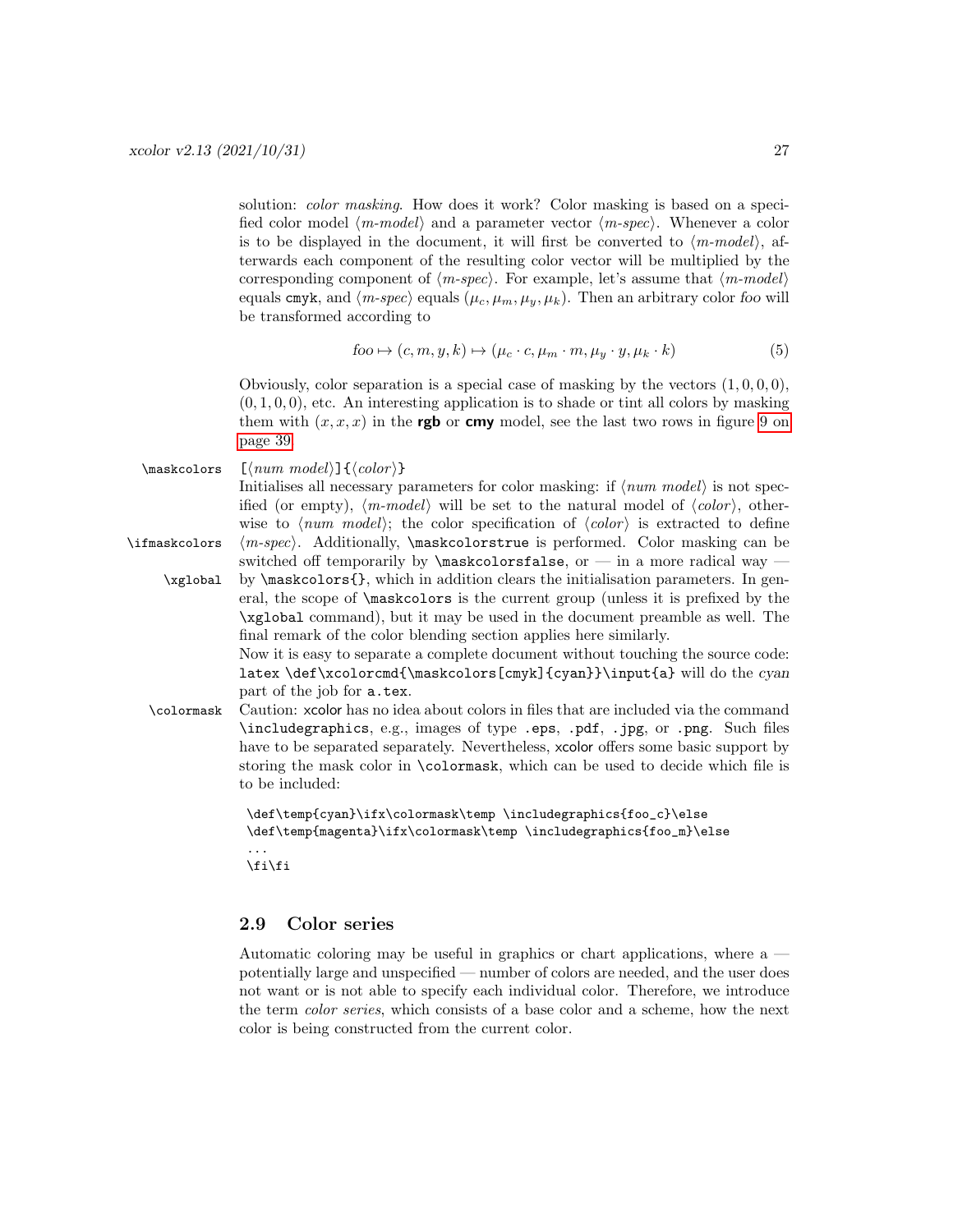solution: *color masking*. How does it work? Color masking is based on a specified color model ⟨*m-model*⟩ and a parameter vector ⟨*m-spec*⟩. Whenever a color is to be displayed in the document, it will first be converted to ⟨*m-model*⟩, afterwards each component of the resulting color vector will be multiplied by the corresponding component of ⟨*m-spec*⟩. For example, let's assume that ⟨*m-model*⟩ equals `cmyk`, and ⟨*m-spec*⟩ equals $(\mu_c, \mu_m, \mu_y, \mu_k)$. Then an arbitrary color *foo* will be transformed according to

$$\mathit{foo} \mapsto (c, m, y, k) \mapsto (\mu_c \cdot c, \mu_m \cdot m, \mu_y \cdot y, \mu_k \cdot k) \tag{5}$$

Obviously, color separation is a special case of masking by the vectors $(1, 0, 0, 0)$, $(0, 1, 0, 0)$, etc. An interesting application is to shade or tint all colors by masking them with $(x, x, x)$ in the **rgb** or **cmy** model, see the last two rows in figure 9 on page 39.

`\maskcolors` `[`⟨*num model*⟩`]{`⟨*color*⟩`}`
Initialises all necessary parameters for color masking: if ⟨*num model*⟩ is not specified (or empty), ⟨*m-model*⟩ will be set to the natural model of ⟨*color*⟩, otherwise to ⟨*num model*⟩; the color specification of ⟨*color*⟩ is extracted to define ⟨*m-spec*⟩. Additionally, `\maskcolorstrue` is performed. Color masking can be switched off temporarily by `\maskcolorsfalse`, or — in a more radical way — by `\maskcolors{}`, which in addition clears the initialisation parameters. In general, the scope of `\maskcolors` is the current group (unless it is prefixed by the `\xglobal` command), but it may be used in the document preamble as well. The final remark of the color blending section applies here similarly.

`\ifmaskcolors`

`\xglobal`

Now it is easy to separate a complete document without touching the source code: `latex \def\xcolorcmd{\maskcolors[cmyk]{cyan}}\input{a}` will do the *cyan* part of the job for `a.tex`.

`\colormask`
Caution: xcolor has no idea about colors in files that are included via the command `\includegraphics`, e.g., images of type `.eps`, `.pdf`, `.jpg`, or `.png`. Such files have to be separated separately. Nevertheless, xcolor offers some basic support by storing the mask color in `\colormask`, which can be used to decide which file is to be included:

```
\def\temp{cyan}\ifx\colormask\temp \includegraphics{foo_c}\else
\def\temp{magenta}\ifx\colormask\temp \includegraphics{foo_m}\else
...
\fi\fi
```

## 2.9 Color series

Automatic coloring may be useful in graphics or chart applications, where a — potentially large and unspecified — number of colors are needed, and the user does not want or is not able to specify each individual color. Therefore, we introduce the term *color series*, which consists of a base color and a scheme, how the next color is being constructed from the current color.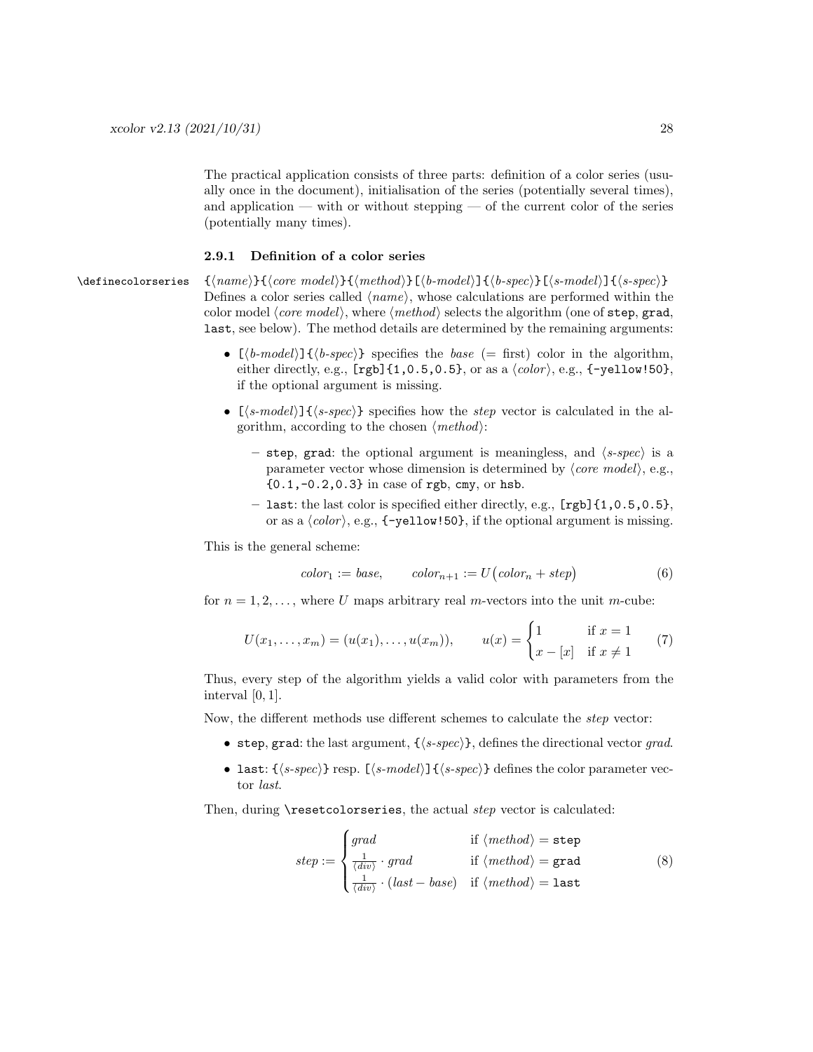The practical application consists of three parts: definition of a color series (usually once in the document), initialisation of the series (potentially several times), and application — with or without stepping — of the current color of the series (potentially many times).

### 2.9.1 Definition of a color series

`\definecolorseries` `{⟨name⟩}{⟨core model⟩}{⟨method⟩}[⟨b-model⟩]{⟨b-spec⟩}[⟨s-model⟩]{⟨s-spec⟩}`

Defines a color series called ⟨*name*⟩, whose calculations are performed within the color model ⟨*core model*⟩, where ⟨*method*⟩ selects the algorithm (one of `step`, `grad`, `last`, see below). The method details are determined by the remaining arguments:

- `[⟨b-model⟩]{⟨b-spec⟩}` specifies the *base* (= first) color in the algorithm, either directly, e.g., `[rgb]{1,0.5,0.5}`, or as a ⟨*color*⟩, e.g., `{-yellow!50}`, if the optional argument is missing.
- `[⟨s-model⟩]{⟨s-spec⟩}` specifies how the *step* vector is calculated in the algorithm, according to the chosen ⟨*method*⟩:
  - `step`, `grad`: the optional argument is meaningless, and ⟨*s-spec*⟩ is a parameter vector whose dimension is determined by ⟨*core model*⟩, e.g., `{0.1,-0.2,0.3}` in case of `rgb`, `cmy`, or `hsb`.
  - `last`: the last color is specified either directly, e.g., `[rgb]{1,0.5,0.5}`, or as a ⟨*color*⟩, e.g., `{-yellow!50}`, if the optional argument is missing.

This is the general scheme:

$$color_1 := base, \qquad color_{n+1} := U\big(color_n + step\big) \tag{6}$$

for $n = 1, 2, \ldots$, where $U$ maps arbitrary real $m$-vectors into the unit $m$-cube:

$$U(x_1, \ldots, x_m) = (u(x_1), \ldots, u(x_m)), \qquad u(x) = \begin{cases} 1 & \text{if } x = 1 \\ x - [x] & \text{if } x \neq 1 \end{cases} \tag{7}$$

Thus, every step of the algorithm yields a valid color with parameters from the interval $[0, 1]$.

Now, the different methods use different schemes to calculate the *step* vector:

- `step`, `grad`: the last argument, `{⟨s-spec⟩}`, defines the directional vector *grad*.
- `last`: `{⟨s-spec⟩}` resp. `[⟨s-model⟩]{⟨s-spec⟩}` defines the color parameter vector *last*.

Then, during `\resetcolorseries`, the actual *step* vector is calculated:

$$step := \begin{cases} grad & \text{if } \langle method\rangle = \texttt{step} \\ \frac{1}{\langle div\rangle} \cdot grad & \text{if } \langle method\rangle = \texttt{grad} \\ \frac{1}{\langle div\rangle} \cdot (last - base) & \text{if } \langle method\rangle = \texttt{last} \end{cases} \tag{8}$$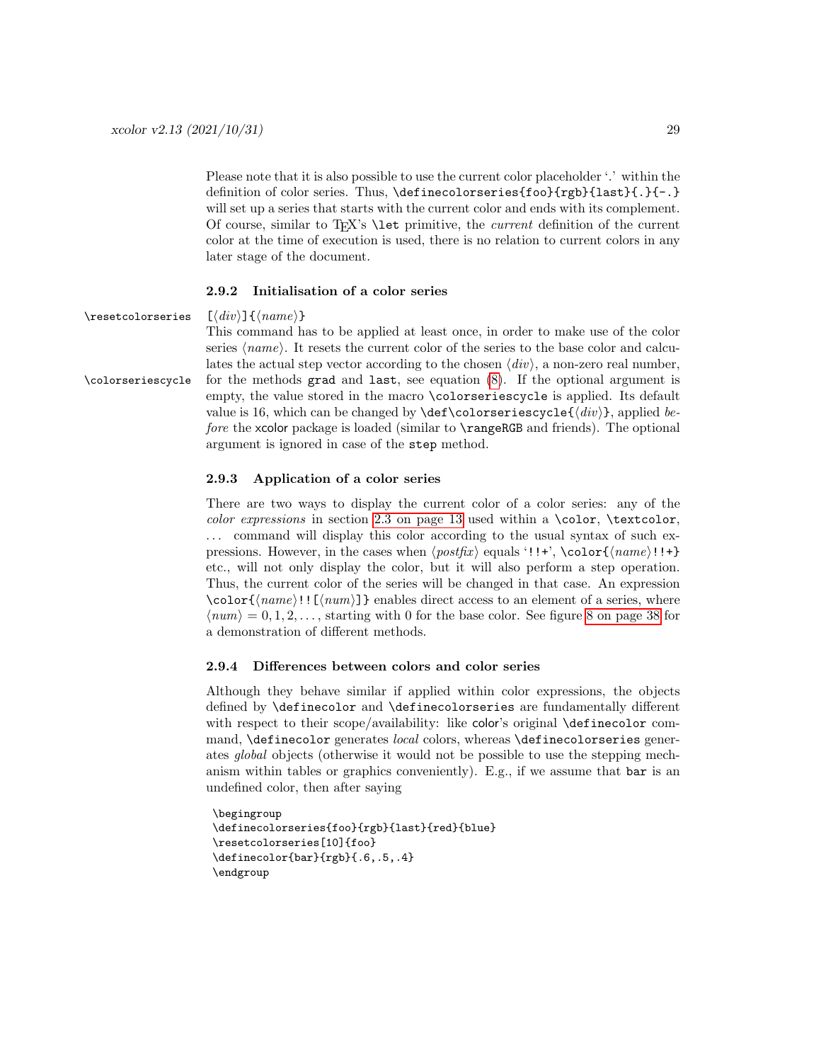Please note that it is also possible to use the current color placeholder '.' within the definition of color series. Thus, `\definecolorseries{foo}{rgb}{last}{.}{-.}` will set up a series that starts with the current color and ends with its complement. Of course, similar to TeX's `\let` primitive, the *current* definition of the current color at the time of execution is used, there is no relation to current colors in any later stage of the document.

### 2.9.2 Initialisation of a color series

`\resetcolorseries` `[`⟨*div*⟩`]{`⟨*name*⟩`}`

This command has to be applied at least once, in order to make use of the color series ⟨*name*⟩. It resets the current color of the series to the base color and calculates the actual step vector according to the chosen ⟨*div*⟩, a non-zero real number, for the methods `grad` and `last`, see equation (8). If the optional argument is empty, the value stored in the macro `\colorseriescycle` is applied. Its default value is 16, which can be changed by `\def\colorseriescycle{`⟨*div*⟩`}`, applied *before* the xcolor package is loaded (similar to `\rangeRGB` and friends). The optional argument is ignored in case of the `step` method.

`\colorseriescycle`

### 2.9.3 Application of a color series

There are two ways to display the current color of a color series: any of the *color expressions* in section 2.3 on page 13 used within a `\color`, `\textcolor`, ... command will display this color according to the usual syntax of such expressions. However, in the cases when ⟨*postfix*⟩ equals '`!!+`', `\color{`⟨*name*⟩`!!+}` etc., will not only display the color, but it will also perform a step operation. Thus, the current color of the series will be changed in that case. An expression `\color{`⟨*name*⟩`!![`⟨*num*⟩`]}` enables direct access to an element of a series, where $\langle num \rangle = 0, 1, 2, \ldots$, starting with 0 for the base color. See figure 8 on page 38 for a demonstration of different methods.

### 2.9.4 Differences between colors and color series

Although they behave similar if applied within color expressions, the objects defined by `\definecolor` and `\definecolorseries` are fundamentally different with respect to their scope/availability: like color's original `\definecolor` command, `\definecolor` generates *local* colors, whereas `\definecolorseries` generates *global* objects (otherwise it would not be possible to use the stepping mechanism within tables or graphics conveniently). E.g., if we assume that `bar` is an undefined color, then after saying

```
\begingroup
\definecolorseries{foo}{rgb}{last}{red}{blue}
\resetcolorseries[10]{foo}
\definecolor{bar}{rgb}{.6,.5,.4}
\endgroup
```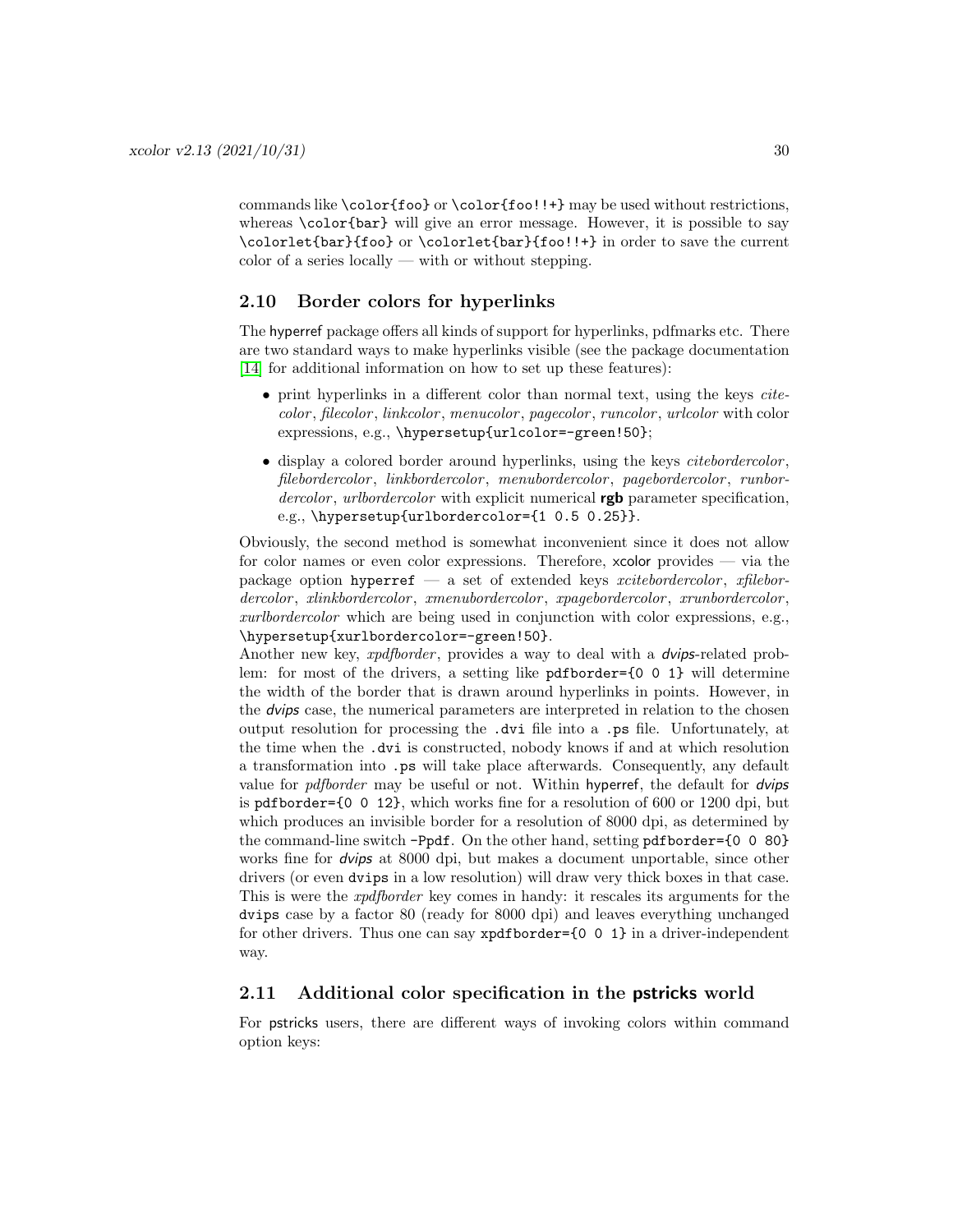commands like `\color{foo}` or `\color{foo!!+}` may be used without restrictions, whereas `\color{bar}` will give an error message. However, it is possible to say `\colorlet{bar}{foo}` or `\colorlet{bar}{foo!!+}` in order to save the current color of a series locally — with or without stepping.

## 2.10 Border colors for hyperlinks

The hyperref package offers all kinds of support for hyperlinks, pdfmarks etc. There are two standard ways to make hyperlinks visible (see the package documentation [14] for additional information on how to set up these features):

- print hyperlinks in a different color than normal text, using the keys *citecolor*, *filecolor*, *linkcolor*, *menucolor*, *pagecolor*, *runcolor*, *urlcolor* with color expressions, e.g., `\hypersetup{urlcolor=-green!50}`;
- display a colored border around hyperlinks, using the keys *citebordercolor*, *filebordercolor*, *linkbordercolor*, *menubordercolor*, *pagebordercolor*, *runbordercolor*, *urlbordercolor* with explicit numerical **rgb** parameter specification, e.g., `\hypersetup{urlbordercolor={1 0.5 0.25}}`.

Obviously, the second method is somewhat inconvenient since it does not allow for color names or even color expressions. Therefore, xcolor provides — via the package option `hyperref` — a set of extended keys *xcitebordercolor*, *xfilebordercolor*, *xlinkbordercolor*, *xmenubordercolor*, *xpagebordercolor*, *xrunbordercolor*, *xurlbordercolor* which are being used in conjunction with color expressions, e.g., `\hypersetup{xurlbordercolor=-green!50}`.
Another new key, *xpdfborder*, provides a way to deal with a *dvips*-related problem: for most of the drivers, a setting like `pdfborder={0 0 1}` will determine the width of the border that is drawn around hyperlinks in points. However, in the *dvips* case, the numerical parameters are interpreted in relation to the chosen output resolution for processing the `.dvi` file into a `.ps` file. Unfortunately, at the time when the `.dvi` is constructed, nobody knows if and at which resolution a transformation into `.ps` will take place afterwards. Consequently, any default value for *pdfborder* may be useful or not. Within hyperref, the default for *dvips* is `pdfborder={0 0 12}`, which works fine for a resolution of 600 or 1200 dpi, but which produces an invisible border for a resolution of 8000 dpi, as determined by the command-line switch `-Ppdf`. On the other hand, setting `pdfborder={0 0 80}` works fine for *dvips* at 8000 dpi, but makes a document unportable, since other drivers (or even `dvips` in a low resolution) will draw very thick boxes in that case. This is were the *xpdfborder* key comes in handy: it rescales its arguments for the `dvips` case by a factor 80 (ready for 8000 dpi) and leaves everything unchanged for other drivers. Thus one can say `xpdfborder={0 0 1}` in a driver-independent way.

## 2.11 Additional color specification in the pstricks world

For pstricks users, there are different ways of invoking colors within command option keys: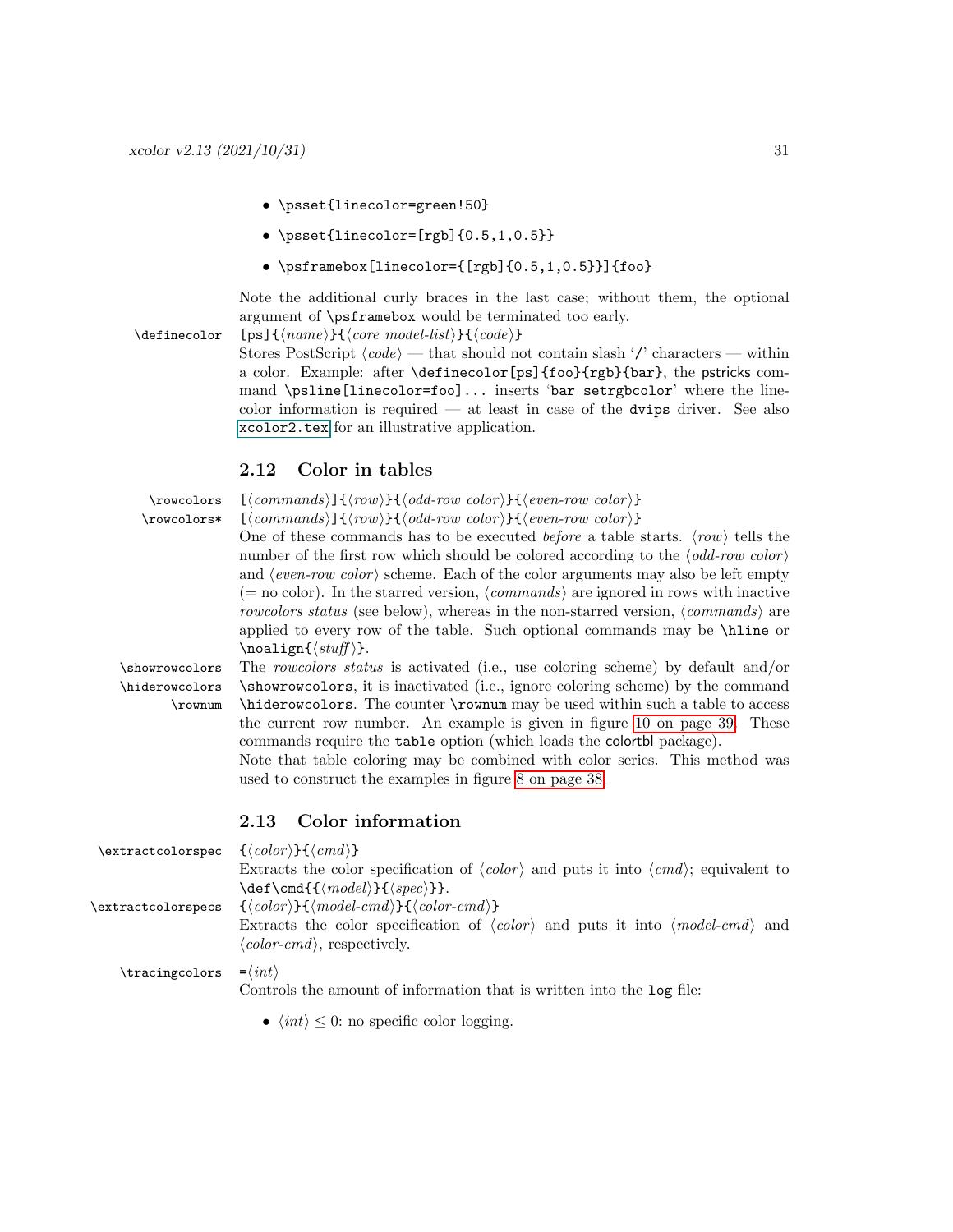- `\psset{linecolor=green!50}`
- `\psset{linecolor=[rgb]{0.5,1,0.5}}`
- `\psframebox[linecolor={[rgb]{0.5,1,0.5}}]{foo}`

Note the additional curly braces in the last case; without them, the optional argument of `\psframebox` would be terminated too early.

`\definecolor` `[ps]{⟨name⟩}{⟨core model-list⟩}{⟨code⟩}`
Stores PostScript ⟨*code*⟩ — that should not contain slash '/' characters — within a color. Example: after `\definecolor[ps]{foo}{rgb}{bar}`, the pstricks command `\psline[linecolor=foo]...` inserts '`bar setrgbcolor`' where the linecolor information is required — at least in case of the `dvips` driver. See also `xcolor2.tex` for an illustrative application.

## 2.12 Color in tables

`\rowcolors` `[⟨commands⟩]{⟨row⟩}{⟨odd-row color⟩}{⟨even-row color⟩}`
`\rowcolors*` `[⟨commands⟩]{⟨row⟩}{⟨odd-row color⟩}{⟨even-row color⟩}`
One of these commands has to be executed *before* a table starts. ⟨*row*⟩ tells the number of the first row which should be colored according to the ⟨*odd-row color*⟩ and ⟨*even-row color*⟩ scheme. Each of the color arguments may also be left empty (= no color). In the starred version, ⟨*commands*⟩ are ignored in rows with inactive *rowcolors status* (see below), whereas in the non-starred version, ⟨*commands*⟩ are applied to every row of the table. Such optional commands may be `\hline` or `\noalign{⟨stuff⟩}`.

`\showrowcolors` `\hiderowcolors` `\rownum`
The *rowcolors status* is activated (i.e., use coloring scheme) by default and/or `\showrowcolors`, it is inactivated (i.e., ignore coloring scheme) by the command `\hiderowcolors`. The counter `\rownum` may be used within such a table to access the current row number. An example is given in figure 10 on page 39. These commands require the `table` option (which loads the colortbl package).
Note that table coloring may be combined with color series. This method was used to construct the examples in figure 8 on page 38.

## 2.13 Color information

`\extractcolorspec` `{⟨color⟩}{⟨cmd⟩}`
Extracts the color specification of ⟨*color*⟩ and puts it into ⟨*cmd*⟩; equivalent to `\def\cmd{{⟨model⟩}{⟨spec⟩}}`.

`\extractcolorspecs` `{⟨color⟩}{⟨model-cmd⟩}{⟨color-cmd⟩}`
Extracts the color specification of ⟨*color*⟩ and puts it into ⟨*model-cmd*⟩ and ⟨*color-cmd*⟩, respectively.

`\tracingcolors` `=⟨int⟩`
Controls the amount of information that is written into the `log` file:

- ⟨*int*⟩ $\leq 0$: no specific color logging.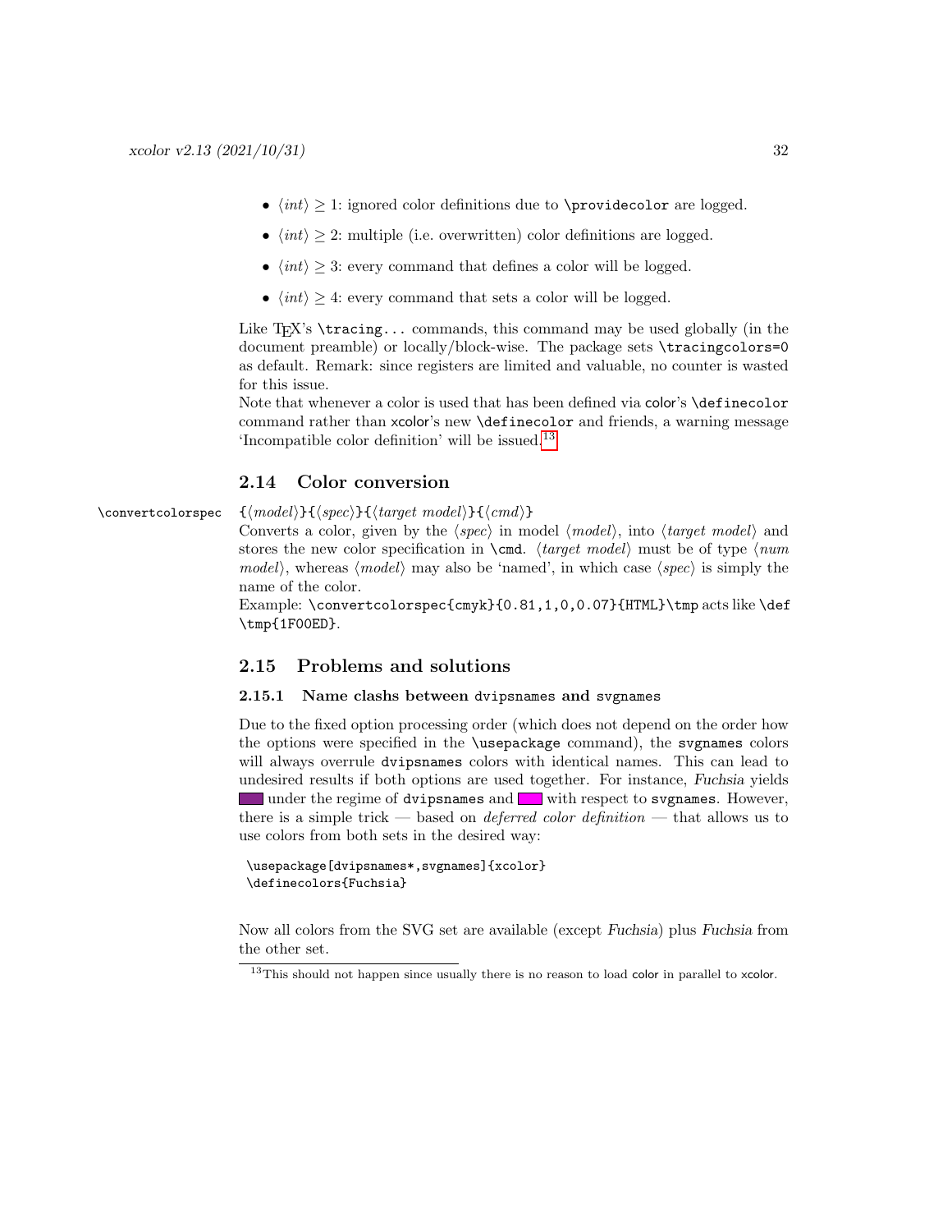- ⟨*int*⟩ ≥ 1: ignored color definitions due to `\providecolor` are logged.
- ⟨*int*⟩ ≥ 2: multiple (i.e. overwritten) color definitions are logged.
- ⟨*int*⟩ ≥ 3: every command that defines a color will be logged.
- ⟨*int*⟩ ≥ 4: every command that sets a color will be logged.

Like TEX's `\tracing...` commands, this command may be used globally (in the document preamble) or locally/block-wise. The package sets `\tracingcolors=0` as default. Remark: since registers are limited and valuable, no counter is wasted for this issue.

Note that whenever a color is used that has been defined via color's `\definecolor` command rather than xcolor's new `\definecolor` and friends, a warning message 'Incompatible color definition' will be issued.[13]

## 2.14 Color conversion

`\convertcolorspec` {⟨*model*⟩}{⟨*spec*⟩}{⟨*target model*⟩}{⟨*cmd*⟩}

Converts a color, given by the ⟨*spec*⟩ in model ⟨*model*⟩, into ⟨*target model*⟩ and stores the new color specification in `\cmd`. ⟨*target model*⟩ must be of type ⟨*num model*⟩, whereas ⟨*model*⟩ may also be 'named', in which case ⟨*spec*⟩ is simply the name of the color.

Example: `\convertcolorspec{cmyk}{0.81,1,0,0.07}{HTML}\tmp` acts like `\def \tmp{1F00ED}`.

## 2.15 Problems and solutions

### 2.15.1 Name clashs between dvipsnames and svgnames

Due to the fixed option processing order (which does not depend on the order how the options were specified in the `\usepackage` command), the `svgnames` colors will always overrule `dvipsnames` colors with identical names. This can lead to undesired results if both options are used together. For instance, Fuchsia yields ▬ under the regime of `dvipsnames` and ▬ with respect to `svgnames`. However, there is a simple trick — based on *deferred color definition* — that allows us to use colors from both sets in the desired way:

```
\usepackage[dvipsnames*,svgnames]{xcolor}
\definecolors{Fuchsia}
```

Now all colors from the SVG set are available (except Fuchsia) plus Fuchsia from the other set.

[13] This should not happen since usually there is no reason to load color in parallel to xcolor.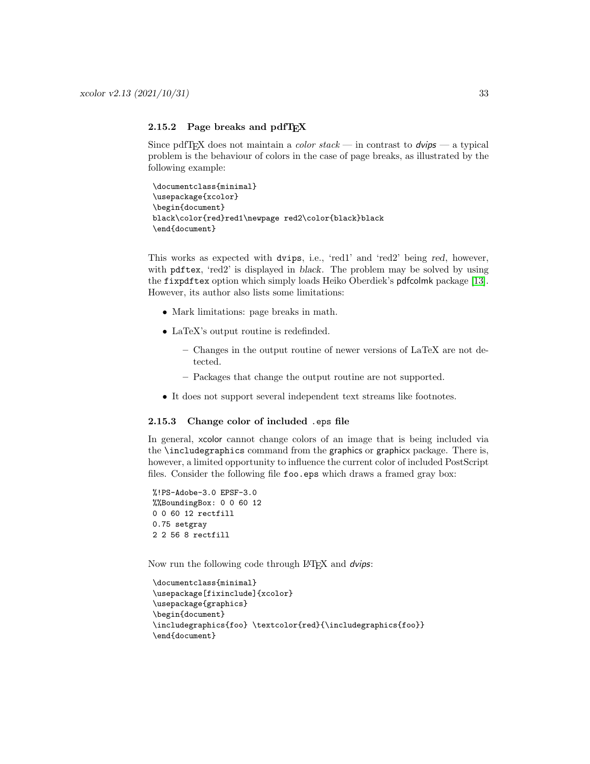### 2.15.2 Page breaks and pdfTeX

Since pdfTeX does not maintain a *color stack* — in contrast to *dvips* — a typical problem is the behaviour of colors in the case of page breaks, as illustrated by the following example:

```
\documentclass{minimal}
\usepackage{xcolor}
\begin{document}
black\color{red}red1\newpage red2\color{black}black
\end{document}
```

This works as expected with `dvips`, i.e., 'red1' and 'red2' being *red*, however, with `pdftex`, 'red2' is displayed in *black*. The problem may be solved by using the `fixpdftex` option which simply loads Heiko Oberdiek's pdfcolmk package [13]. However, its author also lists some limitations:

- Mark limitations: page breaks in math.
- LaTeX's output routine is redefinded.
  - Changes in the output routine of newer versions of LaTeX are not detected.
  - Packages that change the output routine are not supported.
- It does not support several independent text streams like footnotes.

### 2.15.3 Change color of included `.eps` file

In general, xcolor cannot change colors of an image that is being included via the `\includegraphics` command from the graphics or graphicx package. There is, however, a limited opportunity to influence the current color of included PostScript files. Consider the following file `foo.eps` which draws a framed gray box:

```
%!PS-Adobe-3.0 EPSF-3.0
%%BoundingBox: 0 0 60 12
0 0 60 12 rectfill
0.75 setgray
2 2 56 8 rectfill
```

Now run the following code through LaTeX and *dvips*:

```
\documentclass{minimal}
\usepackage[fixinclude]{xcolor}
\usepackage{graphics}
\begin{document}
\includegraphics{foo} \textcolor{red}{\includegraphics{foo}}
\end{document}
```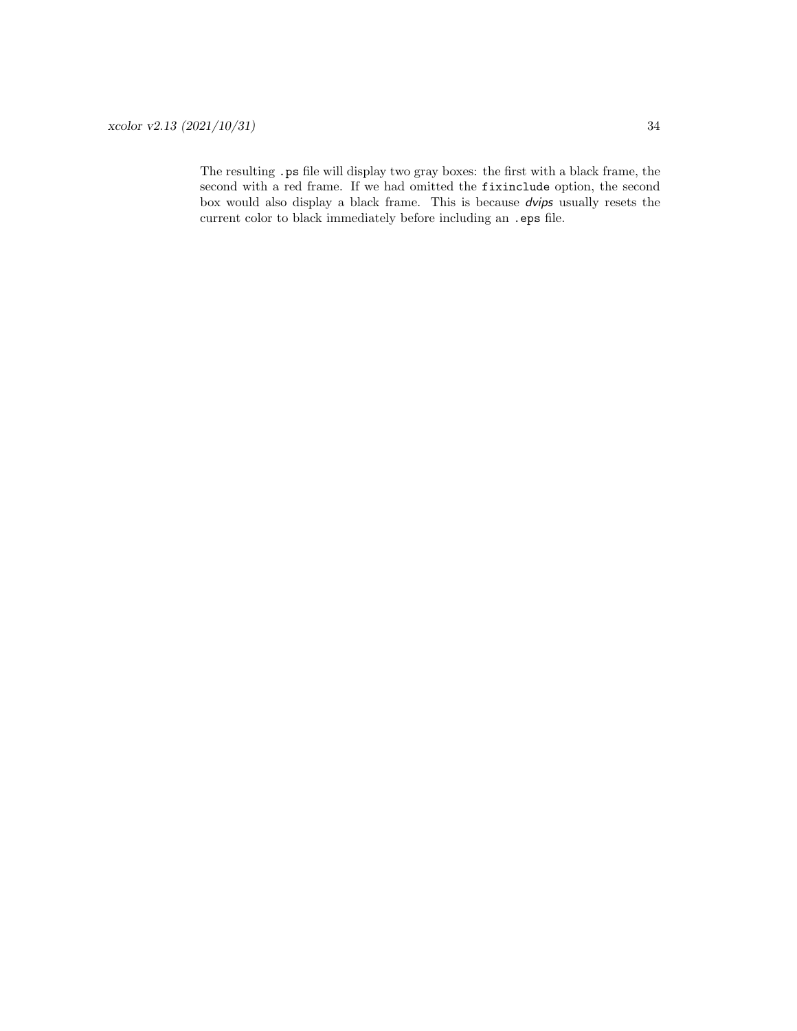The resulting `.ps` file will display two gray boxes: the first with a black frame, the second with a red frame. If we had omitted the `fixinclude` option, the second box would also display a black frame. This is because *dvips* usually resets the current color to black immediately before including an `.eps` file.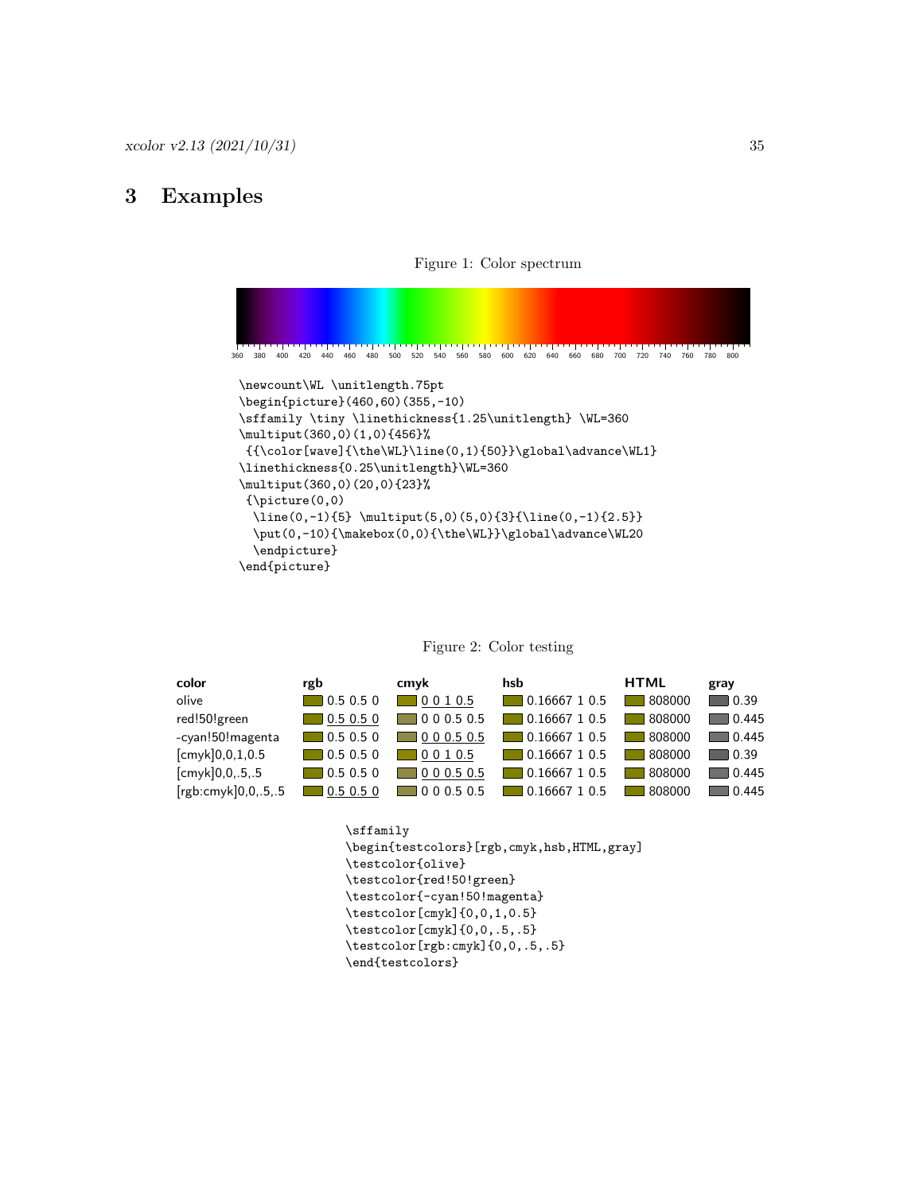# 3 Examples

Figure 1: Color spectrum

360 380 400 420 440 460 480 500 520 540 560 580 600 620 640 660 680 700 720 740 760 780 800

```
\newcount\WL \unitlength.75pt
\begin{picture}(460,60)(355,-10)
\sffamily \tiny \linethickness{1.25\unitlength} \WL=360
\multiput(360,0)(1,0){456}%
 {{\color[wave]{\the\WL}\line(0,1){50}}\global\advance\WL1}
\linethickness{0.25\unitlength}\WL=360
\multiput(360,0)(20,0){23}%
 {\picture(0,0)
  \line(0,-1){5} \multiput(5,0)(5,0){3}{\line(0,-1){2.5}}
  \put(0,-10){\makebox(0,0){\the\WL}}\global\advance\WL20
  \endpicture}
\end{picture}
```

Figure 2: Color testing

| **color** | **rgb** | **cmyk** | **hsb** | **HTML** | **gray** |
|---|---|---|---|---|---|
| olive | 0.5 0.5 0 | <u>0 0 1 0.5</u> | 0.16667 1 0.5 | 808000 | 0.39 |
| red!50!green | <u>0.5 0.5 0</u> | 0 0 0.5 0.5 | 0.16667 1 0.5 | 808000 | 0.445 |
| -cyan!50!magenta | 0.5 0.5 0 | <u>0 0 0.5 0.5</u> | 0.16667 1 0.5 | 808000 | 0.445 |
| [cmyk]0,0,1,0.5 | 0.5 0.5 0 | <u>0 0 1 0.5</u> | 0.16667 1 0.5 | 808000 | 0.39 |
| [cmyk]0,0,.5,.5 | 0.5 0.5 0 | <u>0 0 0.5 0.5</u> | 0.16667 1 0.5 | 808000 | 0.445 |
| [rgb:cmyk]0,0,.5,.5 | <u>0.5 0.5 0</u> | 0 0 0.5 0.5 | 0.16667 1 0.5 | 808000 | 0.445 |

```
\sffamily
\begin{testcolors}[rgb,cmyk,hsb,HTML,gray]
\testcolor{olive}
\testcolor{red!50!green}
\testcolor{-cyan!50!magenta}
\testcolor[cmyk]{0,0,1,0.5}
\testcolor[cmyk]{0,0,.5,.5}
\testcolor[rgb:cmyk]{0,0,.5,.5}
\end{testcolors}
```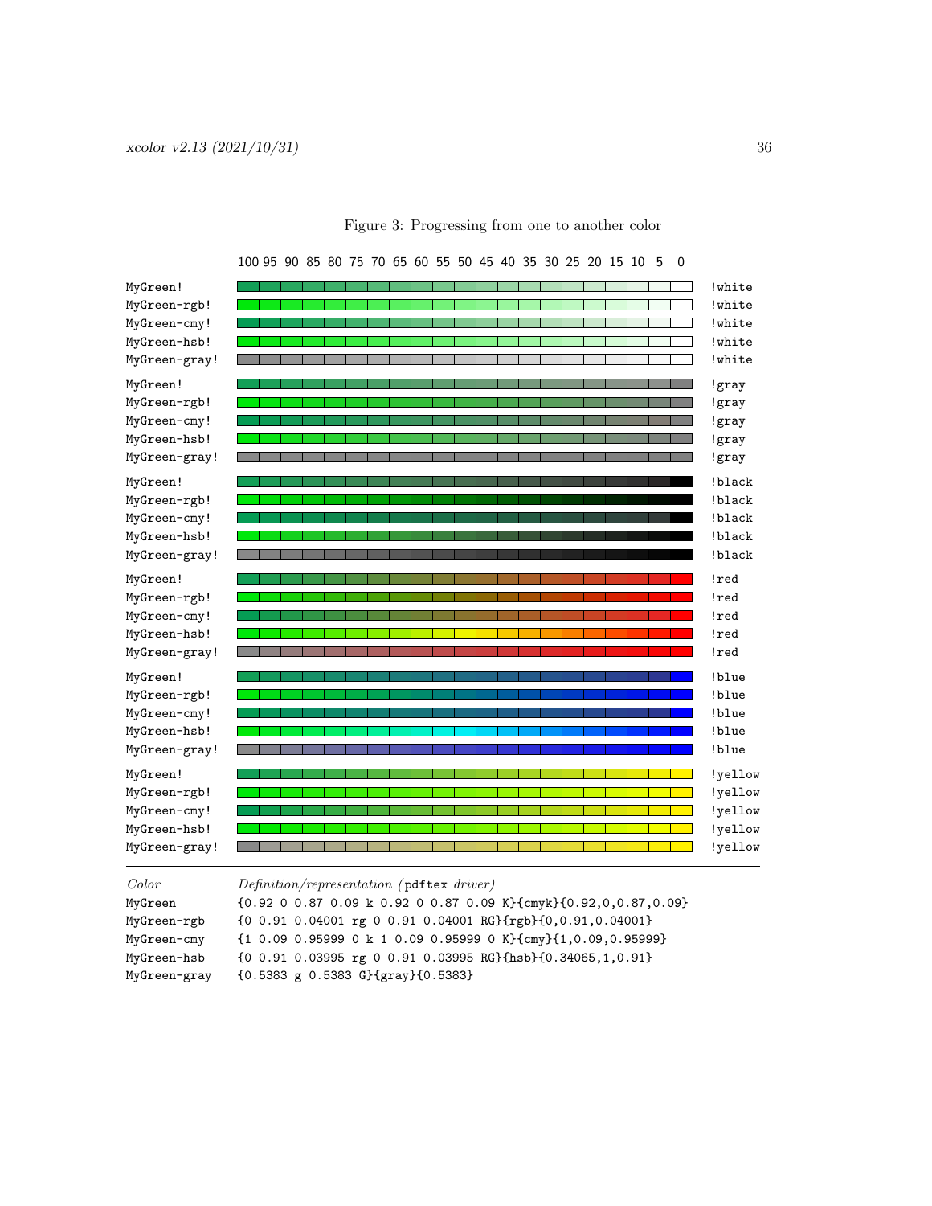Figure 3: Progressing from one to another color

| | 100 95 90 85 80 75 70 65 60 55 50 45 40 35 30 25 20 15 10 5 0 | |
|---|---|---|
| MyGreen! | | !white |
| MyGreen-rgb! | | !white |
| MyGreen-cmy! | | !white |
| MyGreen-hsb! | | !white |
| MyGreen-gray! | | !white |
| MyGreen! | | !gray |
| MyGreen-rgb! | | !gray |
| MyGreen-cmy! | | !gray |
| MyGreen-hsb! | | !gray |
| MyGreen-gray! | | !gray |
| MyGreen! | | !black |
| MyGreen-rgb! | | !black |
| MyGreen-cmy! | | !black |
| MyGreen-hsb! | | !black |
| MyGreen-gray! | | !black |
| MyGreen! | | !red |
| MyGreen-rgb! | | !red |
| MyGreen-cmy! | | !red |
| MyGreen-hsb! | | !red |
| MyGreen-gray! | | !red |
| MyGreen! | | !blue |
| MyGreen-rgb! | | !blue |
| MyGreen-cmy! | | !blue |
| MyGreen-hsb! | | !blue |
| MyGreen-gray! | | !blue |
| MyGreen! | | !yellow |
| MyGreen-rgb! | | !yellow |
| MyGreen-cmy! | | !yellow |
| MyGreen-hsb! | | !yellow |
| MyGreen-gray! | | !yellow |

| *Color* | *Definition/representation (*`pdftex` *driver)* |
|---|---|
| `MyGreen` | `{0.92 0 0.87 0.09 k 0.92 0 0.87 0.09 K}{cmyk}{0.92,0,0.87,0.09}` |
| `MyGreen-rgb` | `{0 0.91 0.04001 rg 0 0.91 0.04001 RG}{rgb}{0,0.91,0.04001}` |
| `MyGreen-cmy` | `{1 0.09 0.95999 0 k 1 0.09 0.95999 0 K}{cmy}{1,0.09,0.95999}` |
| `MyGreen-hsb` | `{0 0.91 0.03995 rg 0 0.91 0.03995 RG}{hsb}{0.34065,1,0.91}` |
| `MyGreen-gray` | `{0.5383 g 0.5383 G}{gray}{0.5383}` |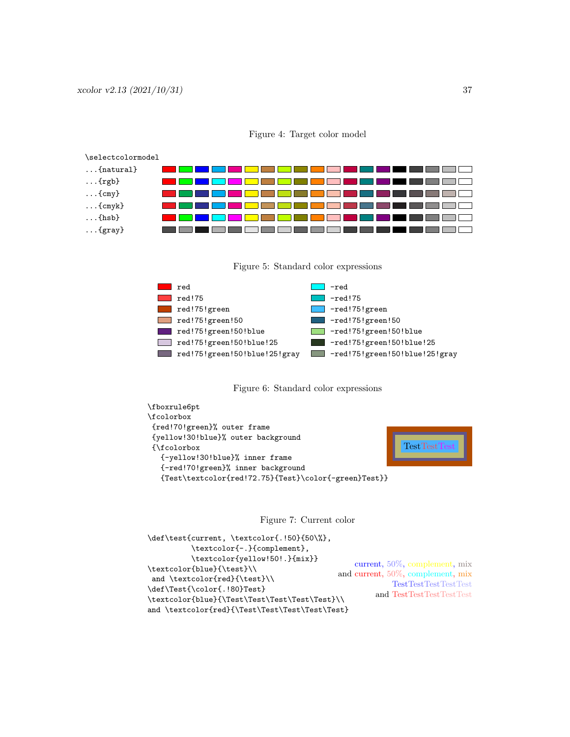Figure 4: Target color model

```
\selectcolormodel
...{natural}
...{rgb}
...{cmy}
...{cmyk}
...{hsb}
...{gray}
```

Figure 5: Standard color expressions

| | |
|---|---|
| `red` | `-red` |
| `red!75` | `-red!75` |
| `red!75!green` | `-red!75!green` |
| `red!75!green!50` | `-red!75!green!50` |
| `red!75!green!50!blue` | `-red!75!green!50!blue` |
| `red!75!green!50!blue!25` | `-red!75!green!50!blue!25` |
| `red!75!green!50!blue!25!gray` | `-red!75!green!50!blue!25!gray` |

Figure 6: Standard color expressions

```
\fboxrule6pt
\fcolorbox
 {red!70!green}% outer frame
 {yellow!30!blue}% outer background
 {\fcolorbox
   {-yellow!30!blue}% inner frame
   {-red!70!green}% inner background
   {Test\textcolor{red!72.75}{Test}\color{-green}Test}}
```

TestTestTest

Figure 7: Current color

```
\def\test{current, \textcolor{.!50}{50\%},
          \textcolor{-.}{complement},
          \textcolor{yellow!50!.}{mix}}
\textcolor{blue}{\test}\\
 and \textcolor{red}{\test}\\
\def\Test{\color{.!80}Test}
\textcolor{blue}{\Test\Test\Test\Test\Test}\\
and \textcolor{red}{\Test\Test\Test\Test\Test}
```

current, 50%, complement, mix
and current, 50%, complement, mix
TestTestTestTestTest
and TestTestTestTestTest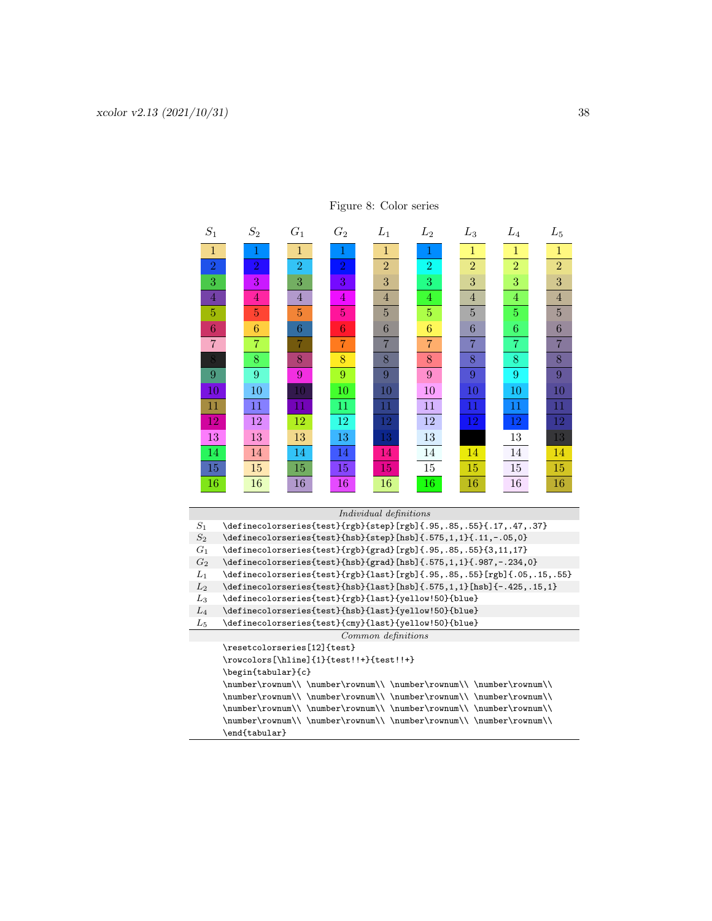Figure 8: Color series

| $S_1$ | $S_2$ | $G_1$ | $G_2$ | $L_1$ | $L_2$ | $L_3$ | $L_4$ | $L_5$ |
|---|---|---|---|---|---|---|---|---|
| 1 | 1 | 1 | 1 | 1 | 1 | 1 | 1 | 1 |
| 2 | 2 | 2 | 2 | 2 | 2 | 2 | 2 | 2 |
| 3 | 3 | 3 | 3 | 3 | 3 | 3 | 3 | 3 |
| 4 | 4 | 4 | 4 | 4 | 4 | 4 | 4 | 4 |
| 5 | 5 | 5 | 5 | 5 | 5 | 5 | 5 | 5 |
| 6 | 6 | 6 | 6 | 6 | 6 | 6 | 6 | 6 |
| 7 | 7 | 7 | 7 | 7 | 7 | 7 | 7 | 7 |
| 8 | 8 | 8 | 8 | 8 | 8 | 8 | 8 | 8 |
| 9 | 9 | 9 | 9 | 9 | 9 | 9 | 9 | 9 |
| 10 | 10 | 10 | 10 | 10 | 10 | 10 | 10 | 10 |
| 11 | 11 | 11 | 11 | 11 | 11 | 11 | 11 | 11 |
| 12 | 12 | 12 | 12 | 12 | 12 | 12 | 12 | 12 |
| 13 | 13 | 13 | 13 | 13 | 13 | | 13 | 13 |
| 14 | 14 | 14 | 14 | 14 | 14 | 14 | 14 | 14 |
| 15 | 15 | 15 | 15 | 15 | 15 | 15 | 15 | 15 |
| 16 | 16 | 16 | 16 | 16 | 16 | 16 | 16 | 16 |

| | *Individual definitions* |
|---|---|
| $S_1$ | `\definecolorseries{test}{rgb}{step}[rgb]{.95,.85,.55}{.17,.47,.37}` |
| $S_2$ | `\definecolorseries{test}{hsb}{step}[hsb]{.575,1,1}{.11,-.05,0}` |
| $G_1$ | `\definecolorseries{test}{rgb}{grad}[rgb]{.95,.85,.55}{3,11,17}` |
| $G_2$ | `\definecolorseries{test}{hsb}{grad}[hsb]{.575,1,1}{.987,-.234,0}` |
| $L_1$ | `\definecolorseries{test}{rgb}{last}[rgb]{.95,.85,.55}[rgb]{.05,.15,.55}` |
| $L_2$ | `\definecolorseries{test}{hsb}{last}[hsb]{.575,1,1}[hsb]{-.425,.15,1}` |
| $L_3$ | `\definecolorseries{test}{rgb}{last}{yellow!50}{blue}` |
| $L_4$ | `\definecolorseries{test}{hsb}{last}{yellow!50}{blue}` |
| $L_5$ | `\definecolorseries{test}{cmy}{last}{yellow!50}{blue}` |

*Common definitions*

```
\resetcolorseries[12]{test}
\rowcolors[\hline]{1}{test!!+}{test!!+}
\begin{tabular}{c}
\number\rownum\\ \number\rownum\\ \number\rownum\\ \number\rownum\\
\number\rownum\\ \number\rownum\\ \number\rownum\\ \number\rownum\\
\number\rownum\\ \number\rownum\\ \number\rownum\\ \number\rownum\\
\number\rownum\\ \number\rownum\\ \number\rownum\\ \number\rownum\\
\end{tabular}
```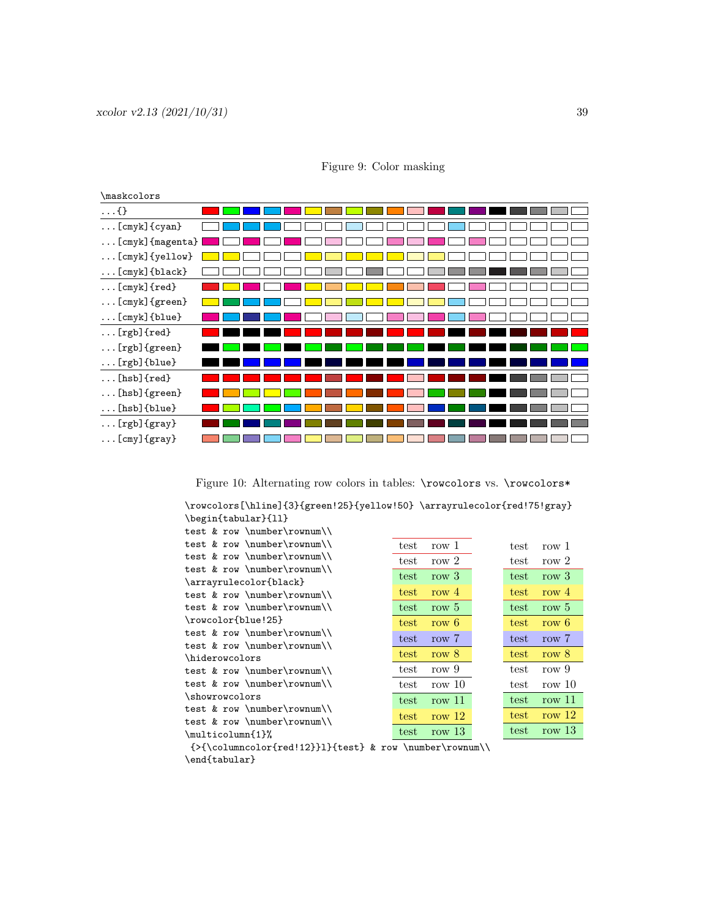Figure 9: Color masking

```
\maskcolors
...{}
...[cmyk]{cyan}
...[cmyk]{magenta}
...[cmyk]{yellow}
...[cmyk]{black}
...[cmyk]{red}
...[cmyk]{green}
...[cmyk]{blue}
...[rgb]{red}
...[rgb]{green}
...[rgb]{blue}
...[hsb]{red}
...[hsb]{green}
...[hsb]{blue}
...[rgb]{gray}
...[cmy]{gray}
```

Figure 10: Alternating row colors in tables: `\rowcolors` vs. `\rowcolors*`

```
\rowcolors[\hline]{3}{green!25}{yellow!50} \arrayrulecolor{red!75!gray}
\begin{tabular}{ll}
test & row \number\rownum\\
test & row \number\rownum\\
test & row \number\rownum\\
test & row \number\rownum\\
\arrayrulecolor{black}
test & row \number\rownum\\
test & row \number\rownum\\
\rowcolor{blue!25}
test & row \number\rownum\\
test & row \number\rownum\\
\hiderowcolors
test & row \number\rownum\\
test & row \number\rownum\\
\showrowcolors
test & row \number\rownum\\
test & row \number\rownum\\
\multicolumn{1}%
 {>{\columncolor{red!12}}l}{test} & row \number\rownum\\
\end{tabular}
```

| test | row 1 |
|---|---|
| test | row 2 |
| test | row 3 |
| test | row 4 |
| test | row 5 |
| test | row 6 |
| test | row 7 |
| test | row 8 |
| test | row 9 |
| test | row 10 |
| test | row 11 |
| test | row 12 |
| test | row 13 |

| test | row 1 |
|---|---|
| test | row 2 |
| test | row 3 |
| test | row 4 |
| test | row 5 |
| test | row 6 |
| test | row 7 |
| test | row 8 |
| test | row 9 |
| test | row 10 |
| test | row 11 |
| test | row 12 |
| test | row 13 |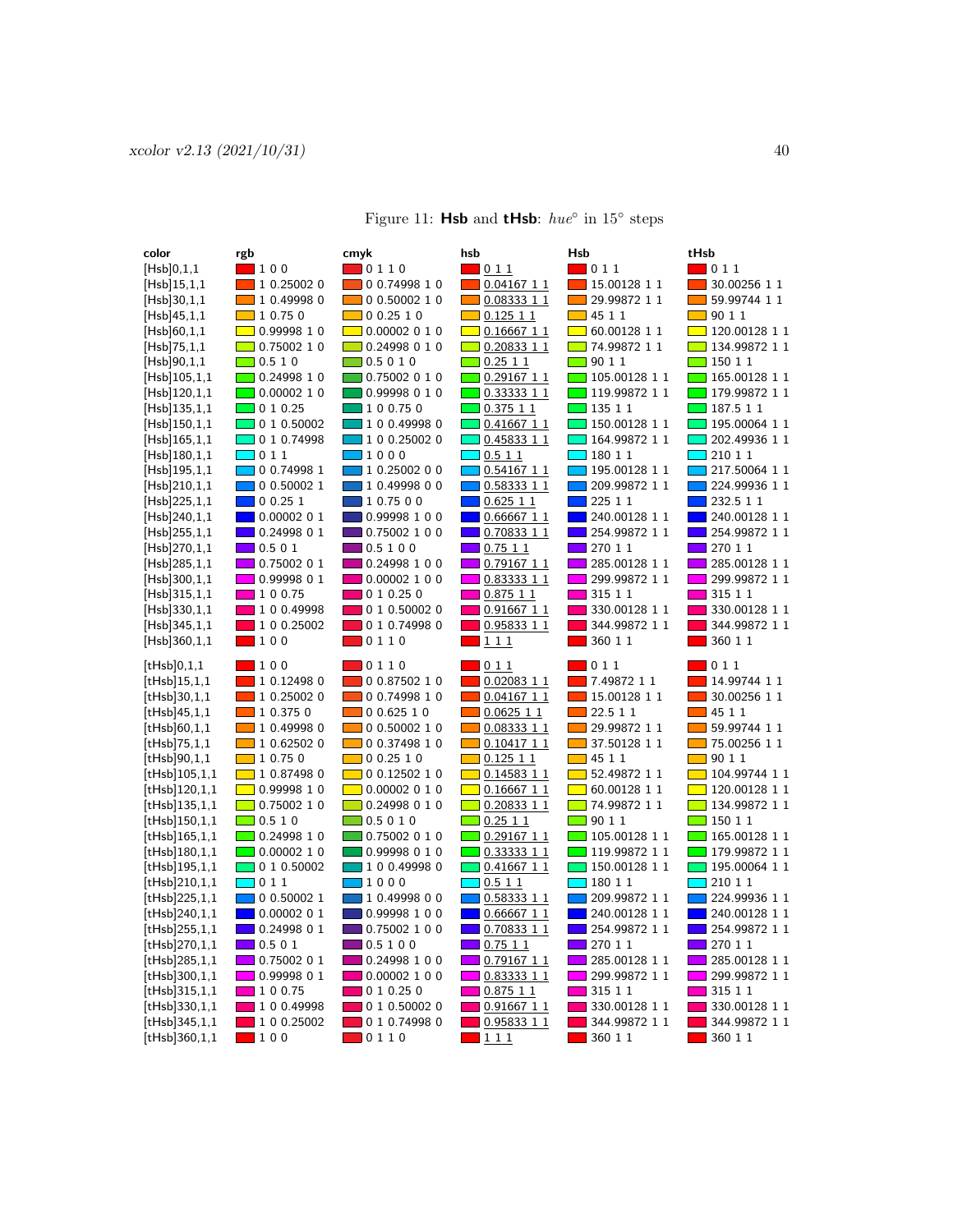Figure 11: **Hsb** and **tHsb**: $hue^{\circ}$ in $15^{\circ}$ steps

| color | rgb | cmyk | hsb | Hsb | tHsb |
|---|---|---|---|---|---|
| [Hsb]0,1,1 | 1 0 0 | 0 1 1 0 | 0 1 1 | 0 1 1 | 0 1 1 |
| [Hsb]15,1,1 | 1 0.25002 0 | 0 0.74998 1 0 | 0.04167 1 1 | 15.00128 1 1 | 30.00256 1 1 |
| [Hsb]30,1,1 | 1 0.49998 0 | 0 0.50002 1 0 | 0.08333 1 1 | 29.99872 1 1 | 59.99744 1 1 |
| [Hsb]45,1,1 | 1 0.75 0 | 0 0.25 1 0 | 0.125 1 1 | 45 1 1 | 90 1 1 |
| [Hsb]60,1,1 | 0.99998 1 0 | 0.00002 0 1 0 | 0.16667 1 1 | 60.00128 1 1 | 120.00128 1 1 |
| [Hsb]75,1,1 | 0.75002 1 0 | 0.24998 0 1 0 | 0.20833 1 1 | 74.99872 1 1 | 134.99872 1 1 |
| [Hsb]90,1,1 | 0.5 1 0 | 0.5 0 1 0 | 0.25 1 1 | 90 1 1 | 150 1 1 |
| [Hsb]105,1,1 | 0.24998 1 0 | 0.75002 0 1 0 | 0.29167 1 1 | 105.00128 1 1 | 165.00128 1 1 |
| [Hsb]120,1,1 | 0.00002 1 0 | 0.99998 0 1 0 | 0.33333 1 1 | 119.99872 1 1 | 179.99872 1 1 |
| [Hsb]135,1,1 | 0 1 0.25 | 1 0 0.75 0 | 0.375 1 1 | 135 1 1 | 187.5 1 1 |
| [Hsb]150,1,1 | 0 1 0.50002 | 1 0 0.49998 0 | 0.41667 1 1 | 150.00128 1 1 | 195.00064 1 1 |
| [Hsb]165,1,1 | 0 1 0.74998 | 1 0 0.25002 0 | 0.45833 1 1 | 164.99872 1 1 | 202.49936 1 1 |
| [Hsb]180,1,1 | 0 1 1 | 1 0 0 0 | 0.5 1 1 | 180 1 1 | 210 1 1 |
| [Hsb]195,1,1 | 0 0.74998 1 | 1 0.25002 0 0 | 0.54167 1 1 | 195.00128 1 1 | 217.50064 1 1 |
| [Hsb]210,1,1 | 0 0.50002 1 | 1 0.49998 0 0 | 0.58333 1 1 | 209.99872 1 1 | 224.99936 1 1 |
| [Hsb]225,1,1 | 0 0.25 1 | 1 0.75 0 0 | 0.625 1 1 | 225 1 1 | 232.5 1 1 |
| [Hsb]240,1,1 | 0.00002 0 1 | 0.99998 1 0 0 | 0.66667 1 1 | 240.00128 1 1 | 240.00128 1 1 |
| [Hsb]255,1,1 | 0.24998 0 1 | 0.75002 1 0 0 | 0.70833 1 1 | 254.99872 1 1 | 254.99872 1 1 |
| [Hsb]270,1,1 | 0.5 0 1 | 0.5 1 0 0 | 0.75 1 1 | 270 1 1 | 270 1 1 |
| [Hsb]285,1,1 | 0.75002 0 1 | 0.24998 1 0 0 | 0.79167 1 1 | 285.00128 1 1 | 285.00128 1 1 |
| [Hsb]300,1,1 | 0.99998 0 1 | 0.00002 1 0 0 | 0.83333 1 1 | 299.99872 1 1 | 299.99872 1 1 |
| [Hsb]315,1,1 | 1 0 0.75 | 0 1 0.25 0 | 0.875 1 1 | 315 1 1 | 315 1 1 |
| [Hsb]330,1,1 | 1 0 0.49998 | 0 1 0.50002 0 | 0.91667 1 1 | 330.00128 1 1 | 330.00128 1 1 |
| [Hsb]345,1,1 | 1 0 0.25002 | 0 1 0.74998 0 | 0.95833 1 1 | 344.99872 1 1 | 344.99872 1 1 |
| [Hsb]360,1,1 | 1 0 0 | 0 1 1 0 | 1 1 1 | 360 1 1 | 360 1 1 |
| [tHsb]0,1,1 | 1 0 0 | 0 1 1 0 | 0 1 1 | 0 1 1 | 0 1 1 |
| [tHsb]15,1,1 | 1 0.12498 0 | 0 0.87502 1 0 | 0.02083 1 1 | 7.49872 1 1 | 14.99744 1 1 |
| [tHsb]30,1,1 | 1 0.25002 0 | 0 0.74998 1 0 | 0.04167 1 1 | 15.00128 1 1 | 30.00256 1 1 |
| [tHsb]45,1,1 | 1 0.375 0 | 0 0.625 1 0 | 0.0625 1 1 | 22.5 1 1 | 45 1 1 |
| [tHsb]60,1,1 | 1 0.49998 0 | 0 0.50002 1 0 | 0.08333 1 1 | 29.99872 1 1 | 59.99744 1 1 |
| [tHsb]75,1,1 | 1 0.62502 0 | 0 0.37498 1 0 | 0.10417 1 1 | 37.50128 1 1 | 75.00256 1 1 |
| [tHsb]90,1,1 | 1 0.75 0 | 0 0.25 1 0 | 0.125 1 1 | 45 1 1 | 90 1 1 |
| [tHsb]105,1,1 | 1 0.87498 0 | 0 0.12502 1 0 | 0.14583 1 1 | 52.49872 1 1 | 104.99744 1 1 |
| [tHsb]120,1,1 | 0.99998 1 0 | 0.00002 0 1 0 | 0.16667 1 1 | 60.00128 1 1 | 120.00128 1 1 |
| [tHsb]135,1,1 | 0.75002 1 0 | 0.24998 0 1 0 | 0.20833 1 1 | 74.99872 1 1 | 134.99872 1 1 |
| [tHsb]150,1,1 | 0.5 1 0 | 0.5 0 1 0 | 0.25 1 1 | 90 1 1 | 150 1 1 |
| [tHsb]165,1,1 | 0.24998 1 0 | 0.75002 0 1 0 | 0.29167 1 1 | 105.00128 1 1 | 165.00128 1 1 |
| [tHsb]180,1,1 | 0.00002 1 0 | 0.99998 0 1 0 | 0.33333 1 1 | 119.99872 1 1 | 179.99872 1 1 |
| [tHsb]195,1,1 | 0 1 0.50002 | 1 0 0.49998 0 | 0.41667 1 1 | 150.00128 1 1 | 195.00064 1 1 |
| [tHsb]210,1,1 | 0 1 1 | 1 0 0 0 | 0.5 1 1 | 180 1 1 | 210 1 1 |
| [tHsb]225,1,1 | 0 0.50002 1 | 1 0.49998 0 0 | 0.58333 1 1 | 209.99872 1 1 | 224.99936 1 1 |
| [tHsb]240,1,1 | 0.00002 0 1 | 0.99998 1 0 0 | 0.66667 1 1 | 240.00128 1 1 | 240.00128 1 1 |
| [tHsb]255,1,1 | 0.24998 0 1 | 0.75002 1 0 0 | 0.70833 1 1 | 254.99872 1 1 | 254.99872 1 1 |
| [tHsb]270,1,1 | 0.5 0 1 | 0.5 1 0 0 | 0.75 1 1 | 270 1 1 | 270 1 1 |
| [tHsb]285,1,1 | 0.75002 0 1 | 0.24998 1 0 0 | 0.79167 1 1 | 285.00128 1 1 | 285.00128 1 1 |
| [tHsb]300,1,1 | 0.99998 0 1 | 0.00002 1 0 0 | 0.83333 1 1 | 299.99872 1 1 | 299.99872 1 1 |
| [tHsb]315,1,1 | 1 0 0.75 | 0 1 0.25 0 | 0.875 1 1 | 315 1 1 | 315 1 1 |
| [tHsb]330,1,1 | 1 0 0.49998 | 0 1 0.50002 0 | 0.91667 1 1 | 330.00128 1 1 | 330.00128 1 1 |
| [tHsb]345,1,1 | 1 0 0.25002 | 0 1 0.74998 0 | 0.95833 1 1 | 344.99872 1 1 | 344.99872 1 1 |
| [tHsb]360,1,1 | 1 0 0 | 0 1 1 0 | 1 1 1 | 360 1 1 | 360 1 1 |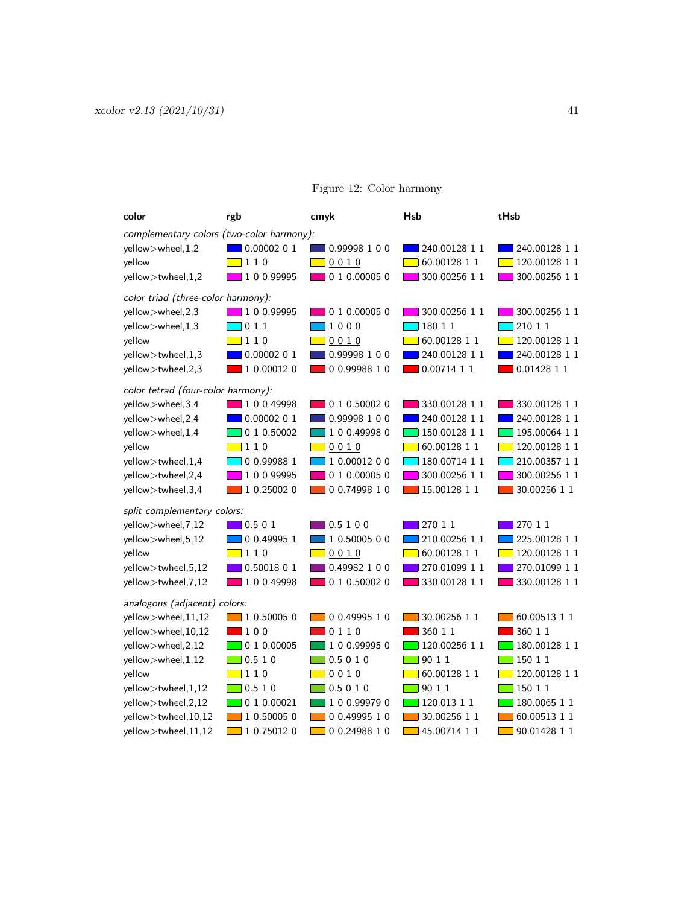Figure 12: Color harmony

| color | rgb | cmyk | Hsb | tHsb |
|---|---|---|---|---|
| *complementary colors (two-color harmony):* | | | | |
| yellow>wheel,1,2 | 0.00002 0 1 | 0.99998 1 0 0 | 240.00128 1 1 | 240.00128 1 1 |
| yellow | 1 1 0 | 0 0 1 0 | 60.00128 1 1 | 120.00128 1 1 |
| yellow>twheel,1,2 | 1 0 0.99995 | 0 1 0.00005 0 | 300.00256 1 1 | 300.00256 1 1 |
| *color triad (three-color harmony):* | | | | |
| yellow>wheel,2,3 | 1 0 0.99995 | 0 1 0.00005 0 | 300.00256 1 1 | 300.00256 1 1 |
| yellow>wheel,1,3 | 0 1 1 | 1 0 0 0 | 180 1 1 | 210 1 1 |
| yellow | 1 1 0 | 0 0 1 0 | 60.00128 1 1 | 120.00128 1 1 |
| yellow>twheel,1,3 | 0.00002 0 1 | 0.99998 1 0 0 | 240.00128 1 1 | 240.00128 1 1 |
| yellow>twheel,2,3 | 1 0.00012 0 | 0 0.99988 1 0 | 0.00714 1 1 | 0.01428 1 1 |
| *color tetrad (four-color harmony):* | | | | |
| yellow>wheel,3,4 | 1 0 0.49998 | 0 1 0.50002 0 | 330.00128 1 1 | 330.00128 1 1 |
| yellow>wheel,2,4 | 0.00002 0 1 | 0.99998 1 0 0 | 240.00128 1 1 | 240.00128 1 1 |
| yellow>wheel,1,4 | 0 1 0.50002 | 1 0 0.49998 0 | 150.00128 1 1 | 195.00064 1 1 |
| yellow | 1 1 0 | 0 0 1 0 | 60.00128 1 1 | 120.00128 1 1 |
| yellow>twheel,1,4 | 0 0.99988 1 | 1 0.00012 0 0 | 180.00714 1 1 | 210.00357 1 1 |
| yellow>twheel,2,4 | 1 0 0.99995 | 0 1 0.00005 0 | 300.00256 1 1 | 300.00256 1 1 |
| yellow>twheel,3,4 | 1 0.25002 0 | 0 0.74998 1 0 | 15.00128 1 1 | 30.00256 1 1 |
| *split complementary colors:* | | | | |
| yellow>wheel,7,12 | 0.5 0 1 | 0.5 1 0 0 | 270 1 1 | 270 1 1 |
| yellow>wheel,5,12 | 0 0.49995 1 | 1 0.50005 0 0 | 210.00256 1 1 | 225.00128 1 1 |
| yellow | 1 1 0 | 0 0 1 0 | 60.00128 1 1 | 120.00128 1 1 |
| yellow>twheel,5,12 | 0.50018 0 1 | 0.49982 1 0 0 | 270.01099 1 1 | 270.01099 1 1 |
| yellow>twheel,7,12 | 1 0 0.49998 | 0 1 0.50002 0 | 330.00128 1 1 | 330.00128 1 1 |
| *analogous (adjacent) colors:* | | | | |
| yellow>wheel,11,12 | 1 0.50005 0 | 0 0.49995 1 0 | 30.00256 1 1 | 60.00513 1 1 |
| yellow>wheel,10,12 | 1 0 0 | 0 1 1 0 | 360 1 1 | 360 1 1 |
| yellow>wheel,2,12 | 0 1 0.00005 | 1 0 0.99995 0 | 120.00256 1 1 | 180.00128 1 1 |
| yellow>wheel,1,12 | 0.5 1 0 | 0.5 0 1 0 | 90 1 1 | 150 1 1 |
| yellow | 1 1 0 | 0 0 1 0 | 60.00128 1 1 | 120.00128 1 1 |
| yellow>twheel,1,12 | 0.5 1 0 | 0.5 0 1 0 | 90 1 1 | 150 1 1 |
| yellow>twheel,2,12 | 0 1 0.00021 | 1 0 0.99979 0 | 120.013 1 1 | 180.0065 1 1 |
| yellow>twheel,10,12 | 1 0.50005 0 | 0 0.49995 1 0 | 30.00256 1 1 | 60.00513 1 1 |
| yellow>twheel,11,12 | 1 0.75012 0 | 0 0.24988 1 0 | 45.00714 1 1 | 90.01428 1 1 |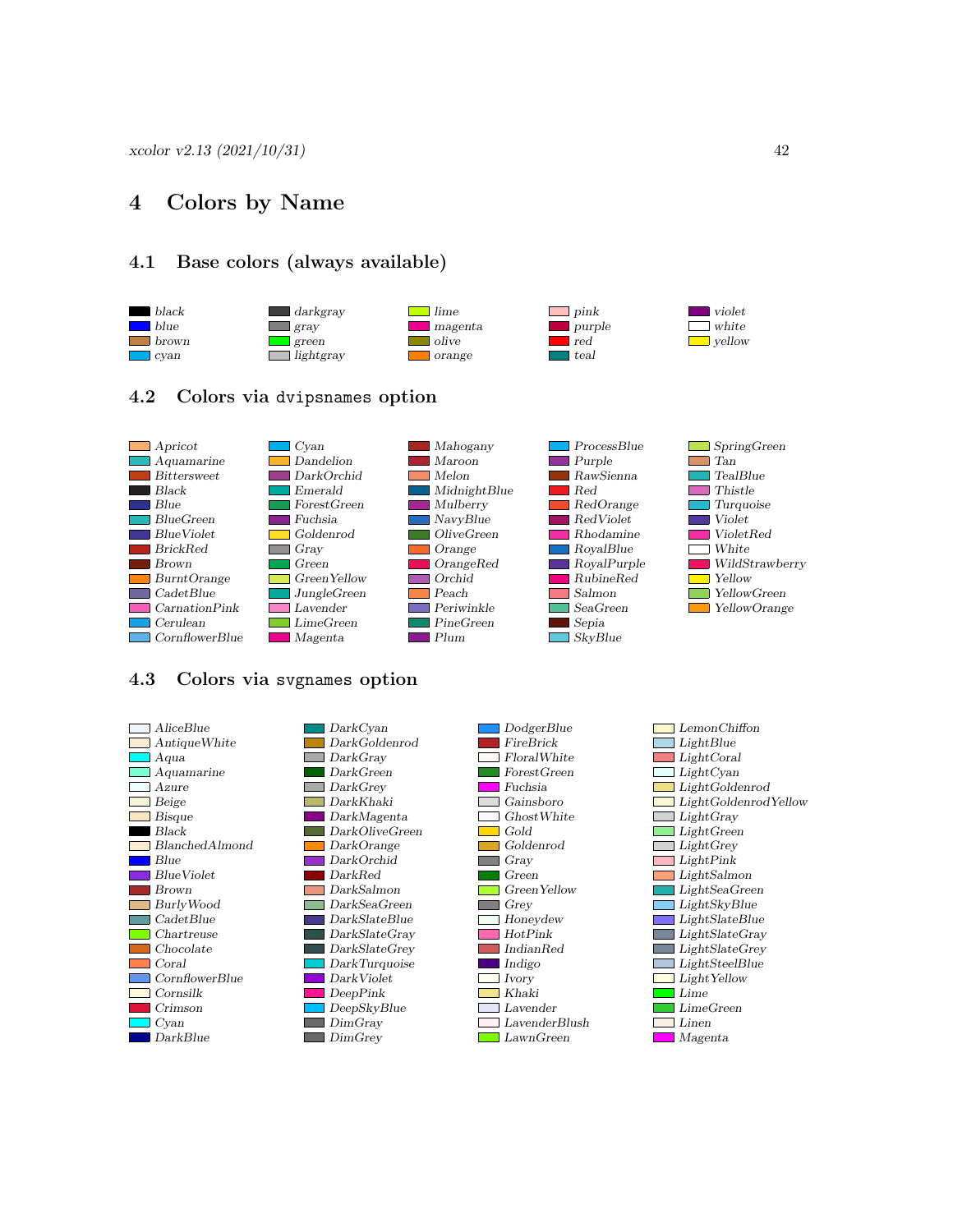# 4 Colors by Name

## 4.1 Base colors (always available)

| | | | | |
|---|---|---|---|---|
| *black* | *darkgray* | *lime* | *pink* | *violet* |
| *blue* | *gray* | *magenta* | *purple* | *white* |
| *brown* | *green* | *olive* | *red* | *yellow* |
| *cyan* | *lightgray* | *orange* | *teal* | |

## 4.2 Colors via `dvipsnames` option

| | | | | |
|---|---|---|---|---|
| *Apricot* | *Cyan* | *Mahogany* | *ProcessBlue* | *SpringGreen* |
| *Aquamarine* | *Dandelion* | *Maroon* | *Purple* | *Tan* |
| *Bittersweet* | *DarkOrchid* | *Melon* | *RawSienna* | *TealBlue* |
| *Black* | *Emerald* | *MidnightBlue* | *Red* | *Thistle* |
| *Blue* | *ForestGreen* | *Mulberry* | *RedOrange* | *Turquoise* |
| *BlueGreen* | *Fuchsia* | *NavyBlue* | *RedViolet* | *Violet* |
| *BlueViolet* | *Goldenrod* | *OliveGreen* | *Rhodamine* | *VioletRed* |
| *BrickRed* | *Gray* | *Orange* | *RoyalBlue* | *White* |
| *Brown* | *Green* | *OrangeRed* | *RoyalPurple* | *WildStrawberry* |
| *BurntOrange* | *GreenYellow* | *Orchid* | *RubineRed* | *Yellow* |
| *CadetBlue* | *JungleGreen* | *Peach* | *Salmon* | *YellowGreen* |
| *CarnationPink* | *Lavender* | *Periwinkle* | *SeaGreen* | *YellowOrange* |
| *Cerulean* | *LimeGreen* | *PineGreen* | *Sepia* | |
| *CornflowerBlue* | *Magenta* | *Plum* | *SkyBlue* | |

## 4.3 Colors via `svgnames` option

| | | | |
|---|---|---|---|
| *AliceBlue* | *DarkCyan* | *DodgerBlue* | *LemonChiffon* |
| *AntiqueWhite* | *DarkGoldenrod* | *FireBrick* | *LightBlue* |
| *Aqua* | *DarkGray* | *FloralWhite* | *LightCoral* |
| *Aquamarine* | *DarkGreen* | *ForestGreen* | *LightCyan* |
| *Azure* | *DarkGrey* | *Fuchsia* | *LightGoldenrod* |
| *Beige* | *DarkKhaki* | *Gainsboro* | *LightGoldenrodYellow* |
| *Bisque* | *DarkMagenta* | *GhostWhite* | *LightGray* |
| *Black* | *DarkOliveGreen* | *Gold* | *LightGreen* |
| *BlanchedAlmond* | *DarkOrange* | *Goldenrod* | *LightGrey* |
| *Blue* | *DarkOrchid* | *Gray* | *LightPink* |
| *BlueViolet* | *DarkRed* | *Green* | *LightSalmon* |
| *Brown* | *DarkSalmon* | *GreenYellow* | *LightSeaGreen* |
| *BurlyWood* | *DarkSeaGreen* | *Grey* | *LightSkyBlue* |
| *CadetBlue* | *DarkSlateBlue* | *Honeydew* | *LightSlateBlue* |
| *Chartreuse* | *DarkSlateGray* | *HotPink* | *LightSlateGray* |
| *Chocolate* | *DarkSlateGrey* | *IndianRed* | *LightSlateGrey* |
| *Coral* | *DarkTurquoise* | *Indigo* | *LightSteelBlue* |
| *CornflowerBlue* | *DarkViolet* | *Ivory* | *LightYellow* |
| *Cornsilk* | *DeepPink* | *Khaki* | *Lime* |
| *Crimson* | *DeepSkyBlue* | *Lavender* | *LimeGreen* |
| *Cyan* | *DimGray* | *LavenderBlush* | *Linen* |
| *DarkBlue* | *DimGrey* | *LawnGreen* | *Magenta* |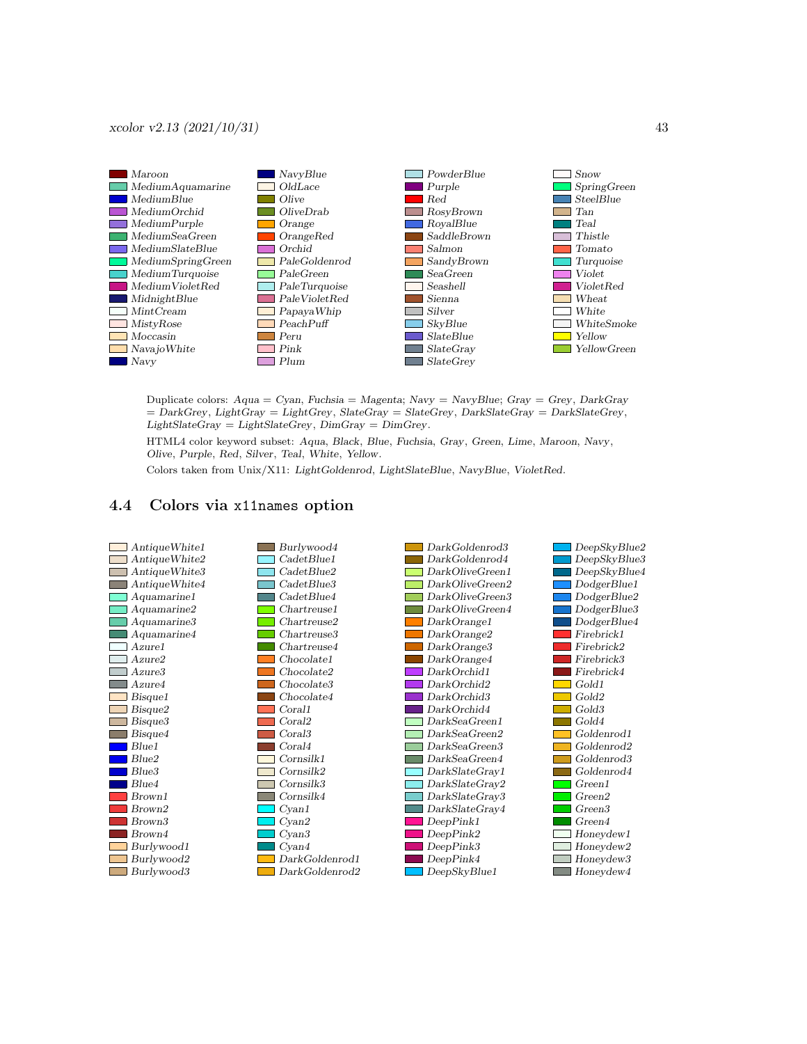| | | | |
|---|---|---|---|
| *Maroon* | *NavyBlue* | *PowderBlue* | *Snow* |
| *MediumAquamarine* | *OldLace* | *Purple* | *SpringGreen* |
| *MediumBlue* | *Olive* | *Red* | *SteelBlue* |
| *MediumOrchid* | *OliveDrab* | *RosyBrown* | *Tan* |
| *MediumPurple* | *Orange* | *RoyalBlue* | *Teal* |
| *MediumSeaGreen* | *OrangeRed* | *SaddleBrown* | *Thistle* |
| *MediumSlateBlue* | *Orchid* | *Salmon* | *Tomato* |
| *MediumSpringGreen* | *PaleGoldenrod* | *SandyBrown* | *Turquoise* |
| *MediumTurquoise* | *PaleGreen* | *SeaGreen* | *Violet* |
| *MediumVioletRed* | *PaleTurquoise* | *Seashell* | *VioletRed* |
| *MidnightBlue* | *PaleVioletRed* | *Sienna* | *Wheat* |
| *MintCream* | *PapayaWhip* | *Silver* | *White* |
| *MistyRose* | *PeachPuff* | *SkyBlue* | *WhiteSmoke* |
| *Moccasin* | *Peru* | *SlateBlue* | *Yellow* |
| *NavajoWhite* | *Pink* | *SlateGray* | *YellowGreen* |
| *Navy* | *Plum* | *SlateGrey* | |

Duplicate colors: *Aqua* = *Cyan*, *Fuchsia* = *Magenta*; *Navy* = *NavyBlue*; *Gray* = *Grey*, *DarkGray* = *DarkGrey*, *LightGray* = *LightGrey*, *SlateGray* = *SlateGrey*, *DarkSlateGray* = *DarkSlateGrey*, *LightSlateGray* = *LightSlateGrey*, *DimGray* = *DimGrey*.

HTML4 color keyword subset: *Aqua*, *Black*, *Blue*, *Fuchsia*, *Gray*, *Green*, *Lime*, *Maroon*, *Navy*, *Olive*, *Purple*, *Red*, *Silver*, *Teal*, *White*, *Yellow*.

Colors taken from Unix/X11: *LightGoldenrod*, *LightSlateBlue*, *NavyBlue*, *VioletRed*.

## 4.4 Colors via `x11names` option

| | | | |
|---|---|---|---|
| *AntiqueWhite1* | *Burlywood4* | *DarkGoldenrod3* | *DeepSkyBlue2* |
| *AntiqueWhite2* | *CadetBlue1* | *DarkGoldenrod4* | *DeepSkyBlue3* |
| *AntiqueWhite3* | *CadetBlue2* | *DarkOliveGreen1* | *DeepSkyBlue4* |
| *AntiqueWhite4* | *CadetBlue3* | *DarkOliveGreen2* | *DodgerBlue1* |
| *Aquamarine1* | *CadetBlue4* | *DarkOliveGreen3* | *DodgerBlue2* |
| *Aquamarine2* | *Chartreuse1* | *DarkOliveGreen4* | *DodgerBlue3* |
| *Aquamarine3* | *Chartreuse2* | *DarkOrange1* | *DodgerBlue4* |
| *Aquamarine4* | *Chartreuse3* | *DarkOrange2* | *Firebrick1* |
| *Azure1* | *Chartreuse4* | *DarkOrange3* | *Firebrick2* |
| *Azure2* | *Chocolate1* | *DarkOrange4* | *Firebrick3* |
| *Azure3* | *Chocolate2* | *DarkOrchid1* | *Firebrick4* |
| *Azure4* | *Chocolate3* | *DarkOrchid2* | *Gold1* |
| *Bisque1* | *Chocolate4* | *DarkOrchid3* | *Gold2* |
| *Bisque2* | *Coral1* | *DarkOrchid4* | *Gold3* |
| *Bisque3* | *Coral2* | *DarkSeaGreen1* | *Gold4* |
| *Bisque4* | *Coral3* | *DarkSeaGreen2* | *Goldenrod1* |
| *Blue1* | *Coral4* | *DarkSeaGreen3* | *Goldenrod2* |
| *Blue2* | *Cornsilk1* | *DarkSeaGreen4* | *Goldenrod3* |
| *Blue3* | *Cornsilk2* | *DarkSlateGray1* | *Goldenrod4* |
| *Blue4* | *Cornsilk3* | *DarkSlateGray2* | *Green1* |
| *Brown1* | *Cornsilk4* | *DarkSlateGray3* | *Green2* |
| *Brown2* | *Cyan1* | *DarkSlateGray4* | *Green3* |
| *Brown3* | *Cyan2* | *DeepPink1* | *Green4* |
| *Brown4* | *Cyan3* | *DeepPink2* | *Honeydew1* |
| *Burlywood1* | *Cyan4* | *DeepPink3* | *Honeydew2* |
| *Burlywood2* | *DarkGoldenrod1* | *DeepPink4* | *Honeydew3* |
| *Burlywood3* | *DarkGoldenrod2* | *DeepSkyBlue1* | *Honeydew4* |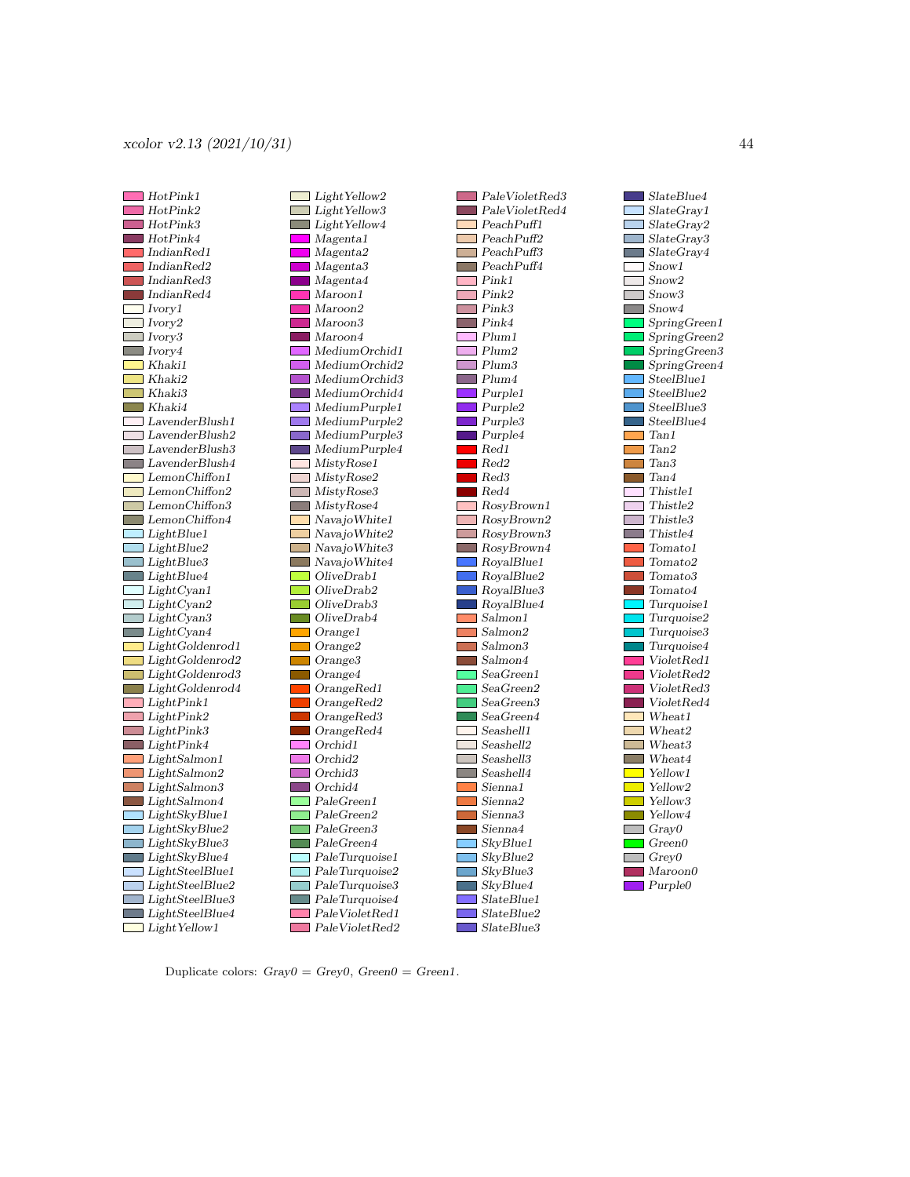*HotPink1*
*HotPink2*
*HotPink3*
*HotPink4*
*IndianRed1*
*IndianRed2*
*IndianRed3*
*IndianRed4*
*Ivory1*
*Ivory2*
*Ivory3*
*Ivory4*
*Khaki1*
*Khaki2*
*Khaki3*
*Khaki4*
*LavenderBlush1*
*LavenderBlush2*
*LavenderBlush3*
*LavenderBlush4*
*LemonChiffon1*
*LemonChiffon2*
*LemonChiffon3*
*LemonChiffon4*
*LightBlue1*
*LightBlue2*
*LightBlue3*
*LightBlue4*
*LightCyan1*
*LightCyan2*
*LightCyan3*
*LightCyan4*
*LightGoldenrod1*
*LightGoldenrod2*
*LightGoldenrod3*
*LightGoldenrod4*
*LightPink1*
*LightPink2*
*LightPink3*
*LightPink4*
*LightSalmon1*
*LightSalmon2*
*LightSalmon3*
*LightSalmon4*
*LightSkyBlue1*
*LightSkyBlue2*
*LightSkyBlue3*
*LightSkyBlue4*
*LightSteelBlue1*
*LightSteelBlue2*
*LightSteelBlue3*
*LightSteelBlue4*
*LightYellow1*
*LightYellow2*
*LightYellow3*
*LightYellow4*
*Magenta1*
*Magenta2*
*Magenta3*
*Magenta4*
*Maroon1*
*Maroon2*
*Maroon3*
*Maroon4*
*MediumOrchid1*
*MediumOrchid2*
*MediumOrchid3*
*MediumOrchid4*
*MediumPurple1*
*MediumPurple2*
*MediumPurple3*
*MediumPurple4*
*MistyRose1*
*MistyRose2*
*MistyRose3*
*MistyRose4*
*NavajoWhite1*
*NavajoWhite2*
*NavajoWhite3*
*NavajoWhite4*
*OliveDrab1*
*OliveDrab2*
*OliveDrab3*
*OliveDrab4*
*Orange1*
*Orange2*
*Orange3*
*Orange4*
*OrangeRed1*
*OrangeRed2*
*OrangeRed3*
*OrangeRed4*
*Orchid1*
*Orchid2*
*Orchid3*
*Orchid4*
*PaleGreen1*
*PaleGreen2*
*PaleGreen3*
*PaleGreen4*
*PaleTurquoise1*
*PaleTurquoise2*
*PaleTurquoise3*
*PaleTurquoise4*
*PaleVioletRed1*
*PaleVioletRed2*
*PaleVioletRed3*
*PaleVioletRed4*
*PeachPuff1*
*PeachPuff2*
*PeachPuff3*
*PeachPuff4*
*Pink1*
*Pink2*
*Pink3*
*Pink4*
*Plum1*
*Plum2*
*Plum3*
*Plum4*
*Purple1*
*Purple2*
*Purple3*
*Purple4*
*Red1*
*Red2*
*Red3*
*Red4*
*RosyBrown1*
*RosyBrown2*
*RosyBrown3*
*RosyBrown4*
*RoyalBlue1*
*RoyalBlue2*
*RoyalBlue3*
*RoyalBlue4*
*Salmon1*
*Salmon2*
*Salmon3*
*Salmon4*
*SeaGreen1*
*SeaGreen2*
*SeaGreen3*
*SeaGreen4*
*Seashell1*
*Seashell2*
*Seashell3*
*Seashell4*
*Sienna1*
*Sienna2*
*Sienna3*
*Sienna4*
*SkyBlue1*
*SkyBlue2*
*SkyBlue3*
*SkyBlue4*
*SlateBlue1*
*SlateBlue2*
*SlateBlue3*
*SlateBlue4*
*SlateGray1*
*SlateGray2*
*SlateGray3*
*SlateGray4*
*Snow1*
*Snow2*
*Snow3*
*Snow4*
*SpringGreen1*
*SpringGreen2*
*SpringGreen3*
*SpringGreen4*
*SteelBlue1*
*SteelBlue2*
*SteelBlue3*
*SteelBlue4*
*Tan1*
*Tan2*
*Tan3*
*Tan4*
*Thistle1*
*Thistle2*
*Thistle3*
*Thistle4*
*Tomato1*
*Tomato2*
*Tomato3*
*Tomato4*
*Turquoise1*
*Turquoise2*
*Turquoise3*
*Turquoise4*
*VioletRed1*
*VioletRed2*
*VioletRed3*
*VioletRed4*
*Wheat1*
*Wheat2*
*Wheat3*
*Wheat4*
*Yellow1*
*Yellow2*
*Yellow3*
*Yellow4*
*Gray0*
*Green0*
*Grey0*
*Maroon0*
*Purple0*

Duplicate colors: *Gray0* = *Grey0*, *Green0* = *Green1*.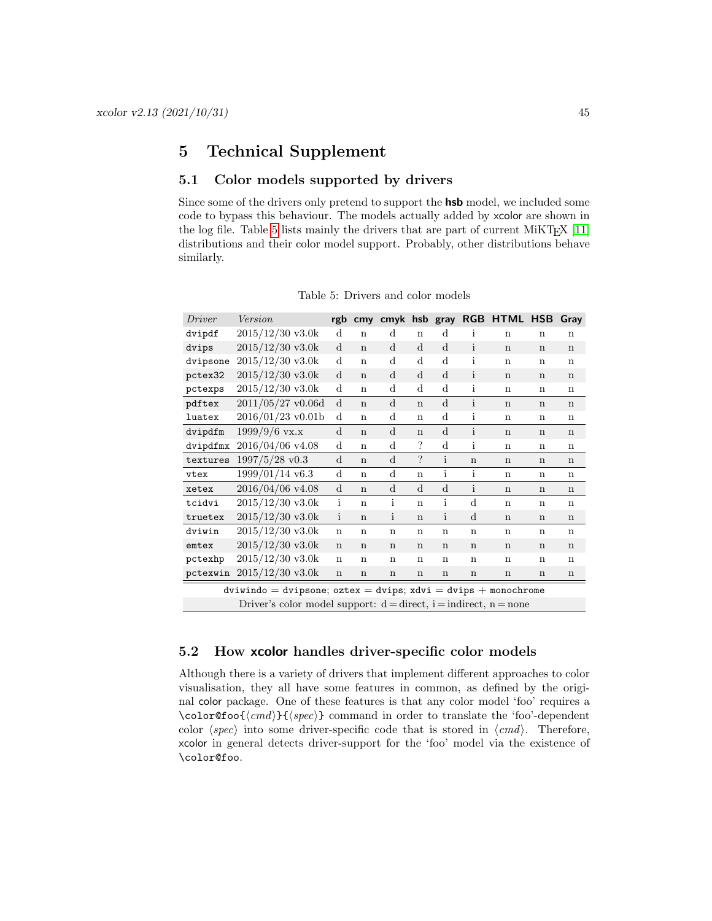# 5 Technical Supplement

## 5.1 Color models supported by drivers

Since some of the drivers only pretend to support the **hsb** model, we included some code to bypass this behaviour. The models actually added by xcolor are shown in the log file. Table 5 lists mainly the drivers that are part of current MiKTEX [11] distributions and their color model support. Probably, other distributions behave similarly.

Table 5: Drivers and color models

| *Driver* | *Version* | rgb | cmy | cmyk | hsb | gray | RGB | HTML | HSB | Gray |
|---|---|---|---|---|---|---|---|---|---|---|
| `dvipdf` | 2015/12/30 v3.0k | d | n | d | n | d | i | n | n | n |
| `dvips` | 2015/12/30 v3.0k | d | n | d | d | d | i | n | n | n |
| `dvipsone` | 2015/12/30 v3.0k | d | n | d | d | d | i | n | n | n |
| `pctex32` | 2015/12/30 v3.0k | d | n | d | d | d | i | n | n | n |
| `pctexps` | 2015/12/30 v3.0k | d | n | d | d | d | i | n | n | n |
| `pdftex` | 2011/05/27 v0.06d | d | n | d | n | d | i | n | n | n |
| `luatex` | 2016/01/23 v0.01b | d | n | d | n | d | i | n | n | n |
| `dvipdfm` | 1999/9/6 vx.x | d | n | d | n | d | i | n | n | n |
| `dvipdfmx` | 2016/04/06 v4.08 | d | n | d | ? | d | i | n | n | n |
| `textures` | 1997/5/28 v0.3 | d | n | d | ? | i | n | n | n | n |
| `vtex` | 1999/01/14 v6.3 | d | n | d | n | i | i | n | n | n |
| `xetex` | 2016/04/06 v4.08 | d | n | d | d | d | i | n | n | n |
| `tcidvi` | 2015/12/30 v3.0k | i | n | i | n | i | d | n | n | n |
| `truetex` | 2015/12/30 v3.0k | i | n | i | n | i | d | n | n | n |
| `dviwin` | 2015/12/30 v3.0k | n | n | n | n | n | n | n | n | n |
| `emtex` | 2015/12/30 v3.0k | n | n | n | n | n | n | n | n | n |
| `pctexhp` | 2015/12/30 v3.0k | n | n | n | n | n | n | n | n | n |
| `pctexwin` | 2015/12/30 v3.0k | n | n | n | n | n | n | n | n | n |

`dviwindo` = `dvipsone`; `oztex` = `dvips`; `xdvi` = `dvips` + `monochrome`

Driver's color model support: d = direct, i = indirect, n = none

## 5.2 How xcolor handles driver-specific color models

Although there is a variety of drivers that implement different approaches to color visualisation, they all have some features in common, as defined by the original color package. One of these features is that any color model 'foo' requires a `\color@foo{`⟨*cmd*⟩`}{`⟨*spec*⟩`}` command in order to translate the 'foo'-dependent color ⟨*spec*⟩ into some driver-specific code that is stored in ⟨*cmd*⟩. Therefore, xcolor in general detects driver-support for the 'foo' model via the existence of `\color@foo`.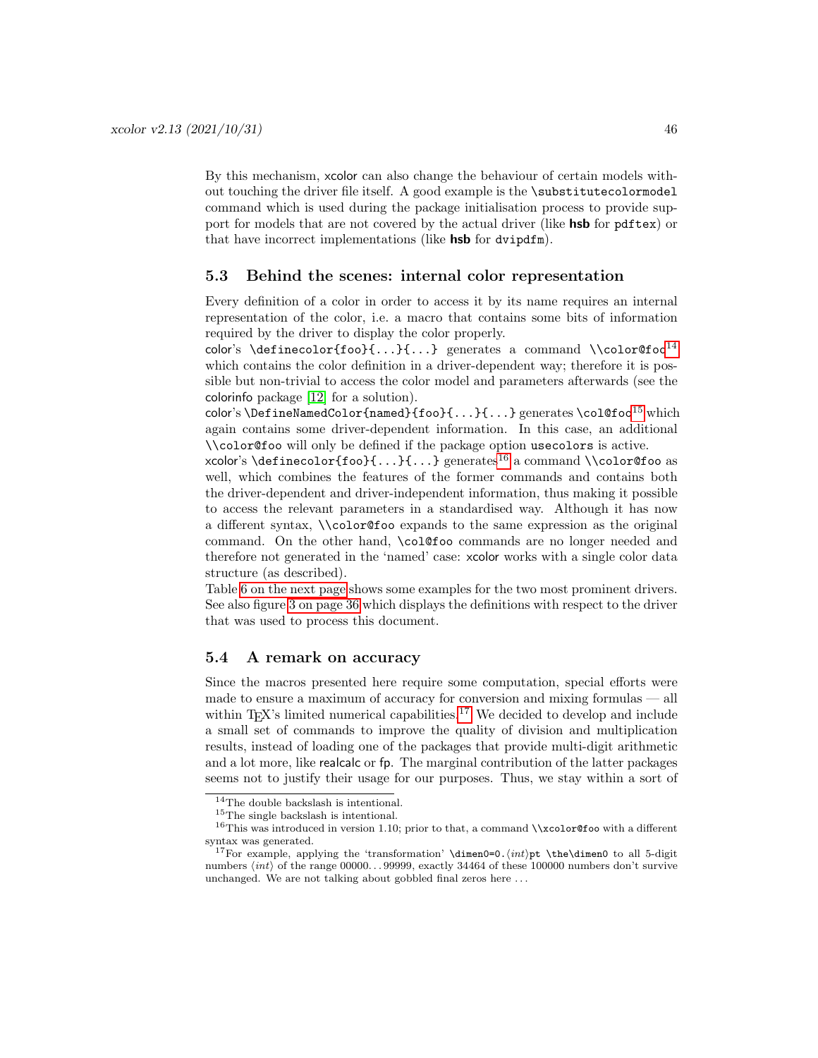By this mechanism, xcolor can also change the behaviour of certain models without touching the driver file itself. A good example is the `\substitutecolormodel` command which is used during the package initialisation process to provide support for models that are not covered by the actual driver (like **hsb** for `pdftex`) or that have incorrect implementations (like **hsb** for `dvipdfm`).

## 5.3 Behind the scenes: internal color representation

Every definition of a color in order to access it by its name requires an internal representation of the color, i.e. a macro that contains some bits of information required by the driver to display the color properly.

color's `\definecolor{foo}{...}{...}` generates a command `\\color@foo`[14] which contains the color definition in a driver-dependent way; therefore it is possible but non-trivial to access the color model and parameters afterwards (see the colorinfo package [12] for a solution).

color's `\DefineNamedColor{named}{foo}{...}{...}` generates `\col@foo`[15] which again contains some driver-dependent information. In this case, an additional `\\color@foo` will only be defined if the package option `usecolors` is active.

xcolor's `\definecolor{foo}{...}{...}` generates[16] a command `\\color@foo` as well, which combines the features of the former commands and contains both the driver-dependent and driver-independent information, thus making it possible to access the relevant parameters in a standardised way. Although it has now a different syntax, `\\color@foo` expands to the same expression as the original command. On the other hand, `\col@foo` commands are no longer needed and therefore not generated in the 'named' case: xcolor works with a single color data structure (as described).

Table 6 on the next page shows some examples for the two most prominent drivers. See also figure 3 on page 36 which displays the definitions with respect to the driver that was used to process this document.

## 5.4 A remark on accuracy

Since the macros presented here require some computation, special efforts were made to ensure a maximum of accuracy for conversion and mixing formulas — all within TeX's limited numerical capabilities.[17] We decided to develop and include a small set of commands to improve the quality of division and multiplication results, instead of loading one of the packages that provide multi-digit arithmetic and a lot more, like realcalc or fp. The marginal contribution of the latter packages seems not to justify their usage for our purposes. Thus, we stay within a sort of

---

[14] The double backslash is intentional.

[15] The single backslash is intentional.

[16] This was introduced in version 1.10; prior to that, a command `\\xcolor@foo` with a different syntax was generated.

[17] For example, applying the 'transformation' `\dimen0=0.`⟨*int*⟩`pt \the\dimen0` to all 5-digit numbers ⟨*int*⟩ of the range 00000...99999, exactly 34464 of these 100000 numbers don't survive unchanged. We are not talking about gobbled final zeros here ...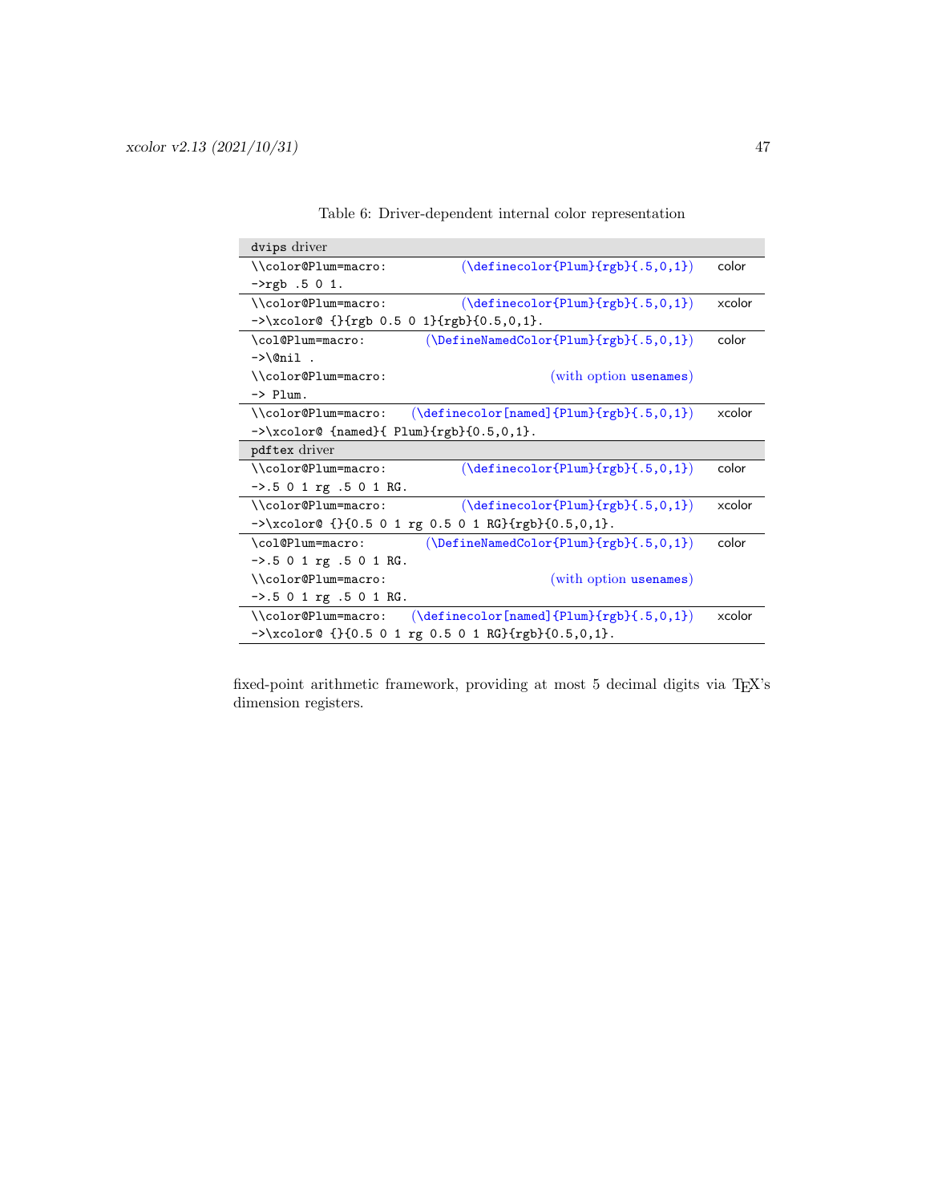Table 6: Driver-dependent internal color representation

| | | |
|---|---|---|
| `dvips` driver | | |
| `\\color@Plum=macro:` | (`\definecolor{Plum}{rgb}{.5,0,1}`) | color |
| `->rgb .5 0 1.` | | |
| `\\color@Plum=macro:` | (`\definecolor{Plum}{rgb}{.5,0,1}`) | xcolor |
| `->\xcolor@ {}{rgb 0.5 0 1}{rgb}{0.5,0,1}.` | | |
| `\col@Plum=macro:` | (`\DefineNamedColor{Plum}{rgb}{.5,0,1}`) | color |
| `->\@nil .` | | |
| `\\color@Plum=macro:` | (with option `usenames`) | |
| `-> Plum.` | | |
| `\\color@Plum=macro:` | (`\definecolor[named]{Plum}{rgb}{.5,0,1}`) | xcolor |
| `->\xcolor@ {named}{ Plum}{rgb}{0.5,0,1}.` | | |
| `pdftex` driver | | |
| `\\color@Plum=macro:` | (`\definecolor{Plum}{rgb}{.5,0,1}`) | color |
| `->.5 0 1 rg .5 0 1 RG.` | | |
| `\\color@Plum=macro:` | (`\definecolor{Plum}{rgb}{.5,0,1}`) | xcolor |
| `->\xcolor@ {}{0.5 0 1 rg 0.5 0 1 RG}{rgb}{0.5,0,1}.` | | |
| `\col@Plum=macro:` | (`\DefineNamedColor{Plum}{rgb}{.5,0,1}`) | color |
| `->.5 0 1 rg .5 0 1 RG.` | | |
| `\\color@Plum=macro:` | (with option `usenames`) | |
| `->.5 0 1 rg .5 0 1 RG.` | | |
| `\\color@Plum=macro:` | (`\definecolor[named]{Plum}{rgb}{.5,0,1}`) | xcolor |
| `->\xcolor@ {}{0.5 0 1 rg 0.5 0 1 RG}{rgb}{0.5,0,1}.` | | |

fixed-point arithmetic framework, providing at most 5 decimal digits via TEX's dimension registers.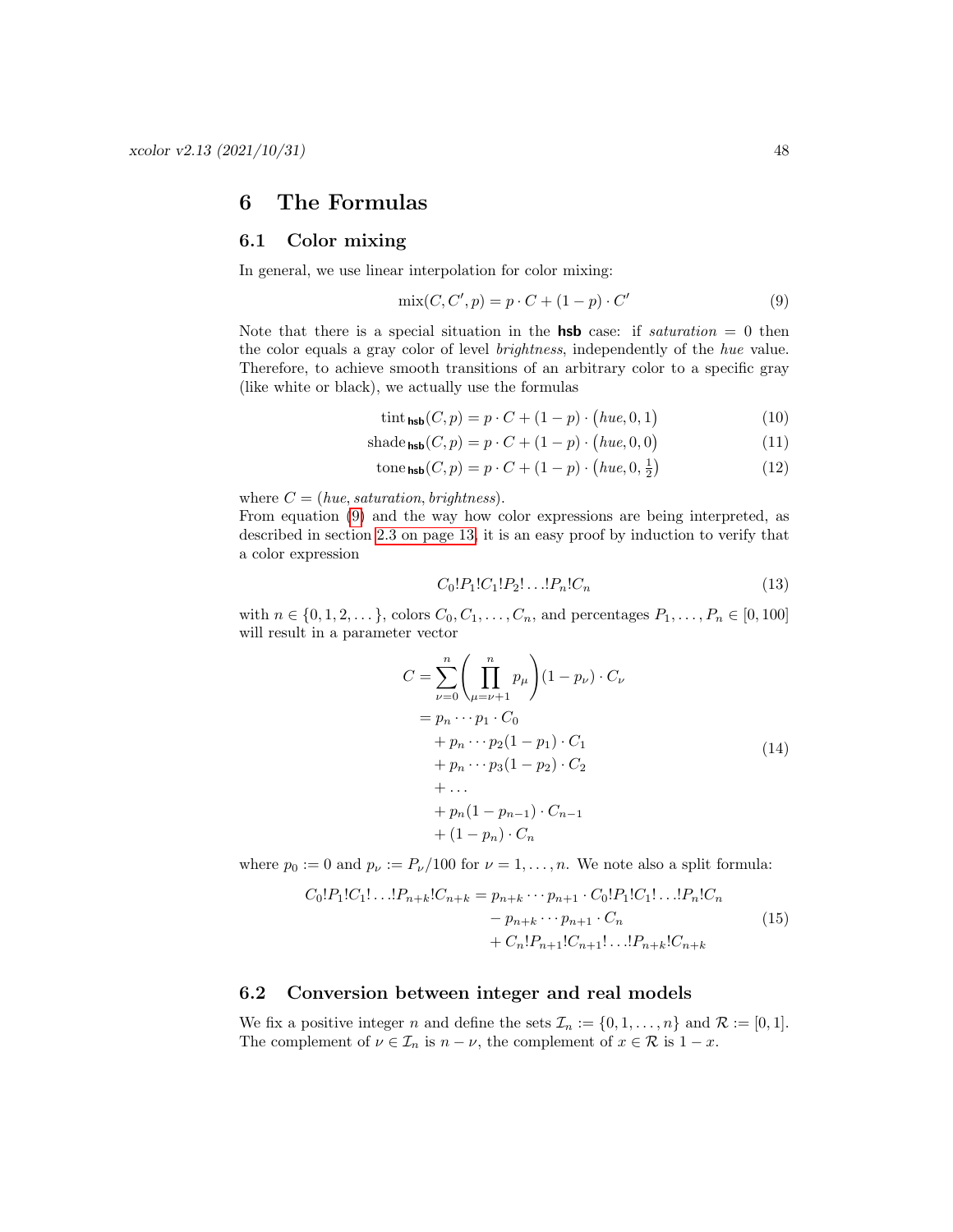# 6 The Formulas

## 6.1 Color mixing

In general, we use linear interpolation for color mixing:

$$\operatorname{mix}(C, C', p) = p \cdot C + (1-p) \cdot C' \tag{9}$$

Note that there is a special situation in the **hsb** case: if *saturation* = 0 then the color equals a gray color of level *brightness*, independently of the *hue* value. Therefore, to achieve smooth transitions of an arbitrary color to a specific gray (like white or black), we actually use the formulas

$$\operatorname{tint}_{\textsf{hsb}}(C, p) = p \cdot C + (1-p) \cdot \big(\mathit{hue}, 0, 1\big) \tag{10}$$

$$\operatorname{shade}_{\textsf{hsb}}(C, p) = p \cdot C + (1-p) \cdot \big(\mathit{hue}, 0, 0\big) \tag{11}$$

$$\operatorname{tone}_{\textsf{hsb}}(C, p) = p \cdot C + (1-p) \cdot \big(\mathit{hue}, 0, \tfrac{1}{2}\big) \tag{12}$$

where $C = (\mathit{hue}, \mathit{saturation}, \mathit{brightness})$.
From equation (9) and the way how color expressions are being interpreted, as described in section 2.3 on page 13, it is an easy proof by induction to verify that a color expression

$$C_0!P_1!C_1!P_2!\ldots!P_n!C_n \tag{13}$$

with $n \in \{0, 1, 2, \ldots\}$, colors $C_0, C_1, \ldots, C_n$, and percentages $P_1, \ldots, P_n \in [0, 100]$ will result in a parameter vector

$$\begin{aligned} C &= \sum_{\nu=0}^{n} \left( \prod_{\mu=\nu+1}^{n} p_\mu \right) (1 - p_\nu) \cdot C_\nu \\ &= p_n \cdots p_1 \cdot C_0 \\ &\quad + p_n \cdots p_2 (1 - p_1) \cdot C_1 \\ &\quad + p_n \cdots p_3 (1 - p_2) \cdot C_2 \\ &\quad + \ldots \\ &\quad + p_n (1 - p_{n-1}) \cdot C_{n-1} \\ &\quad + (1 - p_n) \cdot C_n \end{aligned} \tag{14}$$

where $p_0 := 0$ and $p_\nu := P_\nu / 100$ for $\nu = 1, \ldots, n$. We note also a split formula:

$$\begin{aligned} C_0!P_1!C_1!\ldots!P_{n+k}!C_{n+k} &= p_{n+k} \cdots p_{n+1} \cdot C_0!P_1!C_1!\ldots!P_n!C_n \\ &\quad - p_{n+k} \cdots p_{n+1} \cdot C_n \\ &\quad + C_n!P_{n+1}!C_{n+1}!\ldots!P_{n+k}!C_{n+k} \end{aligned} \tag{15}$$

## 6.2 Conversion between integer and real models

We fix a positive integer $n$ and define the sets $\mathcal{I}_n := \{0, 1, \ldots, n\}$ and $\mathcal{R} := [0, 1]$. The complement of $\nu \in \mathcal{I}_n$ is $n - \nu$, the complement of $x \in \mathcal{R}$ is $1 - x$.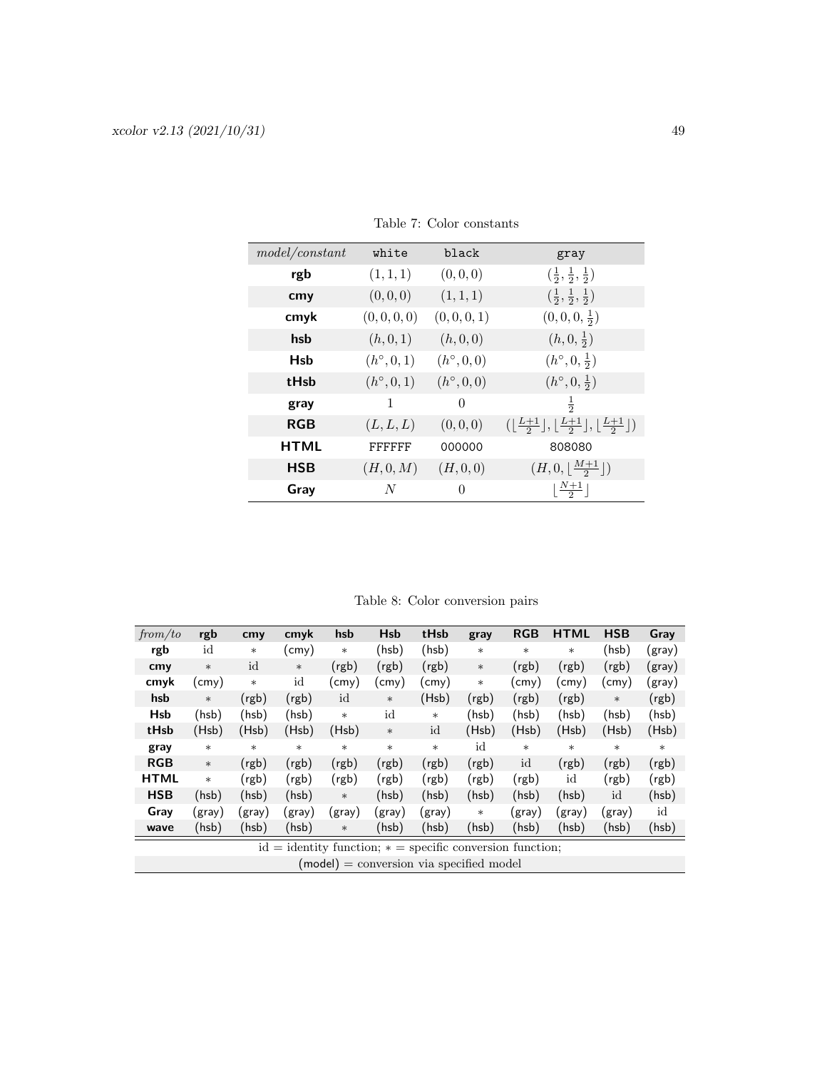Table 7: Color constants

| *model/constant* | `white` | `black` | `gray` |
|---|---|---|---|
| **rgb** | $(1,1,1)$ | $(0,0,0)$ | $(\frac{1}{2},\frac{1}{2},\frac{1}{2})$ |
| **cmy** | $(0,0,0)$ | $(1,1,1)$ | $(\frac{1}{2},\frac{1}{2},\frac{1}{2})$ |
| **cmyk** | $(0,0,0,0)$ | $(0,0,0,1)$ | $(0,0,0,\frac{1}{2})$ |
| **hsb** | $(h,0,1)$ | $(h,0,0)$ | $(h,0,\frac{1}{2})$ |
| **Hsb** | $(h^\circ,0,1)$ | $(h^\circ,0,0)$ | $(h^\circ,0,\frac{1}{2})$ |
| **tHsb** | $(h^\circ,0,1)$ | $(h^\circ,0,0)$ | $(h^\circ,0,\frac{1}{2})$ |
| **gray** | $1$ | $0$ | $\frac{1}{2}$ |
| **RGB** | $(L,L,L)$ | $(0,0,0)$ | $(\lfloor\frac{L+1}{2}\rfloor,\lfloor\frac{L+1}{2}\rfloor,\lfloor\frac{L+1}{2}\rfloor)$ |
| **HTML** | FFFFFF | 000000 | 808080 |
| **HSB** | $(H,0,M)$ | $(H,0,0)$ | $(H,0,\lfloor\frac{M+1}{2}\rfloor)$ |
| **Gray** | $N$ | $0$ | $\lfloor\frac{N+1}{2}\rfloor$ |

Table 8: Color conversion pairs

| *from/to* | **rgb** | **cmy** | **cmyk** | **hsb** | **Hsb** | **tHsb** | **gray** | **RGB** | **HTML** | **HSB** | **Gray** |
|---|---|---|---|---|---|---|---|---|---|---|---|
| **rgb** | id | ∗ | (cmy) | ∗ | (hsb) | (hsb) | ∗ | ∗ | ∗ | (hsb) | (gray) |
| **cmy** | ∗ | id | ∗ | (rgb) | (rgb) | (rgb) | ∗ | (rgb) | (rgb) | (rgb) | (gray) |
| **cmyk** | (cmy) | ∗ | id | (cmy) | (cmy) | (cmy) | ∗ | (cmy) | (cmy) | (cmy) | (gray) |
| **hsb** | ∗ | (rgb) | (rgb) | id | ∗ | (Hsb) | (rgb) | (rgb) | (rgb) | ∗ | (rgb) |
| **Hsb** | (hsb) | (hsb) | (hsb) | ∗ | id | ∗ | (hsb) | (hsb) | (hsb) | (hsb) | (hsb) |
| **tHsb** | (Hsb) | (Hsb) | (Hsb) | (Hsb) | ∗ | id | (Hsb) | (Hsb) | (Hsb) | (Hsb) | (Hsb) |
| **gray** | ∗ | ∗ | ∗ | ∗ | ∗ | ∗ | id | ∗ | ∗ | ∗ | ∗ |
| **RGB** | ∗ | (rgb) | (rgb) | (rgb) | (rgb) | (rgb) | (rgb) | id | (rgb) | (rgb) | (rgb) |
| **HTML** | ∗ | (rgb) | (rgb) | (rgb) | (rgb) | (rgb) | (rgb) | (rgb) | id | (rgb) | (rgb) |
| **HSB** | (hsb) | (hsb) | (hsb) | ∗ | (hsb) | (hsb) | (hsb) | (hsb) | (hsb) | id | (hsb) |
| **Gray** | (gray) | (gray) | (gray) | (gray) | (gray) | (gray) | ∗ | (gray) | (gray) | (gray) | id |
| **wave** | (hsb) | (hsb) | (hsb) | ∗ | (hsb) | (hsb) | (hsb) | (hsb) | (hsb) | (hsb) | (hsb) |

id = identity function; ∗ = specific conversion function;
(model) = conversion via specified model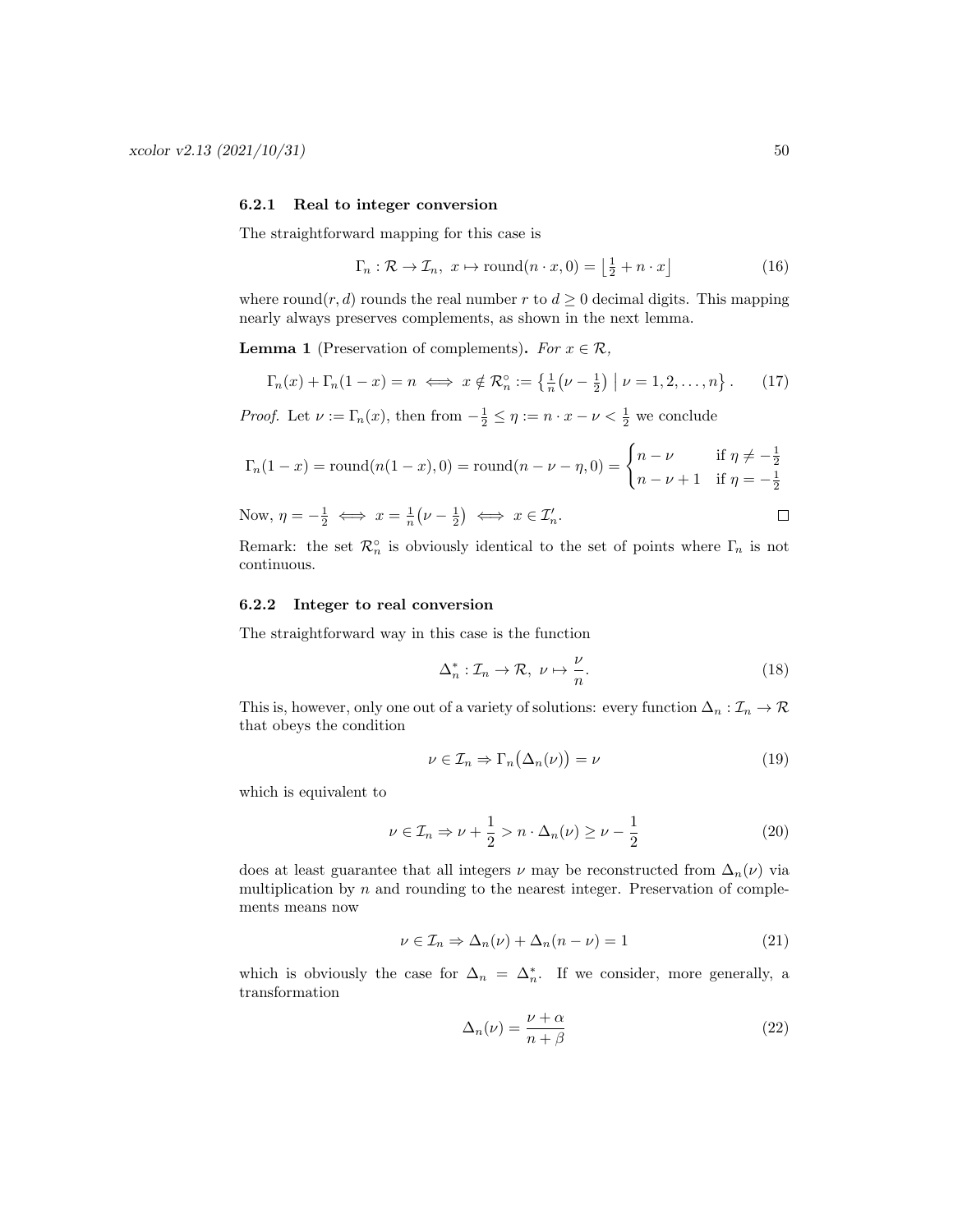#### 6.2.1 Real to integer conversion

The straightforward mapping for this case is

$$\Gamma_n : \mathcal{R} \to \mathcal{I}_n,\ x \mapsto \text{round}(n \cdot x, 0) = \left\lfloor \tfrac{1}{2} + n \cdot x \right\rfloor \tag{16}$$

where round$(r, d)$ rounds the real number $r$ to $d \geq 0$ decimal digits. This mapping nearly always preserves complements, as shown in the next lemma.

**Lemma 1** (Preservation of complements)**.** *For $x \in \mathcal{R}$,*

$$\Gamma_n(x) + \Gamma_n(1 - x) = n \iff x \notin \mathcal{R}_n^{\circ} := \left\{ \tfrac{1}{n}\big(\nu - \tfrac{1}{2}\big) \;\middle|\; \nu = 1, 2, \ldots, n \right\}. \tag{17}$$

*Proof.* Let $\nu := \Gamma_n(x)$, then from $-\frac{1}{2} \leq \eta := n \cdot x - \nu < \frac{1}{2}$ we conclude

$$\Gamma_n(1 - x) = \text{round}(n(1 - x), 0) = \text{round}(n - \nu - \eta, 0) = \begin{cases} n - \nu & \text{if } \eta \neq -\frac{1}{2} \\ n - \nu + 1 & \text{if } \eta = -\frac{1}{2} \end{cases}$$

Now, $\eta = -\frac{1}{2} \iff x = \frac{1}{n}\big(\nu - \frac{1}{2}\big) \iff x \in \mathcal{I}_n'$. $\square$

Remark: the set $\mathcal{R}_n^{\circ}$ is obviously identical to the set of points where $\Gamma_n$ is not continuous.

#### 6.2.2 Integer to real conversion

The straightforward way in this case is the function

$$\Delta_n^* : \mathcal{I}_n \to \mathcal{R},\ \nu \mapsto \frac{\nu}{n}. \tag{18}$$

This is, however, only one out of a variety of solutions: every function $\Delta_n : \mathcal{I}_n \to \mathcal{R}$ that obeys the condition

$$\nu \in \mathcal{I}_n \Rightarrow \Gamma_n\big(\Delta_n(\nu)\big) = \nu \tag{19}$$

which is equivalent to

$$\nu \in \mathcal{I}_n \Rightarrow \nu + \frac{1}{2} > n \cdot \Delta_n(\nu) \geq \nu - \frac{1}{2} \tag{20}$$

does at least guarantee that all integers $\nu$ may be reconstructed from $\Delta_n(\nu)$ via multiplication by $n$ and rounding to the nearest integer. Preservation of complements means now

$$\nu \in \mathcal{I}_n \Rightarrow \Delta_n(\nu) + \Delta_n(n - \nu) = 1 \tag{21}$$

which is obviously the case for $\Delta_n = \Delta_n^*$. If we consider, more generally, a transformation

$$\Delta_n(\nu) = \frac{\nu + \alpha}{n + \beta} \tag{22}$$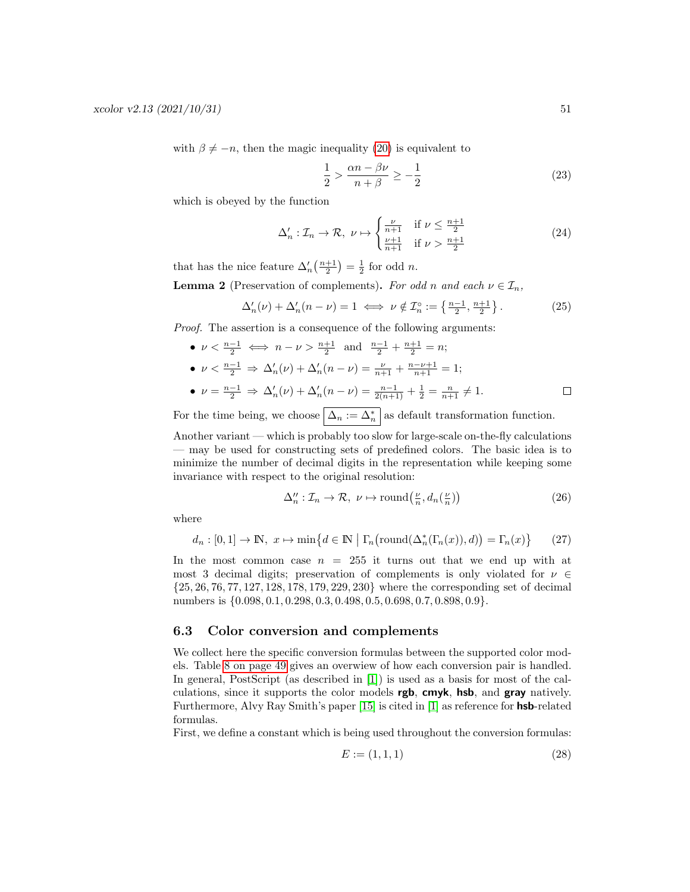with $\beta \neq -n$, then the magic inequality (20) is equivalent to

$$\frac{1}{2} > \frac{\alpha n - \beta\nu}{n+\beta} \geq -\frac{1}{2} \tag{23}$$

which is obeyed by the function

$$\Delta'_n : \mathcal{I}_n \to \mathcal{R},\ \nu \mapsto \begin{cases} \frac{\nu}{n+1} & \text{if } \nu \leq \frac{n+1}{2} \\ \frac{\nu+1}{n+1} & \text{if } \nu > \frac{n+1}{2} \end{cases} \tag{24}$$

that has the nice feature $\Delta'_n\big(\frac{n+1}{2}\big) = \frac{1}{2}$ for odd $n$.

**Lemma 2** (Preservation of complements)**.** *For odd $n$ and each $\nu \in \mathcal{I}_n$,*

$$\Delta'_n(\nu) + \Delta'_n(n-\nu) = 1 \iff \nu \notin \mathcal{I}^\circ_n := \left\{\tfrac{n-1}{2}, \tfrac{n+1}{2}\right\}. \tag{25}$$

*Proof.* The assertion is a consequence of the following arguments:

- $\nu < \frac{n-1}{2} \iff n - \nu > \frac{n+1}{2}$ and $\frac{n-1}{2} + \frac{n+1}{2} = n$;
- $\nu < \frac{n-1}{2} \Rightarrow \Delta'_n(\nu) + \Delta'_n(n-\nu) = \frac{\nu}{n+1} + \frac{n-\nu+1}{n+1} = 1$;
- $\nu = \frac{n-1}{2} \Rightarrow \Delta'_n(\nu) + \Delta'_n(n-\nu) = \frac{n-1}{2(n+1)} + \frac{1}{2} = \frac{n}{n+1} \neq 1$. □

For the time being, we choose $\boxed{\Delta_n := \Delta^*_n}$ as default transformation function.

Another variant — which is probably too slow for large-scale on-the-fly calculations — may be used for constructing sets of predefined colors. The basic idea is to minimize the number of decimal digits in the representation while keeping some invariance with respect to the original resolution:

$$\Delta''_n : \mathcal{I}_n \to \mathcal{R},\ \nu \mapsto \operatorname{round}\big(\tfrac{\nu}{n}, d_n(\tfrac{\nu}{n})\big) \tag{26}$$

where

$$d_n : [0,1] \to \mathbb{N},\ x \mapsto \min\big\{d \in \mathbb{N} \bigm| \Gamma_n\big(\operatorname{round}(\Delta^*_n(\Gamma_n(x)), d)\big) = \Gamma_n(x)\big\} \tag{27}$$

In the most common case $n = 255$ it turns out that we end up with at most 3 decimal digits; preservation of complements is only violated for $\nu \in \{25, 26, 76, 77, 127, 128, 178, 179, 229, 230\}$ where the corresponding set of decimal numbers is $\{0.098, 0.1, 0.298, 0.3, 0.498, 0.5, 0.698, 0.7, 0.898, 0.9\}$.

## 6.3 Color conversion and complements

We collect here the specific conversion formulas between the supported color models. Table 8 on page 49 gives an overwiew of how each conversion pair is handled. In general, PostScript (as described in [1]) is used as a basis for most of the calculations, since it supports the color models **rgb**, **cmyk**, **hsb**, and **gray** natively. Furthermore, Alvy Ray Smith's paper [15] is cited in [1] as reference for **hsb**-related formulas.

First, we define a constant which is being used throughout the conversion formulas:

$$E := (1, 1, 1) \tag{28}$$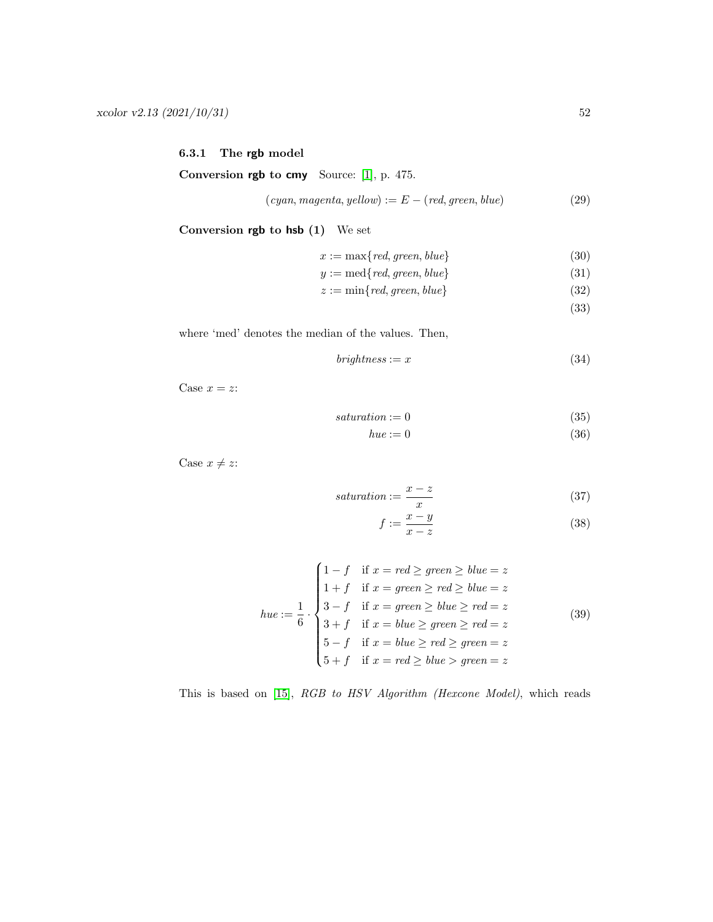### 6.3.1 The **rgb** model

**Conversion rgb to cmy** Source: [1], p. 475.

$$(cyan, magenta, yellow) := E - (red, green, blue) \tag{29}$$

**Conversion rgb to hsb (1)** We set

$$x := \max\{red, green, blue\} \tag{30}$$

$$y := \operatorname{med}\{red, green, blue\} \tag{31}$$

$$z := \min\{red, green, blue\} \tag{32}$$

$$\tag{33}$$

where 'med' denotes the median of the values. Then,

$$brightness := x \tag{34}$$

Case $x = z$:

$$saturation := 0 \tag{35}$$

$$hue := 0 \tag{36}$$

Case $x \neq z$:

$$saturation := \frac{x - z}{x} \tag{37}$$

$$f := \frac{x - y}{x - z} \tag{38}$$

$$hue := \frac{1}{6} \cdot \begin{cases} 1 - f & \text{if } x = red \geq green \geq blue = z \\ 1 + f & \text{if } x = green \geq red \geq blue = z \\ 3 - f & \text{if } x = green \geq blue \geq red = z \\ 3 + f & \text{if } x = blue \geq green \geq red = z \\ 5 - f & \text{if } x = blue \geq red \geq green = z \\ 5 + f & \text{if } x = red \geq blue > green = z \end{cases} \tag{39}$$

This is based on [15], *RGB to HSV Algorithm (Hexcone Model)*, which reads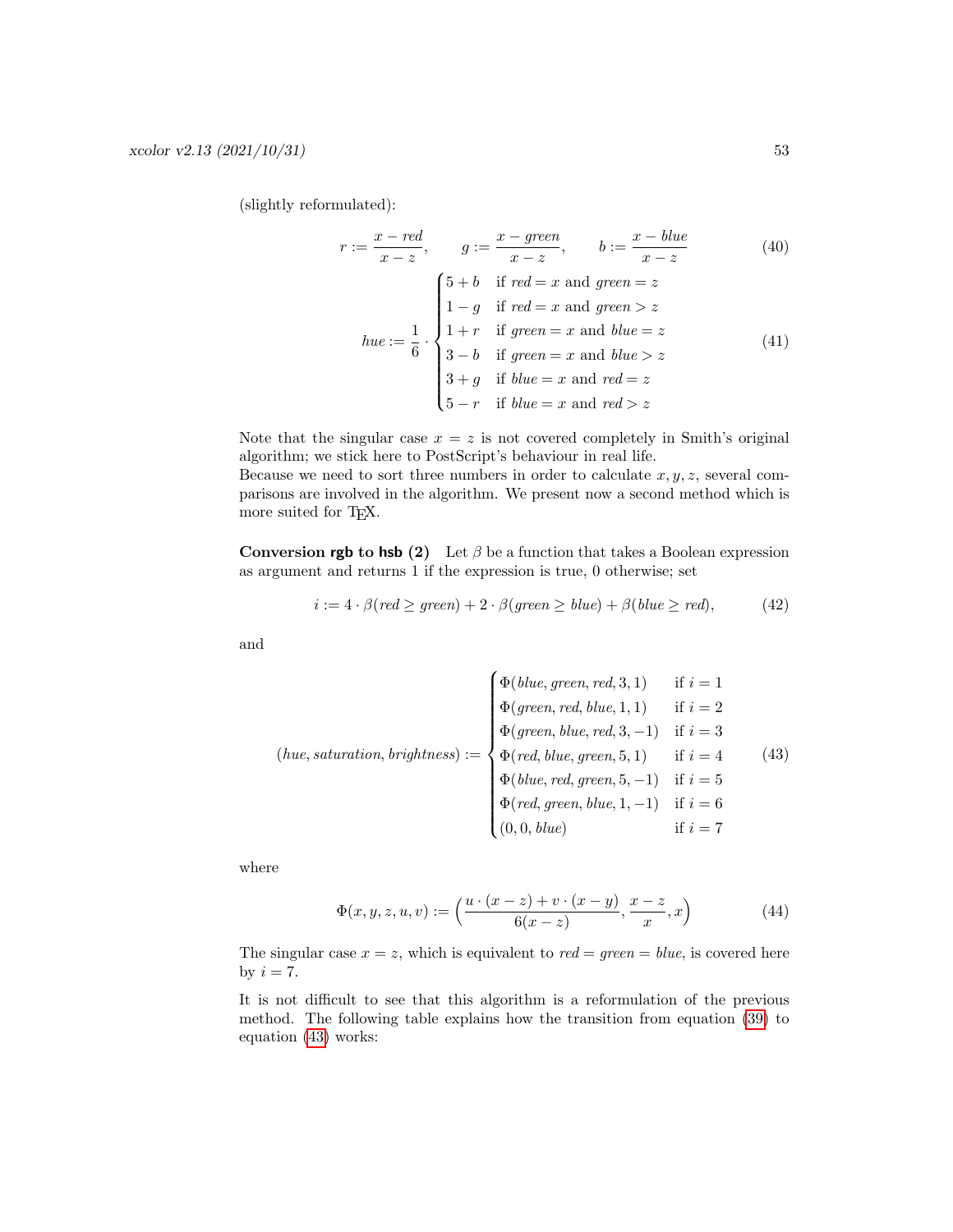(slightly reformulated):

$$r := \frac{x - \mathit{red}}{x - z}, \qquad g := \frac{x - \mathit{green}}{x - z}, \qquad b := \frac{x - \mathit{blue}}{x - z} \tag{40}$$

$$\mathit{hue} := \frac{1}{6} \cdot \begin{cases} 5 + b & \text{if } \mathit{red} = x \text{ and } \mathit{green} = z \\ 1 - g & \text{if } \mathit{red} = x \text{ and } \mathit{green} > z \\ 1 + r & \text{if } \mathit{green} = x \text{ and } \mathit{blue} = z \\ 3 - b & \text{if } \mathit{green} = x \text{ and } \mathit{blue} > z \\ 3 + g & \text{if } \mathit{blue} = x \text{ and } \mathit{red} = z \\ 5 - r & \text{if } \mathit{blue} = x \text{ and } \mathit{red} > z \end{cases} \tag{41}$$

Note that the singular case $x = z$ is not covered completely in Smith's original algorithm; we stick here to PostScript's behaviour in real life.
Because we need to sort three numbers in order to calculate $x, y, z$, several comparisons are involved in the algorithm. We present now a second method which is more suited for TEX.

**Conversion rgb to hsb (2)** Let $\beta$ be a function that takes a Boolean expression as argument and returns 1 if the expression is true, 0 otherwise; set

$$i := 4 \cdot \beta(\mathit{red} \geq \mathit{green}) + 2 \cdot \beta(\mathit{green} \geq \mathit{blue}) + \beta(\mathit{blue} \geq \mathit{red}), \tag{42}$$

and

$$(\mathit{hue}, \mathit{saturation}, \mathit{brightness}) := \begin{cases} \Phi(\mathit{blue}, \mathit{green}, \mathit{red}, 3, 1) & \text{if } i = 1 \\ \Phi(\mathit{green}, \mathit{red}, \mathit{blue}, 1, 1) & \text{if } i = 2 \\ \Phi(\mathit{green}, \mathit{blue}, \mathit{red}, 3, -1) & \text{if } i = 3 \\ \Phi(\mathit{red}, \mathit{blue}, \mathit{green}, 5, 1) & \text{if } i = 4 \\ \Phi(\mathit{blue}, \mathit{red}, \mathit{green}, 5, -1) & \text{if } i = 5 \\ \Phi(\mathit{red}, \mathit{green}, \mathit{blue}, 1, -1) & \text{if } i = 6 \\ (0, 0, \mathit{blue}) & \text{if } i = 7 \end{cases} \tag{43}$$

where

$$\Phi(x, y, z, u, v) := \left( \frac{u \cdot (x - z) + v \cdot (x - y)}{6(x - z)}, \frac{x - z}{x}, x \right) \tag{44}$$

The singular case $x = z$, which is equivalent to $\mathit{red} = \mathit{green} = \mathit{blue}$, is covered here by $i = 7$.

It is not difficult to see that this algorithm is a reformulation of the previous method. The following table explains how the transition from equation (39) to equation (43) works: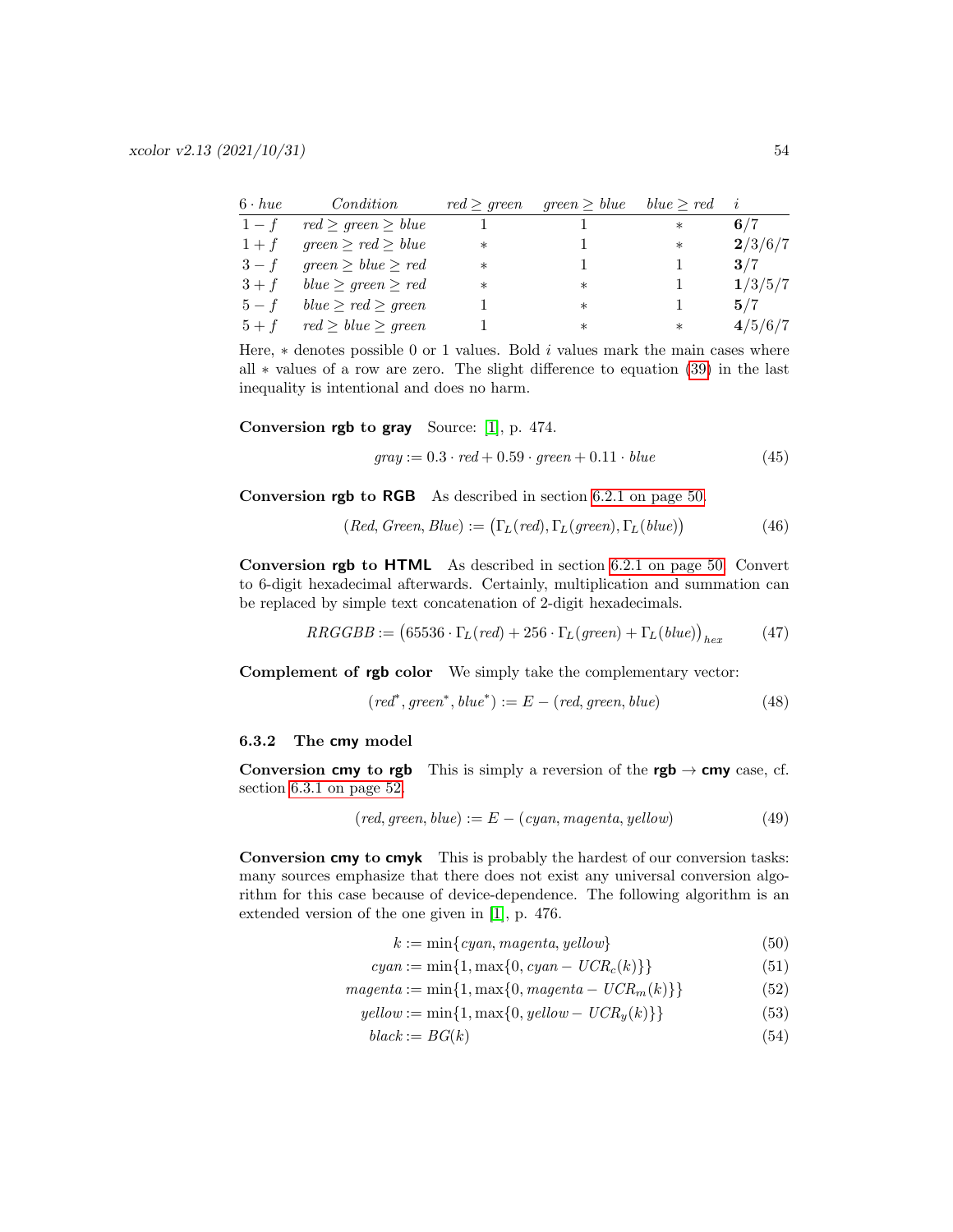| $6 \cdot hue$ | *Condition* | $red \geq green$ | $green \geq blue$ | $blue \geq red$ | $i$ |
|---|---|---|---|---|---|
| $1 - f$ | $red \geq green \geq blue$ | 1 | 1 | $*$ | **6**/7 |
| $1 + f$ | $green \geq red \geq blue$ | $*$ | 1 | $*$ | **2**/3/6/7 |
| $3 - f$ | $green \geq blue \geq red$ | $*$ | 1 | 1 | **3**/7 |
| $3 + f$ | $blue \geq green \geq red$ | $*$ | $*$ | 1 | **1**/3/5/7 |
| $5 - f$ | $blue \geq red \geq green$ | 1 | $*$ | 1 | **5**/7 |
| $5 + f$ | $red \geq blue \geq green$ | 1 | $*$ | $*$ | **4**/5/6/7 |

Here, $*$ denotes possible 0 or 1 values. Bold $i$ values mark the main cases where all $*$ values of a row are zero. The slight difference to equation (39) in the last inequality is intentional and does no harm.

**Conversion rgb to gray** Source: [1], p. 474.

$$gray := 0.3 \cdot red + 0.59 \cdot green + 0.11 \cdot blue \tag{45}$$

**Conversion rgb to RGB** As described in section 6.2.1 on page 50.

$$(Red, Green, Blue) := \big(\Gamma_L(red), \Gamma_L(green), \Gamma_L(blue)\big) \tag{46}$$

**Conversion rgb to HTML** As described in section 6.2.1 on page 50. Convert to 6-digit hexadecimal afterwards. Certainly, multiplication and summation can be replaced by simple text concatenation of 2-digit hexadecimals.

$$RRGGBB := \big(65536 \cdot \Gamma_L(red) + 256 \cdot \Gamma_L(green) + \Gamma_L(blue)\big)_{hex} \tag{47}$$

**Complement of rgb color** We simply take the complementary vector:

$$(red^*, green^*, blue^*) := E - (red, green, blue) \tag{48}$$

### 6.3.2 The cmy model

**Conversion cmy to rgb** This is simply a reversion of the **rgb** → **cmy** case, cf. section 6.3.1 on page 52.

$$(red, green, blue) := E - (cyan, magenta, yellow) \tag{49}$$

**Conversion cmy to cmyk** This is probably the hardest of our conversion tasks: many sources emphasize that there does not exist any universal conversion algorithm for this case because of device-dependence. The following algorithm is an extended version of the one given in [1], p. 476.

$$k := \min\{cyan, magenta, yellow\} \tag{50}$$

$$cyan := \min\{1, \max\{0, cyan - UCR_c(k)\}\} \tag{51}$$

$$magenta := \min\{1, \max\{0, magenta - UCR_m(k)\}\} \tag{52}$$

$$yellow := \min\{1, \max\{0, yellow - UCR_y(k)\}\} \tag{53}$$

$$black := BG(k) \tag{54}$$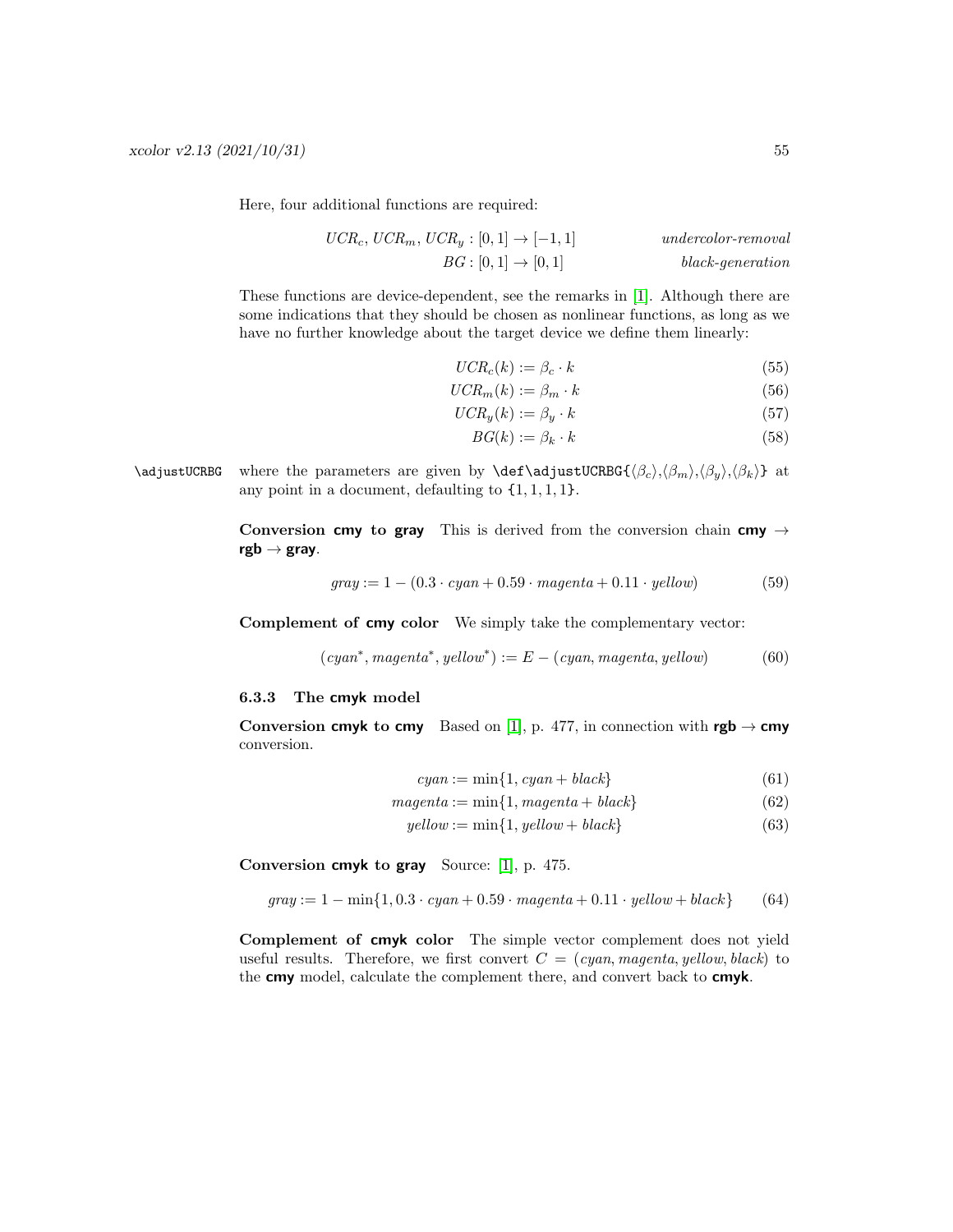Here, four additional functions are required:

$$UCR_c, UCR_m, UCR_y : [0,1] \to [-1,1] \qquad \textit{undercolor-removal}$$

$$BG : [0,1] \to [0,1] \qquad \textit{black-generation}$$

These functions are device-dependent, see the remarks in [1]. Although there are some indications that they should be chosen as nonlinear functions, as long as we have no further knowledge about the target device we define them linearly:

$$UCR_c(k) := \beta_c \cdot k \tag{55}$$

$$UCR_m(k) := \beta_m \cdot k \tag{56}$$

$$UCR_y(k) := \beta_y \cdot k \tag{57}$$

$$BG(k) := \beta_k \cdot k \tag{58}$$

\adjustUCRBG where the parameters are given by `\def\adjustUCRBG{`$\langle\beta_c\rangle$,$\langle\beta_m\rangle$,$\langle\beta_y\rangle$,$\langle\beta_k\rangle$`}` at any point in a document, defaulting to `{1,1,1,1}`.

**Conversion cmy to gray** This is derived from the conversion chain **cmy** → **rgb** → **gray**.

$$gray := 1 - (0.3 \cdot cyan + 0.59 \cdot magenta + 0.11 \cdot yellow) \tag{59}$$

**Complement of cmy color** We simply take the complementary vector:

$$(cyan^*, magenta^*, yellow^*) := E - (cyan, magenta, yellow) \tag{60}$$

### 6.3.3 The cmyk model

**Conversion cmyk to cmy** Based on [1], p. 477, in connection with **rgb** → **cmy** conversion.

$$cyan := \min\{1, cyan + black\} \tag{61}$$

$$magenta := \min\{1, magenta + black\} \tag{62}$$

$$yellow := \min\{1, yellow + black\} \tag{63}$$

**Conversion cmyk to gray** Source: [1], p. 475.

$$gray := 1 - \min\{1, 0.3 \cdot cyan + 0.59 \cdot magenta + 0.11 \cdot yellow + black\} \tag{64}$$

**Complement of cmyk color** The simple vector complement does not yield useful results. Therefore, we first convert $C = (cyan, magenta, yellow, black)$ to the **cmy** model, calculate the complement there, and convert back to **cmyk**.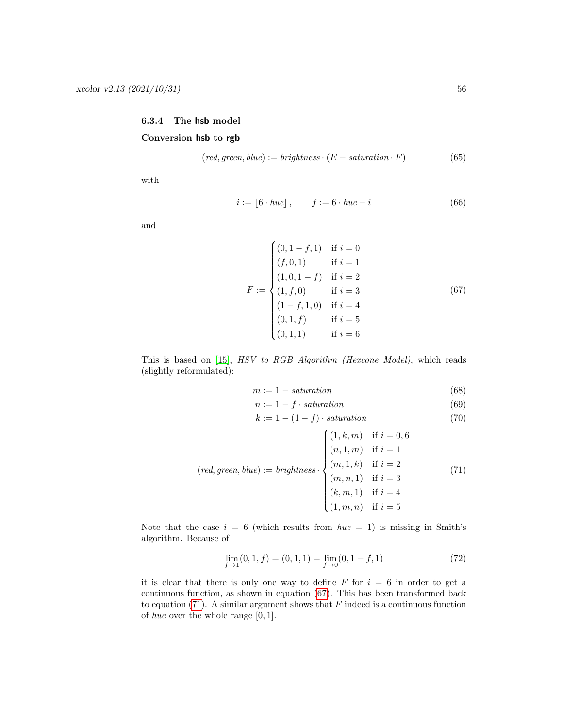#### 6.3.4 The **hsb** model

**Conversion hsb to rgb**

$$(\mathit{red}, \mathit{green}, \mathit{blue}) := \mathit{brightness} \cdot (E - \mathit{saturation} \cdot F) \tag{65}$$

with

$$i := \lfloor 6 \cdot \mathit{hue} \rfloor, \qquad f := 6 \cdot \mathit{hue} - i \tag{66}$$

and

$$F := \begin{cases} (0, 1-f, 1) & \text{if } i = 0 \\ (f, 0, 1) & \text{if } i = 1 \\ (1, 0, 1-f) & \text{if } i = 2 \\ (1, f, 0) & \text{if } i = 3 \\ (1-f, 1, 0) & \text{if } i = 4 \\ (0, 1, f) & \text{if } i = 5 \\ (0, 1, 1) & \text{if } i = 6 \end{cases} \tag{67}$$

This is based on [15], *HSV to RGB Algorithm (Hexcone Model)*, which reads (slightly reformulated):

$$m := 1 - \mathit{saturation} \tag{68}$$

$$n := 1 - f \cdot \mathit{saturation} \tag{69}$$

$$k := 1 - (1 - f) \cdot \mathit{saturation} \tag{70}$$

$$(\mathit{red}, \mathit{green}, \mathit{blue}) := \mathit{brightness} \cdot \begin{cases} (1, k, m) & \text{if } i = 0, 6 \\ (n, 1, m) & \text{if } i = 1 \\ (m, 1, k) & \text{if } i = 2 \\ (m, n, 1) & \text{if } i = 3 \\ (k, m, 1) & \text{if } i = 4 \\ (1, m, n) & \text{if } i = 5 \end{cases} \tag{71}$$

Note that the case $i = 6$ (which results from $\mathit{hue} = 1$) is missing in Smith's algorithm. Because of

$$\lim_{f \to 1} (0, 1, f) = (0, 1, 1) = \lim_{f \to 0} (0, 1 - f, 1) \tag{72}$$

it is clear that there is only one way to define $F$ for $i = 6$ in order to get a continuous function, as shown in equation (67). This has been transformed back to equation (71). A similar argument shows that $F$ indeed is a continuous function of *hue* over the whole range $[0, 1]$.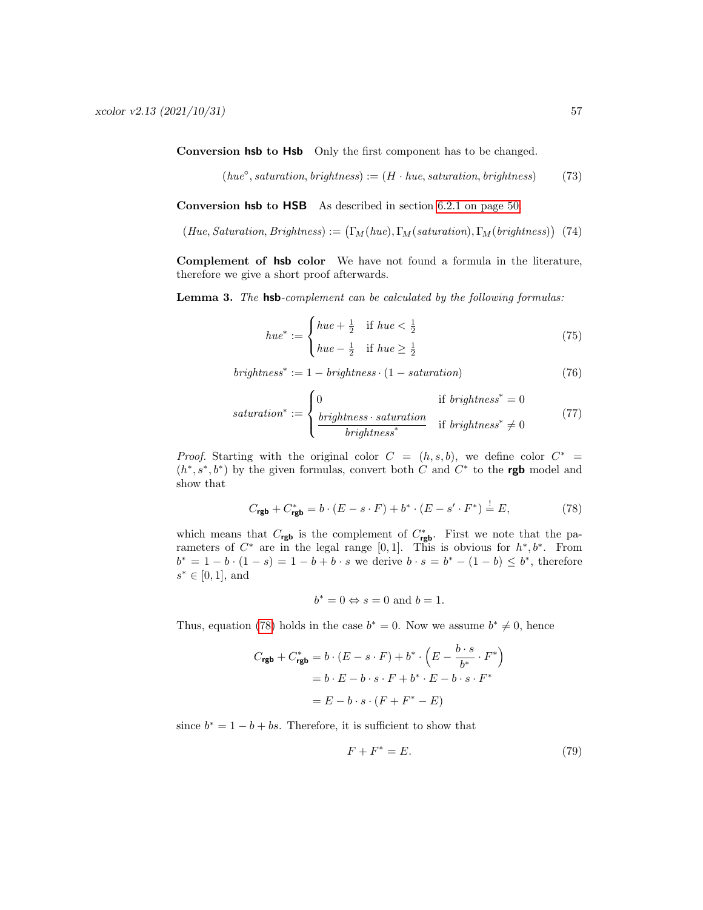**Conversion hsb to Hsb** Only the first component has to be changed.

$$(hue^\circ, saturation, brightness) := (H \cdot hue, saturation, brightness) \tag{73}$$

**Conversion hsb to HSB** As described in section 6.2.1 on page 50.

$$(Hue, Saturation, Brightness) := \big(\Gamma_M(hue), \Gamma_M(saturation), \Gamma_M(brightness)\big) \tag{74}$$

**Complement of hsb color** We have not found a formula in the literature, therefore we give a short proof afterwards.

**Lemma 3.** *The* **hsb***-complement can be calculated by the following formulas:*

$$hue^* := \begin{cases} hue + \frac{1}{2} & \text{if } hue < \frac{1}{2} \\ hue - \frac{1}{2} & \text{if } hue \geq \frac{1}{2} \end{cases} \tag{75}$$

$$brightness^* := 1 - brightness \cdot (1 - saturation) \tag{76}$$

$$saturation^* := \begin{cases} 0 & \text{if } brightness^* = 0 \\ \dfrac{brightness \cdot saturation}{brightness^*} & \text{if } brightness^* \neq 0 \end{cases} \tag{77}$$

*Proof.* Starting with the original color $C = (h, s, b)$, we define color $C^* = (h^*, s^*, b^*)$ by the given formulas, convert both $C$ and $C^*$ to the **rgb** model and show that

$$C_{\mathsf{rgb}} + C^*_{\mathsf{rgb}} = b \cdot (E - s \cdot F) + b^* \cdot (E - s' \cdot F^*) \stackrel{!}{=} E, \tag{78}$$

which means that $C_{\mathsf{rgb}}$ is the complement of $C^*_{\mathsf{rgb}}$. First we note that the parameters of $C^*$ are in the legal range $[0, 1]$. This is obvious for $h^*, b^*$. From $b^* = 1 - b \cdot (1 - s) = 1 - b + b \cdot s$ we derive $b \cdot s = b^* - (1 - b) \leq b^*$, therefore $s^* \in [0, 1]$, and

$$b^* = 0 \Leftrightarrow s = 0 \text{ and } b = 1.$$

Thus, equation (78) holds in the case $b^* = 0$. Now we assume $b^* \neq 0$, hence

$$\begin{aligned} C_{\mathsf{rgb}} + C^*_{\mathsf{rgb}} &= b \cdot (E - s \cdot F) + b^* \cdot \Big(E - \frac{b \cdot s}{b^*} \cdot F^*\Big) \\ &= b \cdot E - b \cdot s \cdot F + b^* \cdot E - b \cdot s \cdot F^* \\ &= E - b \cdot s \cdot (F + F^* - E) \end{aligned}$$

since $b^* = 1 - b + bs$. Therefore, it is sufficient to show that

$$F + F^* = E. \tag{79}$$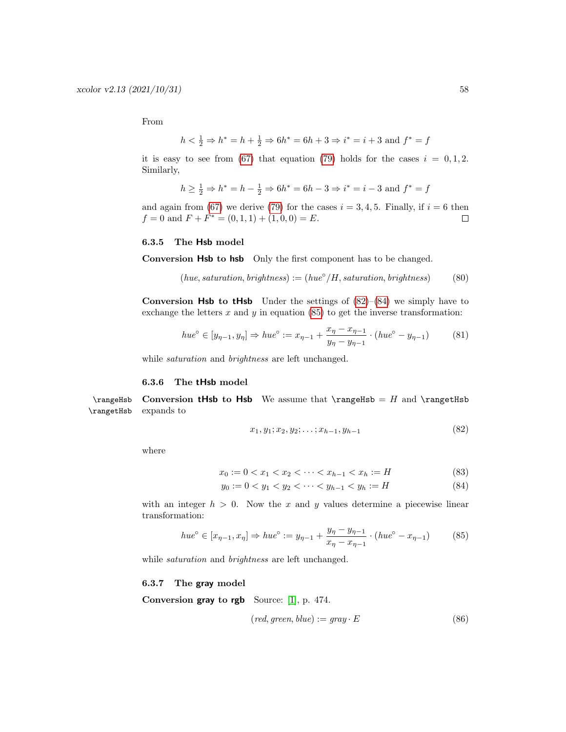From

$$h < \tfrac{1}{2} \Rightarrow h^* = h + \tfrac{1}{2} \Rightarrow 6h^* = 6h + 3 \Rightarrow i^* = i + 3 \text{ and } f^* = f$$

it is easy to see from (67) that equation (79) holds for the cases $i = 0, 1, 2$. Similarly,

$$h \geq \tfrac{1}{2} \Rightarrow h^* = h - \tfrac{1}{2} \Rightarrow 6h^* = 6h - 3 \Rightarrow i^* = i - 3 \text{ and } f^* = f$$

and again from (67) we derive (79) for the cases $i = 3, 4, 5$. Finally, if $i = 6$ then $f = 0$ and $F + F^* = (0, 1, 1) + (1, 0, 0) = E$. □

#### 6.3.5 The Hsb model

**Conversion Hsb to hsb** Only the first component has to be changed.

$$(\mathit{hue}, \mathit{saturation}, \mathit{brightness}) := (\mathit{hue}^\circ / H, \mathit{saturation}, \mathit{brightness}) \tag{80}$$

**Conversion Hsb to tHsb** Under the settings of (82)–(84) we simply have to exchange the letters $x$ and $y$ in equation (85) to get the inverse transformation:

$$\mathit{hue}^\circ \in [y_{\eta-1}, y_\eta] \Rightarrow \mathit{hue}^\circ := x_{\eta-1} + \frac{x_\eta - x_{\eta-1}}{y_\eta - y_{\eta-1}} \cdot (\mathit{hue}^\circ - y_{\eta-1}) \tag{81}$$

while *saturation* and *brightness* are left unchanged.

#### 6.3.6 The tHsb model

`\rangeHsb` `\rangetHsb`

**Conversion tHsb to Hsb** We assume that `\rangeHsb` $= H$ and `\rangetHsb` expands to

$$x_1, y_1; x_2, y_2; \ldots; x_{h-1}, y_{h-1} \tag{82}$$

where

$$x_0 := 0 < x_1 < x_2 < \cdots < x_{h-1} < x_h := H \tag{83}$$

$$y_0 := 0 < y_1 < y_2 < \cdots < y_{h-1} < y_h := H \tag{84}$$

with an integer $h > 0$. Now the $x$ and $y$ values determine a piecewise linear transformation:

$$\mathit{hue}^\circ \in [x_{\eta-1}, x_\eta] \Rightarrow \mathit{hue}^\circ := y_{\eta-1} + \frac{y_\eta - y_{\eta-1}}{x_\eta - x_{\eta-1}} \cdot (\mathit{hue}^\circ - x_{\eta-1}) \tag{85}$$

while *saturation* and *brightness* are left unchanged.

#### 6.3.7 The gray model

**Conversion gray to rgb** Source: [1], p. 474.

$$(\mathit{red}, \mathit{green}, \mathit{blue}) := \mathit{gray} \cdot E \tag{86}$$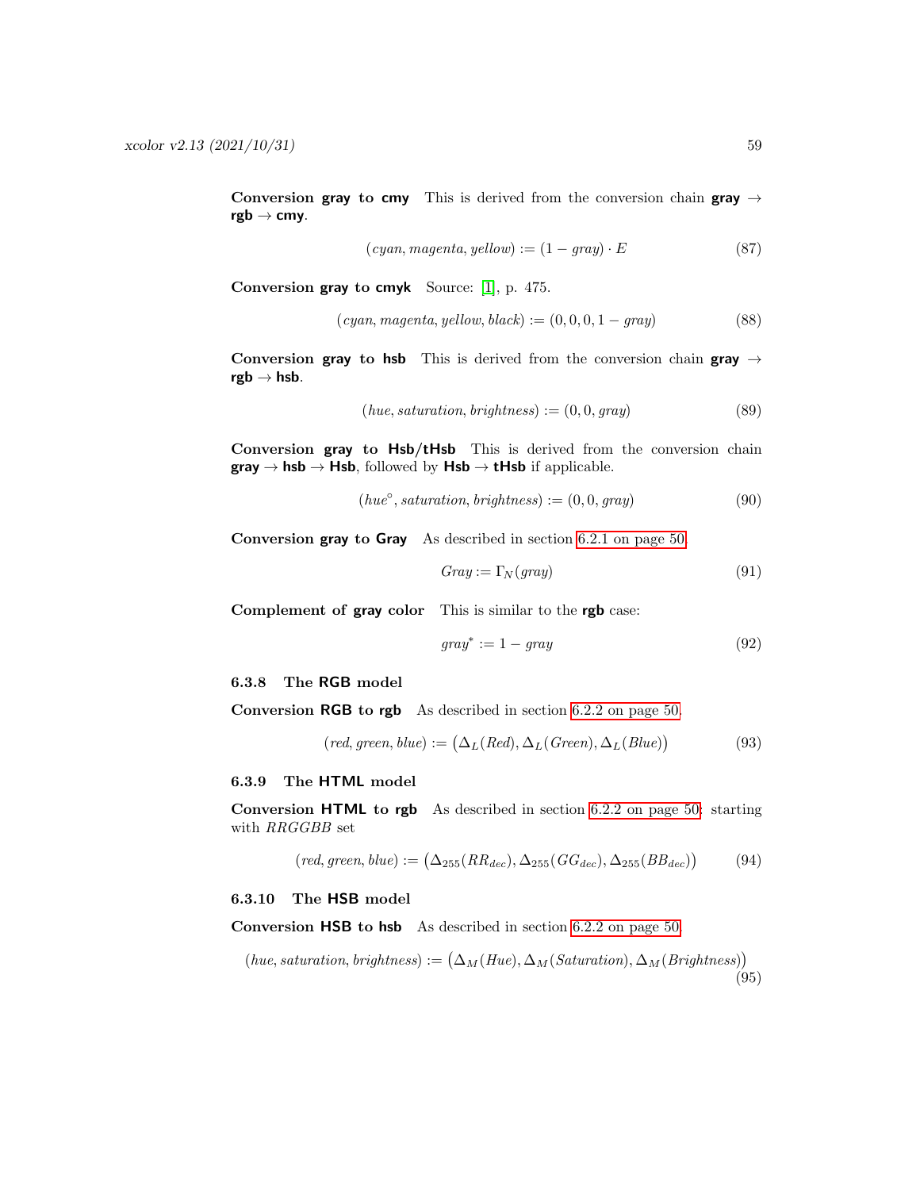**Conversion gray to cmy** This is derived from the conversion chain **gray** → **rgb** → **cmy**.

$$(cyan, magenta, yellow) := (1 - gray) \cdot E \tag{87}$$

**Conversion gray to cmyk** Source: [1], p. 475.

$$(cyan, magenta, yellow, black) := (0, 0, 0, 1 - gray) \tag{88}$$

**Conversion gray to hsb** This is derived from the conversion chain **gray** → **rgb** → **hsb**.

$$(hue, saturation, brightness) := (0, 0, gray) \tag{89}$$

**Conversion gray to Hsb/tHsb** This is derived from the conversion chain **gray** → **hsb** → **Hsb**, followed by **Hsb** → **tHsb** if applicable.

$$(hue^{\circ}, saturation, brightness) := (0, 0, gray) \tag{90}$$

**Conversion gray to Gray** As described in section 6.2.1 on page 50.

$$Gray := \Gamma_N(gray) \tag{91}$$

**Complement of gray color** This is similar to the **rgb** case:

$$gray^{*} := 1 - gray \tag{92}$$

### 6.3.8 The RGB model

**Conversion RGB to rgb** As described in section 6.2.2 on page 50.

$$(red, green, blue) := \big(\Delta_L(Red), \Delta_L(Green), \Delta_L(Blue)\big) \tag{93}$$

### 6.3.9 The HTML model

**Conversion HTML to rgb** As described in section 6.2.2 on page 50; starting with *RRGGBB* set

$$(red, green, blue) := \big(\Delta_{255}(RR_{dec}), \Delta_{255}(GG_{dec}), \Delta_{255}(BB_{dec})\big) \tag{94}$$

### 6.3.10 The HSB model

**Conversion HSB to hsb** As described in section 6.2.2 on page 50.

$$(hue, saturation, brightness) := \big(\Delta_M(Hue), \Delta_M(Saturation), \Delta_M(Brightness)\big) \tag{95}$$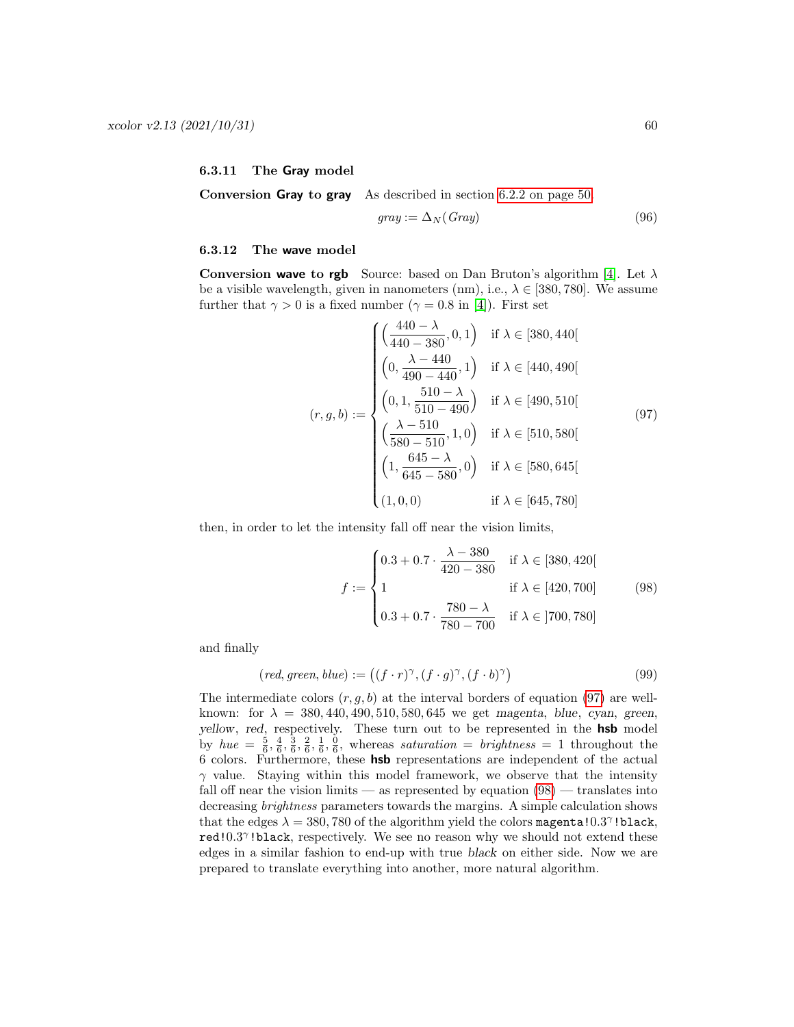### 6.3.11 The Gray model

**Conversion Gray to gray** As described in section 6.2.2 on page 50.

$$gray := \Delta_N(Gray) \tag{96}$$

### 6.3.12 The wave model

**Conversion wave to rgb** Source: based on Dan Bruton's algorithm [4]. Let $\lambda$ be a visible wavelength, given in nanometers (nm), i.e., $\lambda \in [380, 780]$. We assume further that $\gamma > 0$ is a fixed number ($\gamma = 0.8$ in [4]). First set

$$(r, g, b) := \begin{cases} \left(\dfrac{440-\lambda}{440-380}, 0, 1\right) & \text{if } \lambda \in [380, 440[ \\ \left(0, \dfrac{\lambda-440}{490-440}, 1\right) & \text{if } \lambda \in [440, 490[ \\ \left(0, 1, \dfrac{510-\lambda}{510-490}\right) & \text{if } \lambda \in [490, 510[ \\ \left(\dfrac{\lambda-510}{580-510}, 1, 0\right) & \text{if } \lambda \in [510, 580[ \\ \left(1, \dfrac{645-\lambda}{645-580}, 0\right) & \text{if } \lambda \in [580, 645[ \\ (1, 0, 0) & \text{if } \lambda \in [645, 780] \end{cases} \tag{97}$$

then, in order to let the intensity fall off near the vision limits,

$$f := \begin{cases} 0.3 + 0.7 \cdot \dfrac{\lambda-380}{420-380} & \text{if } \lambda \in [380, 420[ \\ 1 & \text{if } \lambda \in [420, 700] \\ 0.3 + 0.7 \cdot \dfrac{780-\lambda}{780-700} & \text{if } \lambda \in ]700, 780] \end{cases} \tag{98}$$

and finally

$$(red, green, blue) := \left((f \cdot r)^\gamma, (f \cdot g)^\gamma, (f \cdot b)^\gamma\right) \tag{99}$$

The intermediate colors $(r, g, b)$ at the interval borders of equation (97) are well-known: for $\lambda = 380, 440, 490, 510, 580, 645$ we get *magenta*, *blue*, *cyan*, *green*, *yellow*, *red*, respectively. These turn out to be represented in the **hsb** model by $hue = \frac{5}{6}, \frac{4}{6}, \frac{3}{6}, \frac{2}{6}, \frac{1}{6}, \frac{0}{6}$, whereas $saturation = brightness = 1$ throughout the 6 colors. Furthermore, these **hsb** representations are independent of the actual $\gamma$ value. Staying within this model framework, we observe that the intensity fall off near the vision limits — as represented by equation (98) — translates into decreasing *brightness* parameters towards the margins. A simple calculation shows that the edges $\lambda = 380, 780$ of the algorithm yield the colors `magenta!`$0.3^\gamma$`!black`, `red!`$0.3^\gamma$`!black`, respectively. We see no reason why we should not extend these edges in a similar fashion to end-up with true *black* on either side. Now we are prepared to translate everything into another, more natural algorithm.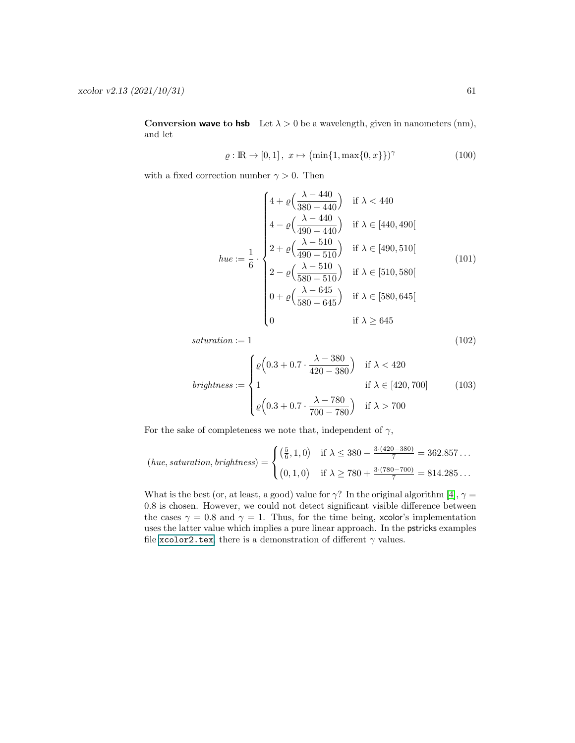**Conversion wave to hsb** Let $\lambda > 0$ be a wavelength, given in nanometers (nm), and let

$$\varrho : \mathbb{R} \to [0,1]\,,\ x \mapsto \bigl(\min\{1, \max\{0, x\}\}\bigr)^{\gamma} \tag{100}$$

with a fixed correction number $\gamma > 0$. Then

$$hue := \frac{1}{6} \cdot \begin{cases} 4 + \varrho\Bigl(\dfrac{\lambda - 440}{380 - 440}\Bigr) & \text{if } \lambda < 440 \\ 4 - \varrho\Bigl(\dfrac{\lambda - 440}{490 - 440}\Bigr) & \text{if } \lambda \in [440, 490[ \\ 2 + \varrho\Bigl(\dfrac{\lambda - 510}{490 - 510}\Bigr) & \text{if } \lambda \in [490, 510[ \\ 2 - \varrho\Bigl(\dfrac{\lambda - 510}{580 - 510}\Bigr) & \text{if } \lambda \in [510, 580[ \\ 0 + \varrho\Bigl(\dfrac{\lambda - 645}{580 - 645}\Bigr) & \text{if } \lambda \in [580, 645[ \\ 0 & \text{if } \lambda \geq 645 \end{cases} \tag{101}$$

$$saturation := 1 \tag{102}$$

$$brightness := \begin{cases} \varrho\Bigl(0.3 + 0.7 \cdot \dfrac{\lambda - 380}{420 - 380}\Bigr) & \text{if } \lambda < 420 \\ 1 & \text{if } \lambda \in [420, 700] \\ \varrho\Bigl(0.3 + 0.7 \cdot \dfrac{\lambda - 780}{700 - 780}\Bigr) & \text{if } \lambda > 700 \end{cases} \tag{103}$$

For the sake of completeness we note that, independent of $\gamma$,

$$(hue, saturation, brightness) = \begin{cases} \bigl(\frac{5}{6}, 1, 0\bigr) & \text{if } \lambda \leq 380 - \frac{3\cdot(420-380)}{7} = 362.857\ldots \\ \bigl(0, 1, 0\bigr) & \text{if } \lambda \geq 780 + \frac{3\cdot(780-700)}{7} = 814.285\ldots \end{cases}$$

What is the best (or, at least, a good) value for $\gamma$? In the original algorithm [4], $\gamma = 0.8$ is chosen. However, we could not detect significant visible difference between the cases $\gamma = 0.8$ and $\gamma = 1$. Thus, for the time being, xcolor's implementation uses the latter value which implies a pure linear approach. In the pstricks examples file `xcolor2.tex`, there is a demonstration of different $\gamma$ values.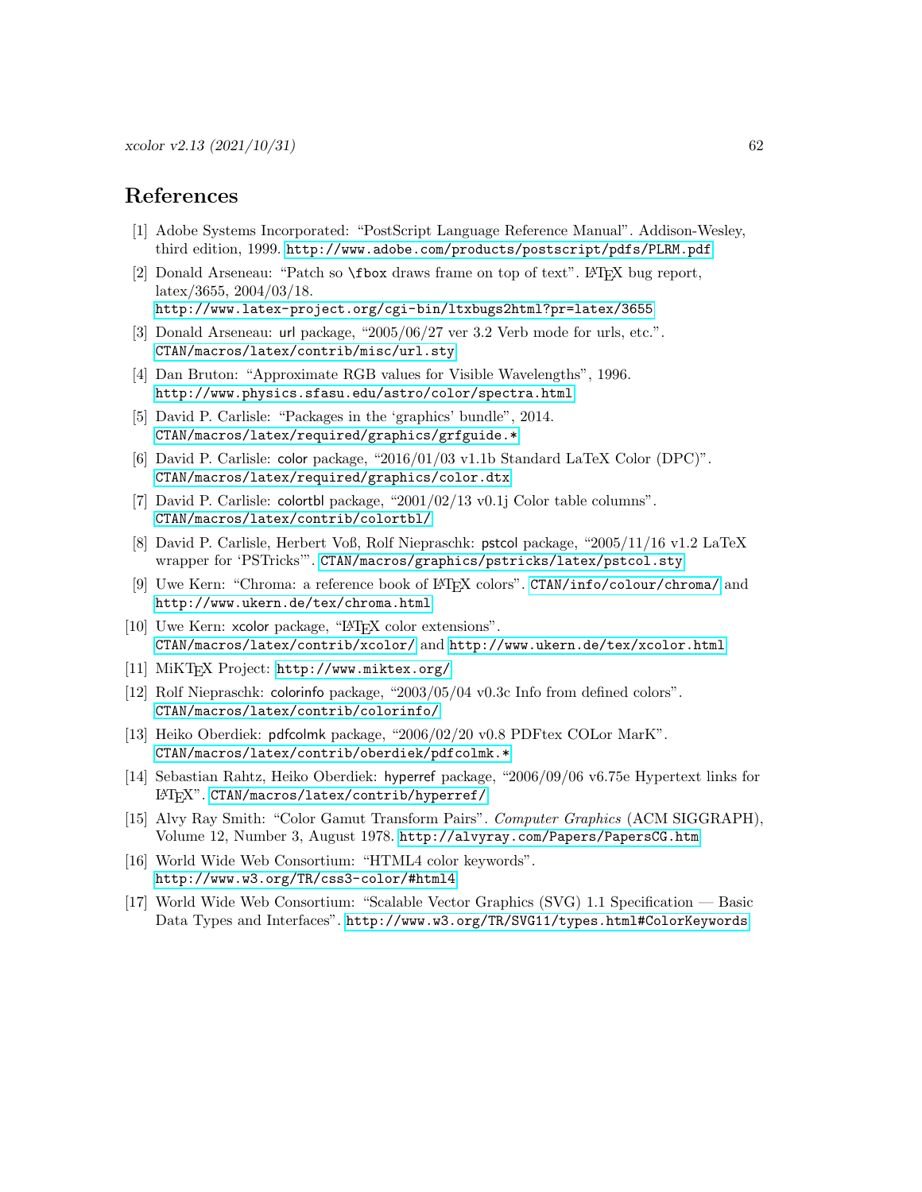# References

[1] Adobe Systems Incorporated: "PostScript Language Reference Manual". Addison-Wesley, third edition, 1999. `http://www.adobe.com/products/postscript/pdfs/PLRM.pdf`

[2] Donald Arseneau: "Patch so \fbox draws frame on top of text". LaTeX bug report, latex/3655, 2004/03/18. `http://www.latex-project.org/cgi-bin/ltxbugs2html?pr=latex/3655`

[3] Donald Arseneau: url package, "2005/06/27 ver 3.2 Verb mode for urls, etc.". `CTAN/macros/latex/contrib/misc/url.sty`

[4] Dan Bruton: "Approximate RGB values for Visible Wavelengths", 1996. `http://www.physics.sfasu.edu/astro/color/spectra.html`

[5] David P. Carlisle: "Packages in the 'graphics' bundle", 2014. `CTAN/macros/latex/required/graphics/grfguide.*`

[6] David P. Carlisle: color package, "2016/01/03 v1.1b Standard LaTeX Color (DPC)". `CTAN/macros/latex/required/graphics/color.dtx`

[7] David P. Carlisle: colortbl package, "2001/02/13 v0.1j Color table columns". `CTAN/macros/latex/contrib/colortbl/`

[8] David P. Carlisle, Herbert Voß, Rolf Niepraschk: pstcol package, "2005/11/16 v1.2 LaTeX wrapper for 'PSTricks'". `CTAN/macros/graphics/pstricks/latex/pstcol.sty`

[9] Uwe Kern: "Chroma: a reference book of LaTeX colors". `CTAN/info/colour/chroma/` and `http://www.ukern.de/tex/chroma.html`

[10] Uwe Kern: xcolor package, "LaTeX color extensions". `CTAN/macros/latex/contrib/xcolor/` and `http://www.ukern.de/tex/xcolor.html`

[11] MiKTeX Project: `http://www.miktex.org/`

[12] Rolf Niepraschk: colorinfo package, "2003/05/04 v0.3c Info from defined colors". `CTAN/macros/latex/contrib/colorinfo/`

[13] Heiko Oberdiek: pdfcolmk package, "2006/02/20 v0.8 PDFtex COLor MarK". `CTAN/macros/latex/contrib/oberdiek/pdfcolmk.*`

[14] Sebastian Rahtz, Heiko Oberdiek: hyperref package, "2006/09/06 v6.75e Hypertext links for LaTeX". `CTAN/macros/latex/contrib/hyperref/`

[15] Alvy Ray Smith: "Color Gamut Transform Pairs". *Computer Graphics* (ACM SIGGRAPH), Volume 12, Number 3, August 1978. `http://alvyray.com/Papers/PapersCG.htm`

[16] World Wide Web Consortium: "HTML4 color keywords". `http://www.w3.org/TR/css3-color/#html4`

[17] World Wide Web Consortium: "Scalable Vector Graphics (SVG) 1.1 Specification — Basic Data Types and Interfaces". `http://www.w3.org/TR/SVG11/types.html#ColorKeywords`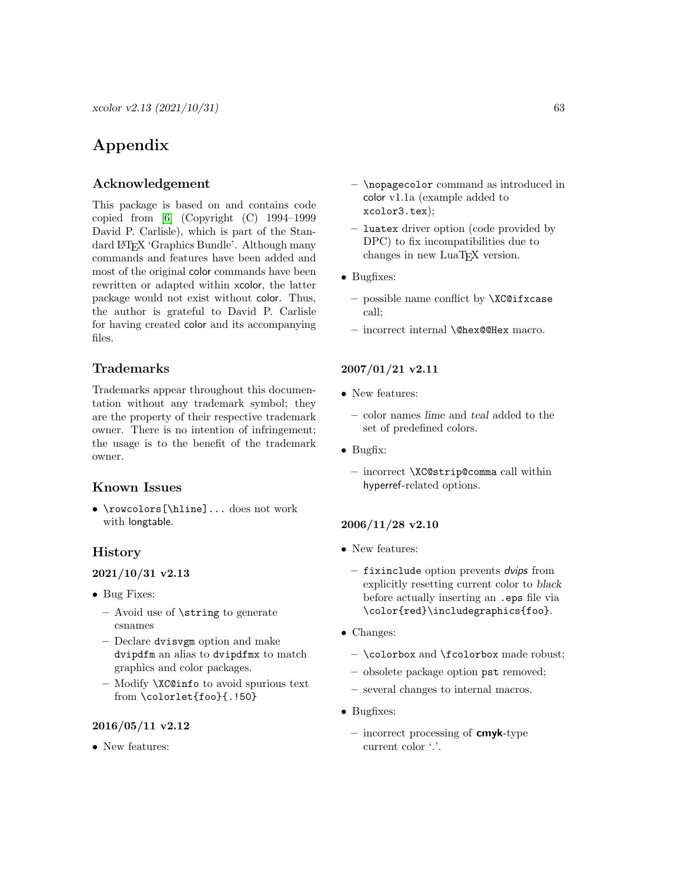# Appendix

## Acknowledgement

This package is based on and contains code copied from [6] (Copyright (C) 1994–1999 David P. Carlisle), which is part of the Standard LaTeX 'Graphics Bundle'. Although many commands and features have been added and most of the original color commands have been rewritten or adapted within xcolor, the latter package would not exist without color. Thus, the author is grateful to David P. Carlisle for having created color and its accompanying files.

## Trademarks

Trademarks appear throughout this documentation without any trademark symbol; they are the property of their respective trademark owner. There is no intention of infringement; the usage is to the benefit of the trademark owner.

## Known Issues

- `\rowcolors[\hline]...` does not work with longtable.

## History

### 2021/10/31 v2.13

- Bug Fixes:
  - Avoid use of `\string` to generate csnames
  - Declare `dvisvgm` option and make `dvipdfm` an alias to `dvipdfmx` to match graphics and color packages.
  - Modify `\XC@info` to avoid spurious text from `\colorlet{foo}{.!50}`

### 2016/05/11 v2.12

- New features:
  - `\nopagecolor` command as introduced in color v1.1a (example added to `xcolor3.tex`);
  - `luatex` driver option (code provided by DPC) to fix incompatibilities due to changes in new LuaTeX version.
- Bugfixes:
  - possible name conflict by `\XC@ifxcase` call;
  - incorrect internal `\@hex@@Hex` macro.

### 2007/01/21 v2.11

- New features:
  - color names *lime* and *teal* added to the set of predefined colors.
- Bugfix:
  - incorrect `\XC@strip@comma` call within hyperref-related options.

### 2006/11/28 v2.10

- New features:
  - `fixinclude` option prevents *dvips* from explicitly resetting current color to *black* before actually inserting an `.eps` file via `\color{red}\includegraphics{foo}`.
- Changes:
  - `\colorbox` and `\fcolorbox` made robust;
  - obsolete package option `pst` removed;
  - several changes to internal macros.
- Bugfixes:
  - incorrect processing of **cmyk**-type current color '.'.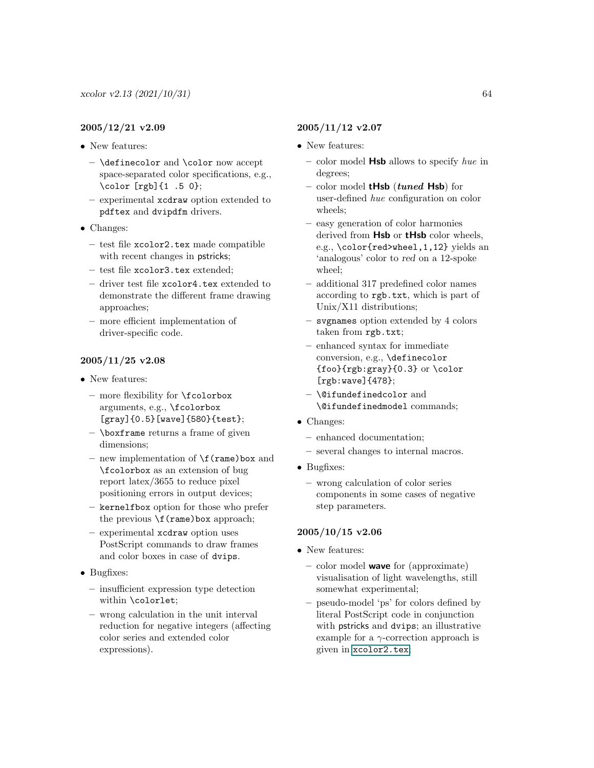### 2005/12/21 v2.09

- New features:
  - `\definecolor` and `\color` now accept space-separated color specifications, e.g., `\color [rgb]{1 .5 0}`;
  - experimental `xcdraw` option extended to `pdftex` and `dvipdfm` drivers.
- Changes:
  - test file `xcolor2.tex` made compatible with recent changes in pstricks;
  - test file `xcolor3.tex` extended;
  - driver test file `xcolor4.tex` extended to demonstrate the different frame drawing approaches;
  - more efficient implementation of driver-specific code.

### 2005/11/25 v2.08

- New features:
  - more flexibility for `\fcolorbox` arguments, e.g., `\fcolorbox [gray]{0.5}[wave]{580}{test}`;
  - `\boxframe` returns a frame of given dimensions;
  - new implementation of `\f(rame)box` and `\fcolorbox` as an extension of bug report latex/3655 to reduce pixel positioning errors in output devices;
  - `kernelfbox` option for those who prefer the previous `\f(rame)box` approach;
  - experimental `xcdraw` option uses PostScript commands to draw frames and color boxes in case of `dvips`.
- Bugfixes:
  - insufficient expression type detection within `\colorlet`;
  - wrong calculation in the unit interval reduction for negative integers (affecting color series and extended color expressions).

### 2005/11/12 v2.07

- New features:
  - color model **Hsb** allows to specify *hue* in degrees;
  - color model **tHsb** (***tuned*** **Hsb**) for user-defined *hue* configuration on color wheels;
  - easy generation of color harmonies derived from **Hsb** or **tHsb** color wheels, e.g., `\color{red>wheel,1,12}` yields an 'analogous' color to *red* on a 12-spoke wheel;
  - additional 317 predefined color names according to `rgb.txt`, which is part of Unix/X11 distributions;
  - `svgnames` option extended by 4 colors taken from `rgb.txt`;
  - enhanced syntax for immediate conversion, e.g., `\definecolor {foo}{rgb:gray}{0.3}` or `\color [rgb:wave]{478}`;
  - `\@ifundefinedcolor` and `\@ifundefinedmodel` commands;
- Changes:
  - enhanced documentation;
  - several changes to internal macros.
- Bugfixes:
  - wrong calculation of color series components in some cases of negative step parameters.

### 2005/10/15 v2.06

- New features:
  - color model **wave** for (approximate) visualisation of light wavelengths, still somewhat experimental;
  - pseudo-model 'ps' for colors defined by literal PostScript code in conjunction with pstricks and `dvips`; an illustrative example for a $\gamma$-correction approach is given in `xcolor2.tex`.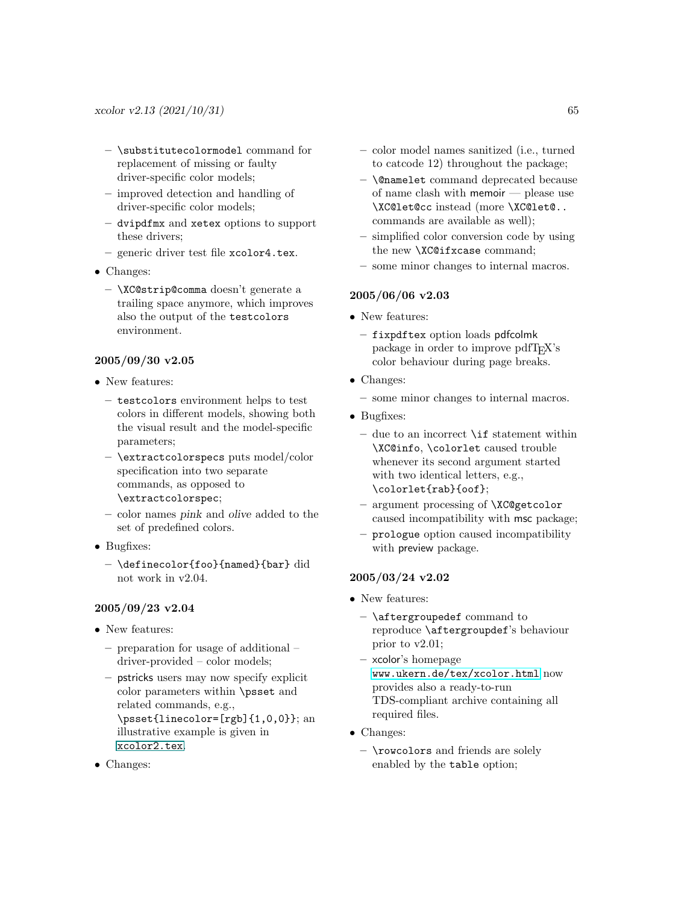- `\substitutecolormodel` command for replacement of missing or faulty driver-specific color models;
- improved detection and handling of driver-specific color models;
- `dvipdfmx` and `xetex` options to support these drivers;
- generic driver test file `xcolor4.tex`.

- Changes:
  - `\XC@strip@comma` doesn't generate a trailing space anymore, which improves also the output of the `testcolors` environment.

### 2005/09/30 v2.05

- New features:
  - `testcolors` environment helps to test colors in different models, showing both the visual result and the model-specific parameters;
  - `\extractcolorspecs` puts model/color specification into two separate commands, as opposed to `\extractcolorspec`;
  - color names *pink* and *olive* added to the set of predefined colors.
- Bugfixes:
  - `\definecolor{foo}{named}{bar}` did not work in v2.04.

### 2005/09/23 v2.04

- New features:
  - preparation for usage of additional – driver-provided – color models;
  - pstricks users may now specify explicit color parameters within `\psset` and related commands, e.g., `\psset{linecolor=[rgb]{1,0,0}}`; an illustrative example is given in `xcolor2.tex`.
- Changes:
  - color model names sanitized (i.e., turned to catcode 12) throughout the package;
  - `\@namelet` command deprecated because of name clash with memoir — please use `\XC@let@cc` instead (more `\XC@let@..` commands are available as well);
  - simplified color conversion code by using the new `\XC@ifxcase` command;
  - some minor changes to internal macros.

### 2005/06/06 v2.03

- New features:
  - `fixpdftex` option loads pdfcolmk package in order to improve pdfTEX's color behaviour during page breaks.
- Changes:
  - some minor changes to internal macros.
- Bugfixes:
  - due to an incorrect `\if` statement within `\XC@info`, `\colorlet` caused trouble whenever its second argument started with two identical letters, e.g., `\colorlet{rab}{oof}`;
  - argument processing of `\XC@getcolor` caused incompatibility with msc package;
  - `prologue` option caused incompatibility with preview package.

### 2005/03/24 v2.02

- New features:
  - `\aftergroupedef` command to reproduce `\aftergroupdef`'s behaviour prior to v2.01;
  - xcolor's homepage `www.ukern.de/tex/xcolor.html` now provides also a ready-to-run TDS-compliant archive containing all required files.
- Changes:
  - `\rowcolors` and friends are solely enabled by the `table` option;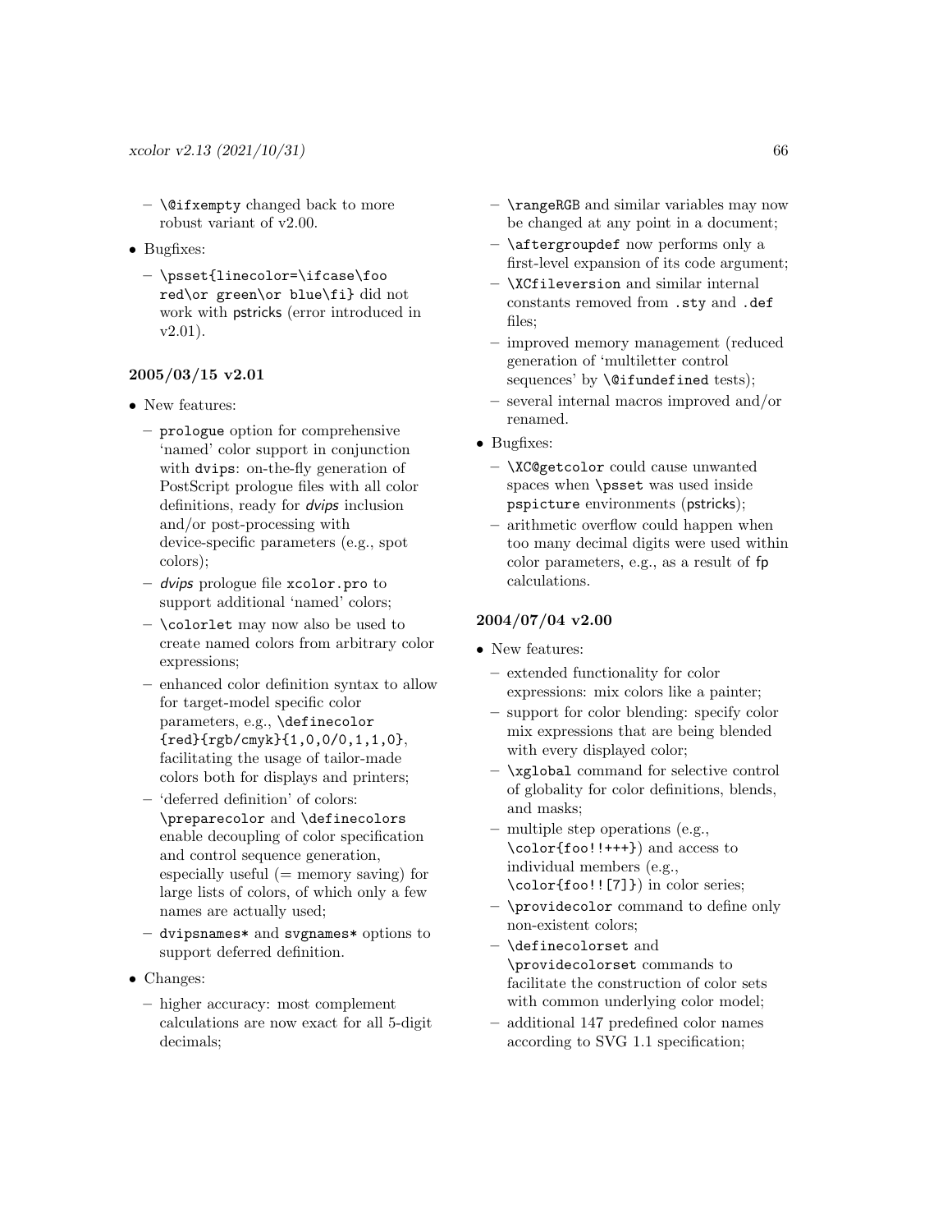- `\@ifxempty` changed back to more robust variant of v2.00.
- Bugfixes:
  - `\psset{linecolor=\ifcase\foo red\or green\or blue\fi}` did not work with pstricks (error introduced in v2.01).

### 2005/03/15 v2.01

- New features:
  - `prologue` option for comprehensive 'named' color support in conjunction with `dvips`: on-the-fly generation of PostScript prologue files with all color definitions, ready for *dvips* inclusion and/or post-processing with device-specific parameters (e.g., spot colors);
  - *dvips* prologue file `xcolor.pro` to support additional 'named' colors;
  - `\colorlet` may now also be used to create named colors from arbitrary color expressions;
  - enhanced color definition syntax to allow for target-model specific color parameters, e.g., `\definecolor{red}{rgb/cmyk}{1,0,0/0,1,1,0}`, facilitating the usage of tailor-made colors both for displays and printers;
  - 'deferred definition' of colors: `\preparecolor` and `\definecolors` enable decoupling of color specification and control sequence generation, especially useful (= memory saving) for large lists of colors, of which only a few names are actually used;
  - `dvipsnames*` and `svgnames*` options to support deferred definition.
- Changes:
  - higher accuracy: most complement calculations are now exact for all 5-digit decimals;
  - `\rangeRGB` and similar variables may now be changed at any point in a document;
  - `\aftergroupdef` now performs only a first-level expansion of its code argument;
  - `\XCfileversion` and similar internal constants removed from `.sty` and `.def` files;
  - improved memory management (reduced generation of 'multiletter control sequences' by `\@ifundefined` tests);
  - several internal macros improved and/or renamed.
- Bugfixes:
  - `\XC@getcolor` could cause unwanted spaces when `\psset` was used inside `pspicture` environments (pstricks);
  - arithmetic overflow could happen when too many decimal digits were used within color parameters, e.g., as a result of fp calculations.

### 2004/07/04 v2.00

- New features:
  - extended functionality for color expressions: mix colors like a painter;
  - support for color blending: specify color mix expressions that are being blended with every displayed color;
  - `\xglobal` command for selective control of globality for color definitions, blends, and masks;
  - multiple step operations (e.g., `\color{foo!!+++}`) and access to individual members (e.g., `\color{foo!![7]}`) in color series;
  - `\providecolor` command to define only non-existent colors;
  - `\definecolorset` and `\providecolorset` commands to facilitate the construction of color sets with common underlying color model;
  - additional 147 predefined color names according to SVG 1.1 specification;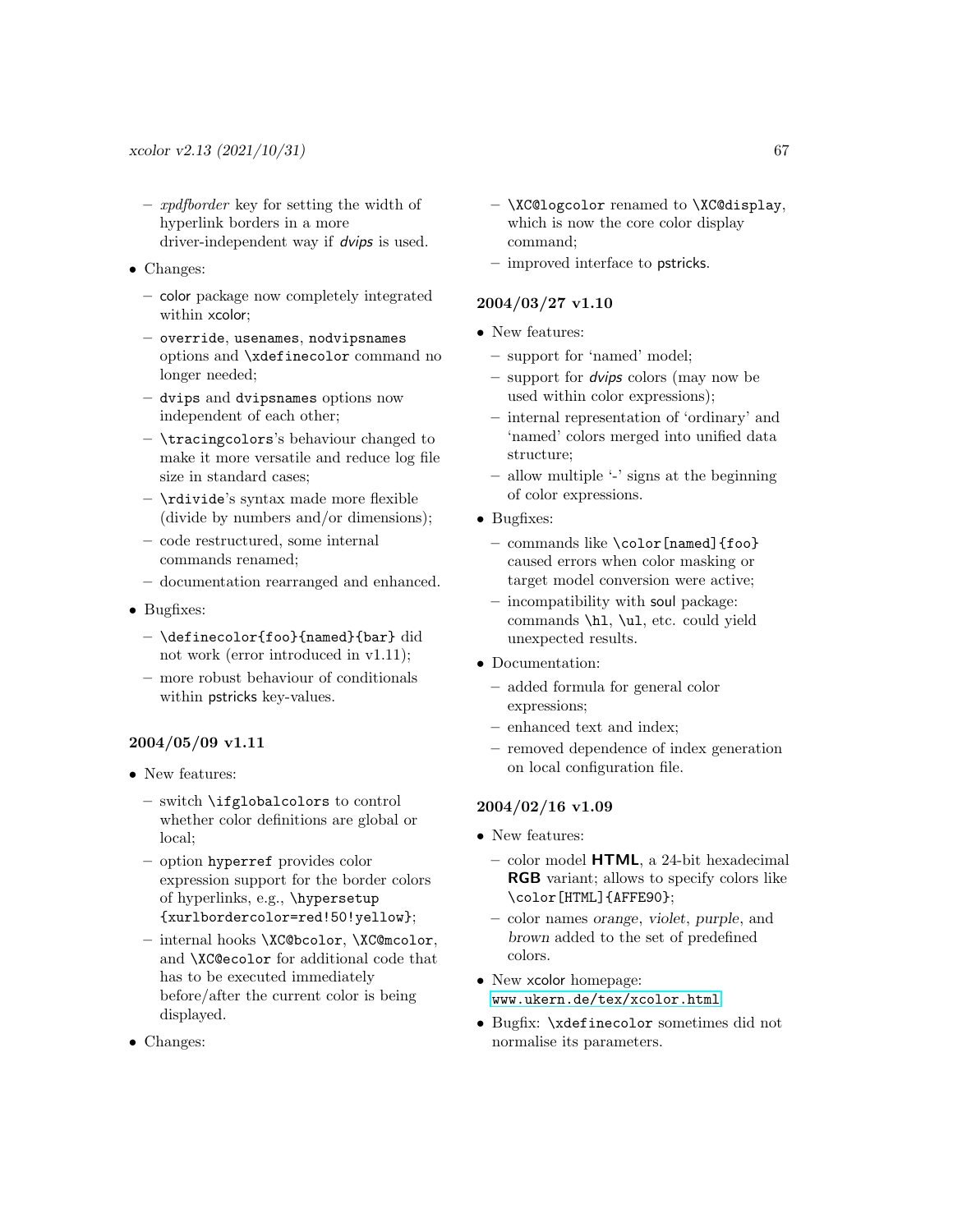- *xpdfborder* key for setting the width of hyperlink borders in a more driver-independent way if *dvips* is used.

- Changes:
  - color package now completely integrated within xcolor;
  - `override`, `usenames`, `nodvipsnames` options and `\xdefinecolor` command no longer needed;
  - `dvips` and `dvipsnames` options now independent of each other;
  - `\tracingcolors`'s behaviour changed to make it more versatile and reduce log file size in standard cases;
  - `\rdivide`'s syntax made more flexible (divide by numbers and/or dimensions);
  - code restructured, some internal commands renamed;
  - documentation rearranged and enhanced.

- Bugfixes:
  - `\definecolor{foo}{named}{bar}` did not work (error introduced in v1.11);
  - more robust behaviour of conditionals within pstricks key-values.

### 2004/05/09 v1.11

- New features:
  - switch `\ifglobalcolors` to control whether color definitions are global or local;
  - option `hyperref` provides color expression support for the border colors of hyperlinks, e.g., `\hypersetup {xurlbordercolor=red!50!yellow}`;
  - internal hooks `\XC@bcolor`, `\XC@mcolor`, and `\XC@ecolor` for additional code that has to be executed immediately before/after the current color is being displayed.

- Changes:
  - `\XC@logcolor` renamed to `\XC@display`, which is now the core color display command;
  - improved interface to pstricks.

### 2004/03/27 v1.10

- New features:
  - support for 'named' model;
  - support for *dvips* colors (may now be used within color expressions);
  - internal representation of 'ordinary' and 'named' colors merged into unified data structure;
  - allow multiple '-' signs at the beginning of color expressions.

- Bugfixes:
  - commands like `\color[named]{foo}` caused errors when color masking or target model conversion were active;
  - incompatibility with soul package: commands `\hl`, `\ul`, etc. could yield unexpected results.

- Documentation:
  - added formula for general color expressions;
  - enhanced text and index;
  - removed dependence of index generation on local configuration file.

### 2004/02/16 v1.09

- New features:
  - color model **HTML**, a 24-bit hexadecimal **RGB** variant; allows to specify colors like `\color[HTML]{AFFE90}`;
  - color names *orange*, *violet*, *purple*, and *brown* added to the set of predefined colors.

- New xcolor homepage: `www.ukern.de/tex/xcolor.html`

- Bugfix: `\xdefinecolor` sometimes did not normalise its parameters.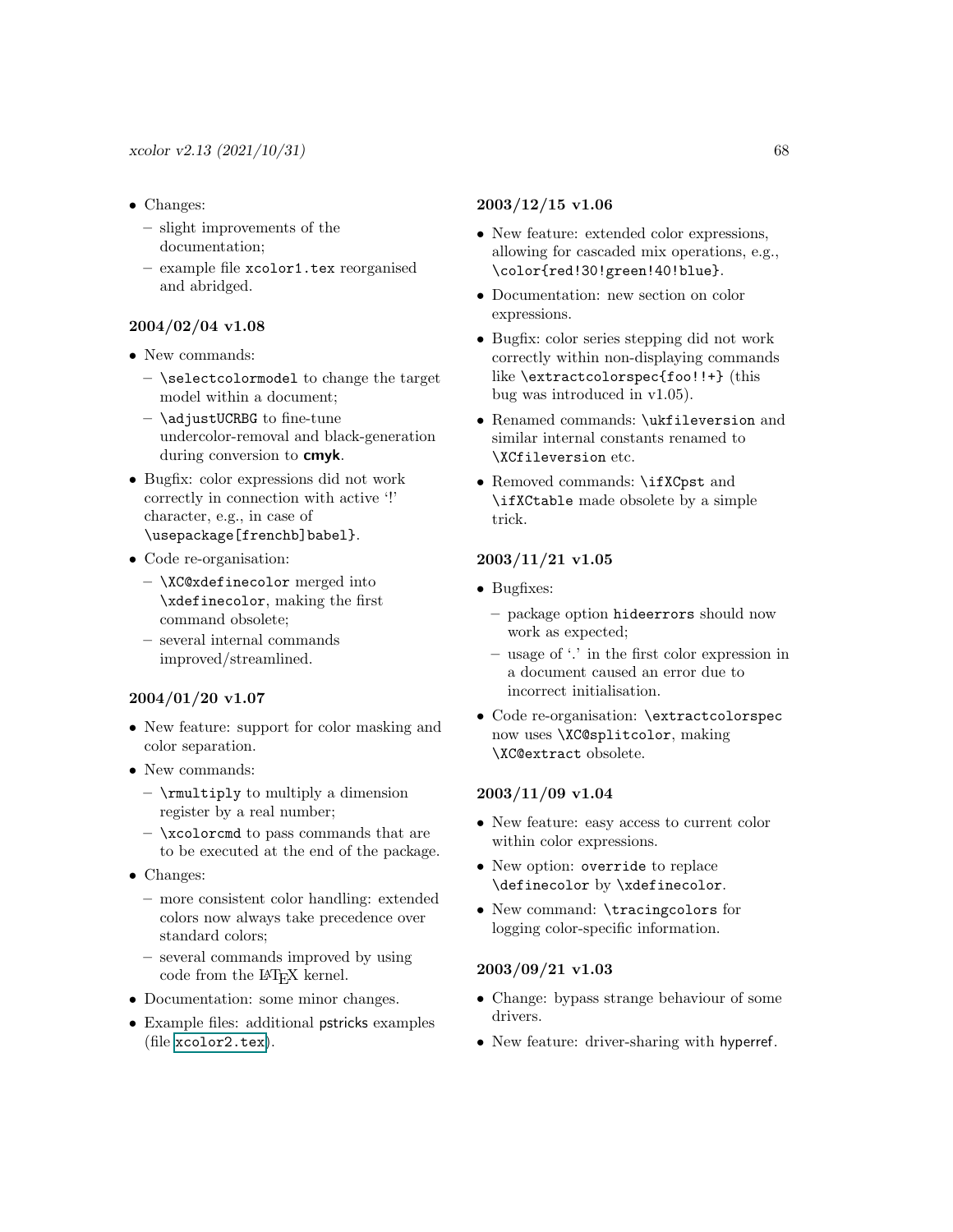- Changes:
  - slight improvements of the documentation;
  - example file `xcolor1.tex` reorganised and abridged.

### 2004/02/04 v1.08

- New commands:
  - `\selectcolormodel` to change the target model within a document;
  - `\adjustUCRBG` to fine-tune undercolor-removal and black-generation during conversion to **cmyk**.
- Bugfix: color expressions did not work correctly in connection with active '!' character, e.g., in case of `\usepackage[frenchb]babel}`.
- Code re-organisation:
  - `\XC@xdefinecolor` merged into `\xdefinecolor`, making the first command obsolete;
  - several internal commands improved/streamlined.

### 2004/01/20 v1.07

- New feature: support for color masking and color separation.
- New commands:
  - `\rmultiply` to multiply a dimension register by a real number;
  - `\xcolorcmd` to pass commands that are to be executed at the end of the package.
- Changes:
  - more consistent color handling: extended colors now always take precedence over standard colors;
  - several commands improved by using code from the LaTeX kernel.
- Documentation: some minor changes.
- Example files: additional pstricks examples (file `xcolor2.tex`).

### 2003/12/15 v1.06

- New feature: extended color expressions, allowing for cascaded mix operations, e.g., `\color{red!30!green!40!blue}`.
- Documentation: new section on color expressions.
- Bugfix: color series stepping did not work correctly within non-displaying commands like `\extractcolorspec{foo!!+}` (this bug was introduced in v1.05).
- Renamed commands: `\ukfileversion` and similar internal constants renamed to `\XCfileversion` etc.
- Removed commands: `\ifXCpst` and `\ifXCtable` made obsolete by a simple trick.

### 2003/11/21 v1.05

- Bugfixes:
  - package option `hideerrors` should now work as expected;
  - usage of '.' in the first color expression in a document caused an error due to incorrect initialisation.
- Code re-organisation: `\extractcolorspec` now uses `\XC@splitcolor`, making `\XC@extract` obsolete.

### 2003/11/09 v1.04

- New feature: easy access to current color within color expressions.
- New option: `override` to replace `\definecolor` by `\xdefinecolor`.
- New command: `\tracingcolors` for logging color-specific information.

### 2003/09/21 v1.03

- Change: bypass strange behaviour of some drivers.
- New feature: driver-sharing with hyperref.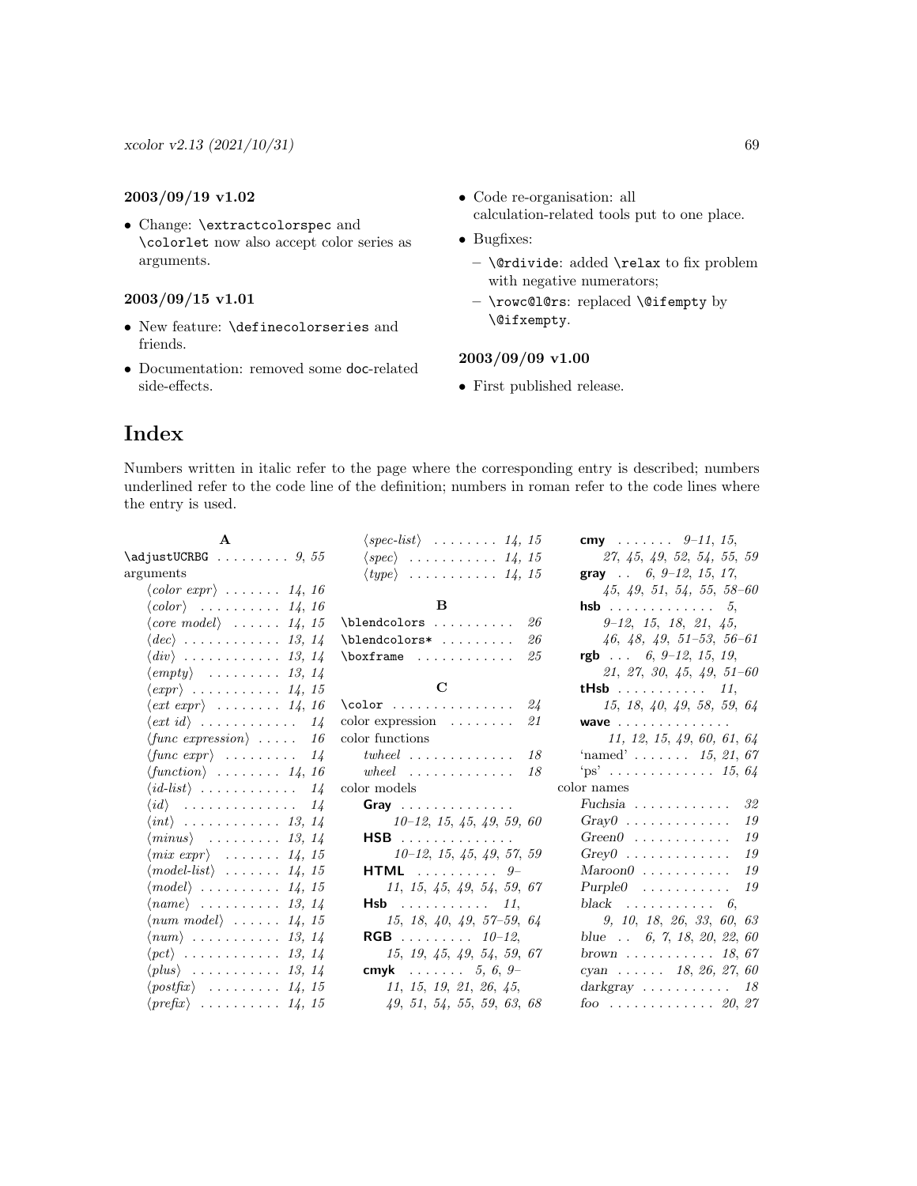### 2003/09/19 v1.02

- Change: `\extractcolorspec` and `\colorlet` now also accept color series as arguments.

### 2003/09/15 v1.01

- New feature: `\definecolorseries` and friends.
- Documentation: removed some doc-related side-effects.
- Code re-organisation: all calculation-related tools put to one place.
- Bugfixes:
  - `\@rdivide`: added `\relax` to fix problem with negative numerators;
  - `\rowc@l@rs`: replaced `\@ifempty` by `\@ifxempty`.

### 2003/09/09 v1.00

- First published release.

# Index

Numbers written in italic refer to the page where the corresponding entry is described; numbers underlined refer to the code line of the definition; numbers in roman refer to the code lines where the entry is used.

**A**

`\adjustUCRBG` . . . *9*, *55*
arguments
- ⟨*color expr*⟩ . . . *14*, *16*
- ⟨*color*⟩ . . . *14*, *16*
- ⟨*core model*⟩ . . . *14*, *15*
- ⟨*dec*⟩ . . . *13*, *14*
- ⟨*div*⟩ . . . *13*, *14*
- ⟨*empty*⟩ . . . *13*, *14*
- ⟨*expr*⟩ . . . *14*, *15*
- ⟨*ext expr*⟩ . . . *14*, *16*
- ⟨*ext id*⟩ . . . *14*
- ⟨*func expression*⟩ . . . *16*
- ⟨*func expr*⟩ . . . *14*
- ⟨*function*⟩ . . . *14*, *16*
- ⟨*id-list*⟩ . . . *14*
- ⟨*id*⟩ . . . *14*
- ⟨*int*⟩ . . . *13*, *14*
- ⟨*minus*⟩ . . . *13*, *14*
- ⟨*mix expr*⟩ . . . *14*, *15*
- ⟨*model-list*⟩ . . . *14*, *15*
- ⟨*model*⟩ . . . *14*, *15*
- ⟨*name*⟩ . . . *13*, *14*
- ⟨*num model*⟩ . . . *14*, *15*
- ⟨*num*⟩ . . . *13*, *14*
- ⟨*pct*⟩ . . . *13*, *14*
- ⟨*plus*⟩ . . . *13*, *14*
- ⟨*postfix*⟩ . . . *14*, *15*
- ⟨*prefix*⟩ . . . *14*, *15*
- ⟨*spec-list*⟩ . . . *14*, *15*
- ⟨*spec*⟩ . . . *14*, *15*
- ⟨*type*⟩ . . . *14*, *15*

**B**

`\blendcolors` . . . *26*
`\blendcolors*` . . . *26*
`\boxframe` . . . *25*

**C**

`\color` . . . *24*
color expression . . . *21*
color functions
- *twheel* . . . *18*
- *wheel* . . . *18*

color models
- **Gray** . . . *10–12*, *15*, *45*, *49*, *59*, *60*
- **HSB** . . . *10–12*, *15*, *45*, *49*, *57*, *59*
- **HTML** . . . *9–11*, *15*, *45*, *49*, *54*, *59*, *67*
- **Hsb** . . . *11*, *15*, *18*, *40*, *49*, *57–59*, *64*
- **RGB** . . . *10–12*, *15*, *19*, *45*, *49*, *54*, *59*, *67*
- **cmyk** . . . *5*, *6*, *9–11*, *15*, *19*, *21*, *26*, *45*, *49*, *51*, *54*, *55*, *59*, *63*, *68*
- **cmy** . . . *9–11*, *15*, *27*, *45*, *49*, *52*, *54*, *55*, *59*
- **gray** . . . *6*, *9–12*, *15*, *17*, *45*, *49*, *51*, *54*, *55*, *58–60*
- **hsb** . . . *5*, *9–12*, *15*, *18*, *21*, *45*, *46*, *48*, *49*, *51–53*, *56–61*
- **rgb** . . . *6*, *9–12*, *15*, *19*, *21*, *27*, *30*, *45*, *49*, *51–60*
- **tHsb** . . . *11*, *15*, *18*, *40*, *49*, *58*, *59*, *64*
- **wave** . . . *11*, *12*, *15*, *49*, *60*, *61*, *64*
- 'named' . . . *15*, *21*, *67*
- 'ps' . . . *15*, *64*

color names
- *Fuchsia* . . . *32*
- *Gray0* . . . *19*
- *Green0* . . . *19*
- *Grey0* . . . *19*
- *Maroon0* . . . *19*
- *Purple0* . . . *19*
- *black* . . . *6*, *9*, *10*, *18*, *26*, *33*, *60*, *63*
- *blue* . . . *6*, *7*, *18*, *20*, *22*, *60*
- *brown* . . . *18*, *67*
- *cyan* . . . *18*, *26*, *27*, *60*
- *darkgray* . . . *18*
- *foo* . . . *20*, *27*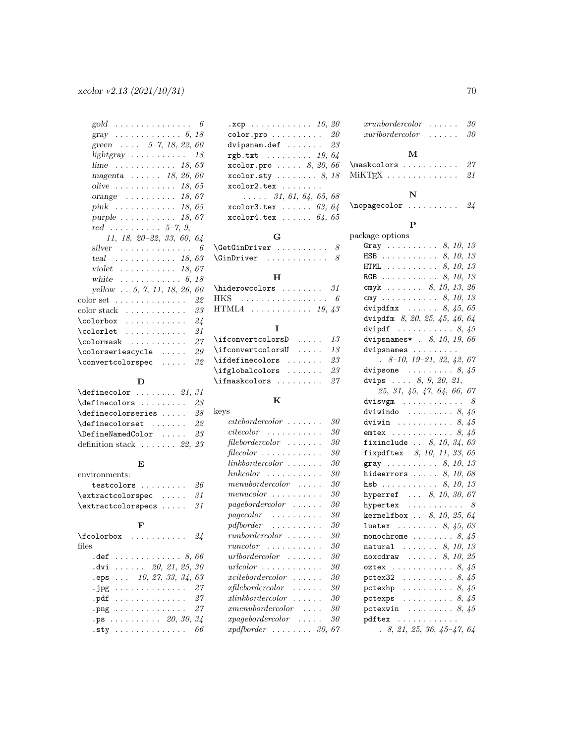- *gold* . . . . . . . . . . . . . . . 6
- *gray* . . . . . . . . . . . . . 6, 18
- *green* . . . . 5–7, 18, 22, 60
- *lightgray* . . . . . . . . . . . 18
- *lime* . . . . . . . . . . . . 18, 63
- *magenta* . . . . . . 18, 26, 60
- *olive* . . . . . . . . . . . . 18, 65
- *orange* . . . . . . . . . . 18, 67
- *pink* . . . . . . . . . . . . 18, 65
- *purple* . . . . . . . . . . . 18, 67
- *red* . . . . . . . . . . 5–7, 9, 11, 18, 20–22, 33, 60, 64
- *silver* . . . . . . . . . . . . . . 6
- *teal* . . . . . . . . . . . . 18, 63
- *violet* . . . . . . . . . . . 18, 67
- *white* . . . . . . . . . . . . 6, 18
- *yellow* . . 5, 7, 11, 18, 26, 60

color set . . . . . . . . . . . . . . 22
color stack . . . . . . . . . . . . 33
`\colorbox` . . . . . . . . . . . . 24
`\colorlet` . . . . . . . . . . . . 21
`\colormask` . . . . . . . . . . . 27
`\colorseriescycle` . . . . . 29
`\convertcolorspec` . . . . . 32

### D

`\definecolor` . . . . . . . . 21, 31
`\definecolors` . . . . . . . . . 23
`\definecolorseries` . . . . . 28
`\definecolorset` . . . . . . . 22
`\DefineNamedColor` . . . . . 23
definition stack . . . . . . . 22, 23

### E

environments:
- `testcolors` . . . . . . . . . 26

`\extractcolorspec` . . . . . 31
`\extractcolorspecs` . . . . . 31

### F

`\fcolorbox` . . . . . . . . . . . 24
files
- `.def` . . . . . . . . . . . . . 8, 66
- `.dvi` . . . . . . 20, 21, 25, 30
- `.eps` . . . 10, 27, 33, 34, 63
- `.jpg` . . . . . . . . . . . . . . 27
- `.pdf` . . . . . . . . . . . . . . 27
- `.png` . . . . . . . . . . . . . . 27
- `.ps` . . . . . . . . . . 20, 30, 34
- `.sty` . . . . . . . . . . . . . . 66
- `.xcp` . . . . . . . . . . . . 10, 20
- `color.pro` . . . . . . . . . . 20
- `dvipsnam.def` . . . . . . . 23
- `rgb.txt` . . . . . . . . . 19, 64
- `xcolor.pro` . . . . . 8, 20, 66
- `xcolor.sty` . . . . . . . . 8, 18
- `xcolor2.tex` . . . . . . . . 31, 61, 64, 65, 68
- `xcolor3.tex` . . . . . . 63, 64
- `xcolor4.tex` . . . . . . 64, 65

### G

`\GetGinDriver` . . . . . . . . . . 8
`\GinDriver` . . . . . . . . . . . . 8

### H

`\hiderowcolors` . . . . . . . . 31
HKS . . . . . . . . . . . . . . . . . 6
HTML4 . . . . . . . . . . . . 19, 43

### I

`\ifconvertcolorsD` . . . . . 13
`\ifconvertcolorsU` . . . . . 13
`\ifdefinecolors` . . . . . . . 23
`\ifglobalcolors` . . . . . . . 23
`\ifmaskcolors` . . . . . . . . . 27

### K

keys
- *citebordercolor* . . . . . . . 30
- *citecolor* . . . . . . . . . . . 30
- *filebordercolor* . . . . . . . 30
- *filecolor* . . . . . . . . . . . . 30
- *linkbordercolor* . . . . . . . 30
- *linkcolor* . . . . . . . . . . . 30
- *menubordercolor* . . . . . 30
- *menucolor* . . . . . . . . . . 30
- *pagebordercolor* . . . . . . 30
- *pagecolor* . . . . . . . . . . 30
- *pdfborder* . . . . . . . . . . 30
- *runbordercolor* . . . . . . . 30
- *runcolor* . . . . . . . . . . . 30
- *urlbordercolor* . . . . . . . 30
- *urlcolor* . . . . . . . . . . . . 30
- *xcitebordercolor* . . . . . . 30
- *xfilebordercolor* . . . . . . 30
- *xlinkbordercolor* . . . . . . 30
- *xmenubordercolor* . . . . 30
- *xpagebordercolor* . . . . . 30
- *xpdfborder* . . . . . . . . 30, 67
- *xrunbordercolor* . . . . . . 30
- *xurlbordercolor* . . . . . . 30

### M

`\maskcolors` . . . . . . . . . . . 27
MiKTeX . . . . . . . . . . . . . . 21

### N

`\nopagecolor` . . . . . . . . . . 24

### P

package options
- `Gray` . . . . . . . . . . 8, 10, 13
- `HSB` . . . . . . . . . . . 8, 10, 13
- `HTML` . . . . . . . . . . 8, 10, 13
- `RGB` . . . . . . . . . . . 8, 10, 13
- `cmyk` . . . . . . . 8, 10, 13, 26
- `cmy` . . . . . . . . . . . 8, 10, 13
- `dvipdfmx` . . . . . . 8, 45, 65
- `dvipdfm` 8, 20, 25, 45, 46, 64
- `dvipdf` . . . . . . . . . . . 8, 45
- `dvipsnames*` . 8, 10, 19, 66
- `dvipsnames` . . . . . . . . . 8–10, 19–21, 32, 42, 67
- `dvipsone` . . . . . . . . . 8, 45
- `dvips` . . . . 8, 9, 20, 21, 25, 31, 45, 47, 64, 66, 67
- `dvisvgm` . . . . . . . . . . . . 8
- `dviwindo` . . . . . . . . . 8, 45
- `dviwin` . . . . . . . . . . . 8, 45
- `emtex` . . . . . . . . . . . 8, 45
- `fixinclude` . . 8, 10, 34, 63
- `fixpdftex` 8, 10, 11, 33, 65
- `gray` . . . . . . . . . . 8, 10, 13
- `hideerrors` . . . . . 8, 10, 68
- `hsb` . . . . . . . . . . . 8, 10, 13
- `hyperref` . . . 8, 10, 30, 67
- `hypertex` . . . . . . . . . . . 8
- `kernelfbox` . . 8, 10, 25, 64
- `luatex` . . . . . . . . 8, 45, 63
- `monochrome` . . . . . . . . 8, 45
- `natural` . . . . . . . 8, 10, 13
- `noxcdraw` . . . . . . 8, 10, 25
- `oztex` . . . . . . . . . . . 8, 45
- `pctex32` . . . . . . . . . . 8, 45
- `pctexhp` . . . . . . . . . . 8, 45
- `pctexps` . . . . . . . . . . 8, 45
- `pctexwin` . . . . . . . . . 8, 45
- `pdftex` . . . . . . . . . . . . 8, 21, 25, 36, 45–47, 64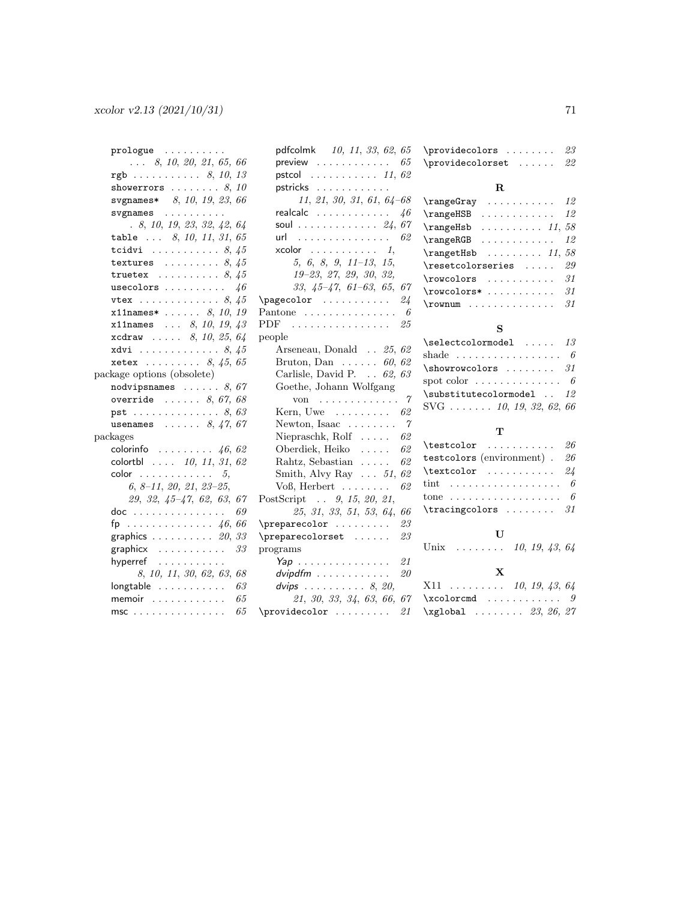- prologue . . . . . . . . . . . . . *8*, *10*, *20*, *21*, *65*, *66*
- rgb . . . . . . . . . . . *8*, *10*, *13*
- showerrors . . . . . . . . *8*, *10*
- svgnames* *8*, *10*, *19*, *23*, *66*
- svgnames . . . . . . . . . . *8*, *10*, *19*, *23*, *32*, *42*, *64*
- table . . . *8*, *10*, *11*, *31*, *65*
- tcidvi . . . . . . . . . . *8*, *45*
- textures . . . . . . . . . *8*, *45*
- truetex . . . . . . . . . . *8*, *45*
- usecolors . . . . . . . . . . *46*
- vtex . . . . . . . . . . . . . *8*, *45*
- x11names* . . . . . . *8*, *10*, *19*
- x11names . . . *8*, *10*, *19*, *43*
- xcdraw . . . . . *8*, *10*, *25*, *64*
- xdvi . . . . . . . . . . . . . *8*, *45*
- xetex . . . . . . . . . *8*, *45*, *65*

package options (obsolete)
- nodvipsnames . . . . . . *8*, *67*
- override . . . . . . *8*, *67*, *68*
- pst . . . . . . . . . . . . . . *8*, *63*
- usenames . . . . . . *8*, *47*, *67*

packages
- colorinfo . . . . . . . . . *46*, *62*
- colortbl . . . . *10*, *11*, *31*, *62*
- color . . . . . . . . . . . . *5*, *6*, *8–11*, *20*, *21*, *23–25*, *29*, *32*, *45–47*, *62*, *63*, *67*
- doc . . . . . . . . . . . . . . . *69*
- fp . . . . . . . . . . . . . . *46*, *66*
- graphics . . . . . . . . . . *20*, *33*
- graphicx . . . . . . . . . . . *33*
- hyperref . . . . . . . . . . . *8*, *10*, *11*, *30*, *62*, *63*, *68*
- longtable . . . . . . . . . . . *63*
- memoir . . . . . . . . . . . . *65*
- msc . . . . . . . . . . . . . . . *65*
- pdfcolmk *10*, *11*, *33*, *62*, *65*
- preview . . . . . . . . . . . . *65*
- pstcol . . . . . . . . . . . *11*, *62*
- pstricks . . . . . . . . . . . . *11*, *21*, *30*, *31*, *61*, *64–68*
- realcalc . . . . . . . . . . . . *46*
- soul . . . . . . . . . . . . . *24*, *67*
- url . . . . . . . . . . . . . . . *62*
- xcolor . . . . . . . . . . . *1*, *5*, *6*, *8*, *9*, *11–13*, *15*, *19–23*, *27*, *29*, *30*, *32*, *33*, *45–47*, *61–63*, *65*, *67*

\pagecolor . . . . . . . . . . . *24*

Pantone . . . . . . . . . . . . . . *6*

PDF . . . . . . . . . . . . . . . . *25*

people
- Arseneau, Donald . . *25*, *62*
- Bruton, Dan . . . . . . *60*, *62*
- Carlisle, David P. . . *62*, *63*
- Goethe, Johann Wolfgang von . . . . . . . . . . . . . *7*
- Kern, Uwe . . . . . . . . . *62*
- Newton, Isaac . . . . . . . . *7*
- Niepraschk, Rolf . . . . . *62*
- Oberdiek, Heiko . . . . . *62*
- Rahtz, Sebastian . . . . . *62*
- Smith, Alvy Ray . . . *51*, *62*
- Voß, Herbert . . . . . . . . *62*

PostScript . . *9*, *15*, *20*, *21*, *25*, *31*, *33*, *51*, *53*, *64*, *66*

\preparecolor . . . . . . . . . *23*

\preparecolorset . . . . . . *23*

programs
- *Yap* . . . . . . . . . . . . . . . *21*
- *dvipdfm* . . . . . . . . . . . . *20*
- *dvips* . . . . . . . . . . *8*, *20*, *21*, *30*, *33*, *34*, *63*, *66*, *67*

\providecolor . . . . . . . . . *21*

\providecolors . . . . . . . . *23*

\providecolorset . . . . . . *22*

**R**

\rangeGray . . . . . . . . . . . *12*

\rangeHSB . . . . . . . . . . . . *12*

\rangeHsb . . . . . . . . . . *11*, *58*

\rangeRGB . . . . . . . . . . . . *12*

\rangetHsb . . . . . . . . . *11*, *58*

\resetcolorseries . . . . . *29*

\rowcolors . . . . . . . . . . . *31*

\rowcolors* . . . . . . . . . . . *31*

\rownum . . . . . . . . . . . . . . *31*

**S**

\selectcolormodel . . . . . *13*

shade . . . . . . . . . . . . . . . . *6*

\showrowcolors . . . . . . . . *31*

spot color . . . . . . . . . . . . . *6*

\substitutecolormodel . . *12*

SVG . . . . . . . *10*, *19*, *32*, *62*, *66*

**T**

\testcolor . . . . . . . . . . . *26*

testcolors (environment) . *26*

\textcolor . . . . . . . . . . . *24*

tint . . . . . . . . . . . . . . . . . . *6*

tone . . . . . . . . . . . . . . . . . . *6*

\tracingcolors . . . . . . . . *31*

**U**

Unix . . . . . . . . *10*, *19*, *43*, *64*

**X**

X11 . . . . . . . . . *10*, *19*, *43*, *64*

\xcolorcmd . . . . . . . . . . . . *9*

\xglobal . . . . . . . . *23*, *26*, *27*